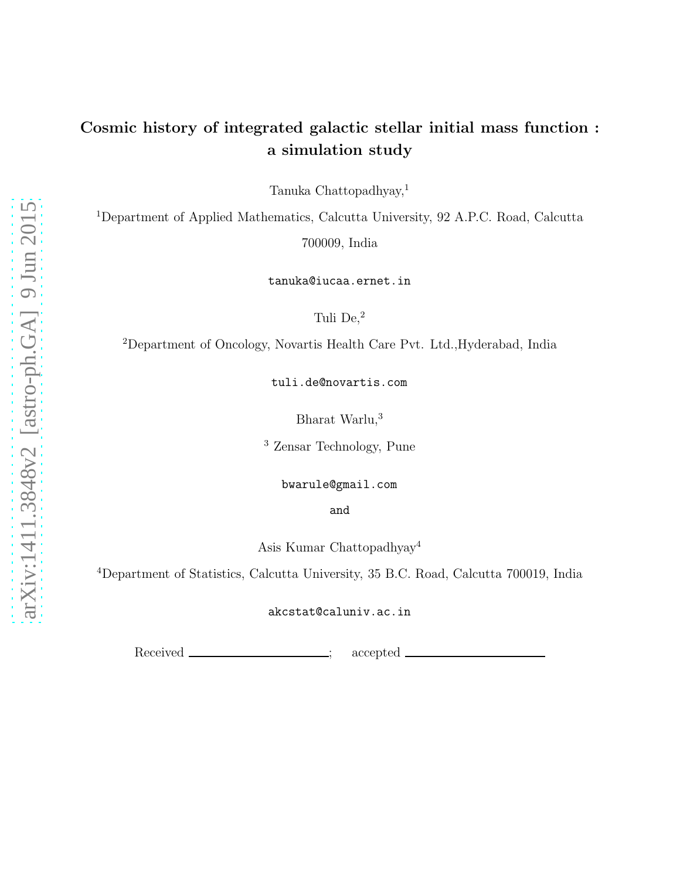# Cosmic history of integrated galactic stellar initial mass function : a simulation study

Tanuka Chattopadhyay,[1]

[1]Department of Applied Mathematics, Calcutta University, 92 A.P.C. Road, Calcutta 700009, India

tanuka@iucaa.ernet.in

Tuli De,[2]

[2]Department of Oncology, Novartis Health Care Pvt. Ltd.,Hyderabad, India

tuli.de@novartis.com

Bharat Warlu,[3]

[3] Zensar Technology, Pune

bwarule@gmail.com

and

Asis Kumar Chattopadhyay[4]

[4]Department of Statistics, Calcutta University, 35 B.C. Road, Calcutta 700019, India

akcstat@caluniv.ac.in

Received \_\_\_\_\_\_\_\_\_\_\_\_\_\_\_\_\_\_\_\_; accepted \_\_\_\_\_\_\_\_\_\_\_\_\_\_\_\_\_\_\_\_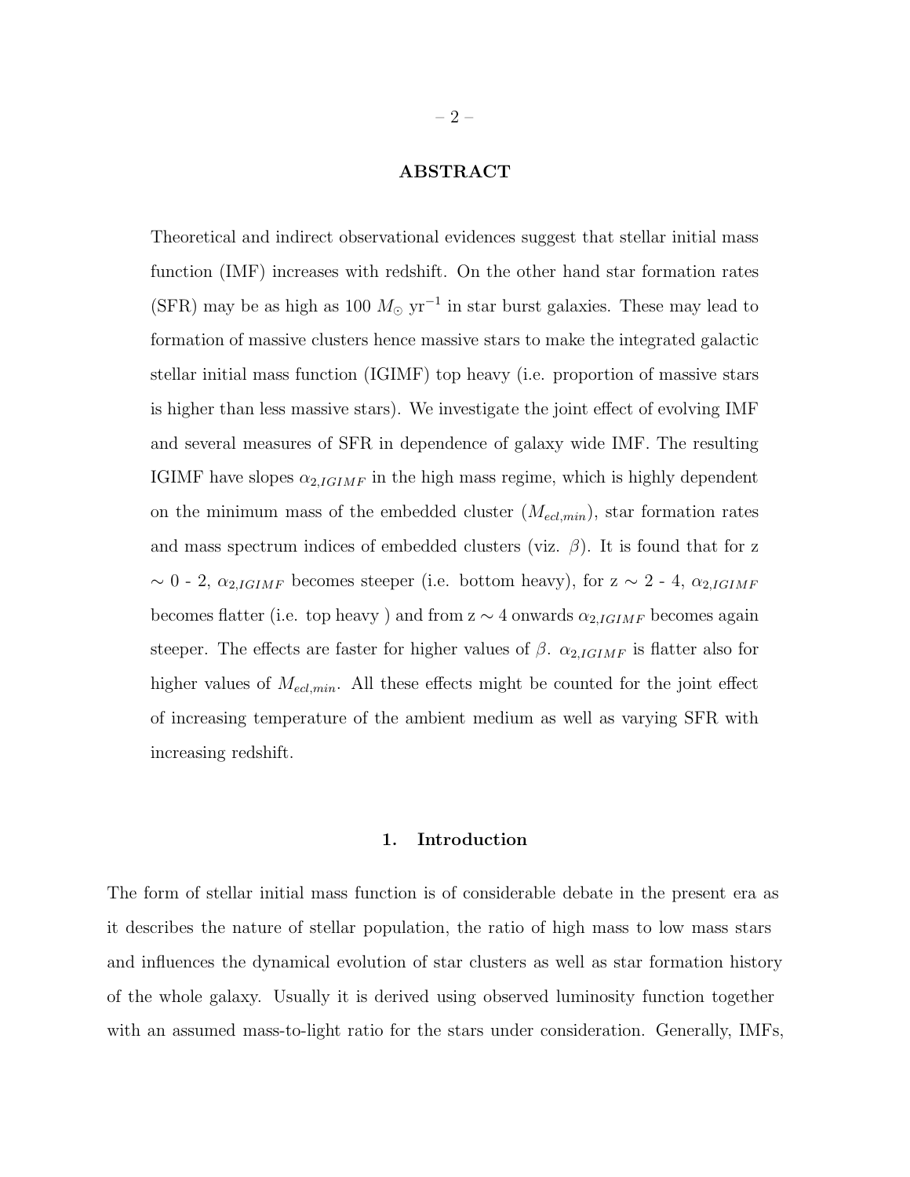## ABSTRACT

Theoretical and indirect observational evidences suggest that stellar initial mass function (IMF) increases with redshift. On the other hand star formation rates (SFR) may be as high as 100 $M_{\odot}$ yr$^{-1}$ in star burst galaxies. These may lead to formation of massive clusters hence massive stars to make the integrated galactic stellar initial mass function (IGIMF) top heavy (i.e. proportion of massive stars is higher than less massive stars). We investigate the joint effect of evolving IMF and several measures of SFR in dependence of galaxy wide IMF. The resulting IGIMF have slopes $\alpha_{2,IGIMF}$ in the high mass regime, which is highly dependent on the minimum mass of the embedded cluster ($M_{ecl,min}$), star formation rates and mass spectrum indices of embedded clusters (viz. $\beta$). It is found that for z $\sim$ 0 - 2, $\alpha_{2,IGIMF}$ becomes steeper (i.e. bottom heavy), for z $\sim$ 2 - 4, $\alpha_{2,IGIMF}$ becomes flatter (i.e. top heavy ) and from z $\sim$ 4 onwards $\alpha_{2,IGIMF}$ becomes again steeper. The effects are faster for higher values of $\beta$. $\alpha_{2,IGIMF}$ is flatter also for higher values of $M_{ecl,min}$. All these effects might be counted for the joint effect of increasing temperature of the ambient medium as well as varying SFR with increasing redshift.

## 1. Introduction

The form of stellar initial mass function is of considerable debate in the present era as it describes the nature of stellar population, the ratio of high mass to low mass stars and influences the dynamical evolution of star clusters as well as star formation history of the whole galaxy. Usually it is derived using observed luminosity function together with an assumed mass-to-light ratio for the stars under consideration. Generally, IMFs,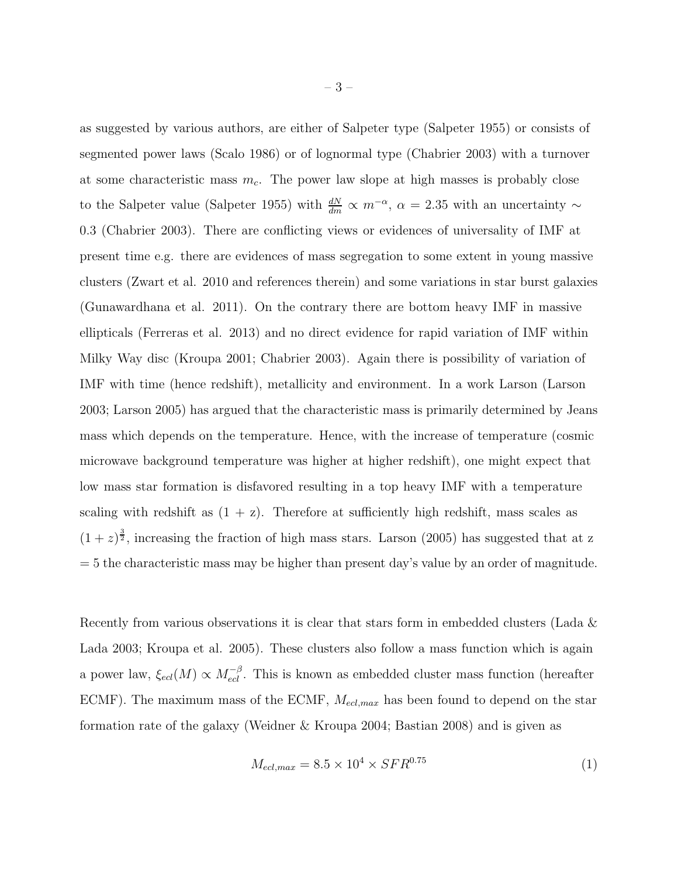as suggested by various authors, are either of Salpeter type (Salpeter 1955) or consists of segmented power laws (Scalo 1986) or of lognormal type (Chabrier 2003) with a turnover at some characteristic mass $m_c$. The power law slope at high masses is probably close to the Salpeter value (Salpeter 1955) with $\frac{dN}{dm} \propto m^{-\alpha}$, $\alpha = 2.35$ with an uncertainty $\sim$ 0.3 (Chabrier 2003). There are conflicting views or evidences of universality of IMF at present time e.g. there are evidences of mass segregation to some extent in young massive clusters (Zwart et al. 2010 and references therein) and some variations in star burst galaxies (Gunawardhana et al. 2011). On the contrary there are bottom heavy IMF in massive ellipticals (Ferreras et al. 2013) and no direct evidence for rapid variation of IMF within Milky Way disc (Kroupa 2001; Chabrier 2003). Again there is possibility of variation of IMF with time (hence redshift), metallicity and environment. In a work Larson (Larson 2003; Larson 2005) has argued that the characteristic mass is primarily determined by Jeans mass which depends on the temperature. Hence, with the increase of temperature (cosmic microwave background temperature was higher at higher redshift), one might expect that low mass star formation is disfavored resulting in a top heavy IMF with a temperature scaling with redshift as (1 + z). Therefore at sufficiently high redshift, mass scales as $(1+z)^{\frac{3}{2}}$, increasing the fraction of high mass stars. Larson (2005) has suggested that at z = 5 the characteristic mass may be higher than present day's value by an order of magnitude.

Recently from various observations it is clear that stars form in embedded clusters (Lada & Lada 2003; Kroupa et al. 2005). These clusters also follow a mass function which is again a power law, $\xi_{ecl}(M) \propto M_{ecl}^{-\beta}$. This is known as embedded cluster mass function (hereafter ECMF). The maximum mass of the ECMF, $M_{ecl,max}$ has been found to depend on the star formation rate of the galaxy (Weidner & Kroupa 2004; Bastian 2008) and is given as

$$M_{ecl,max} = 8.5 \times 10^4 \times SFR^{0.75} \tag{1}$$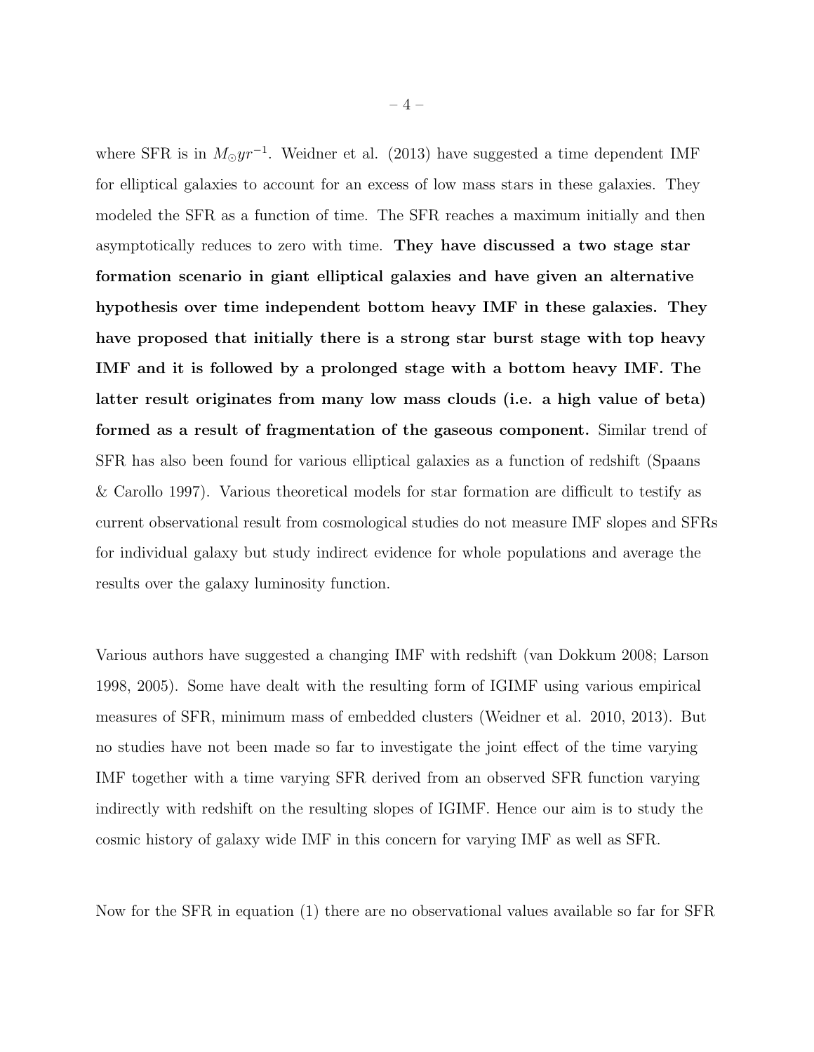where SFR is in $M_{\odot}yr^{-1}$. Weidner et al. (2013) have suggested a time dependent IMF for elliptical galaxies to account for an excess of low mass stars in these galaxies. They modeled the SFR as a function of time. The SFR reaches a maximum initially and then asymptotically reduces to zero with time. **They have discussed a two stage star formation scenario in giant elliptical galaxies and have given an alternative hypothesis over time independent bottom heavy IMF in these galaxies. They have proposed that initially there is a strong star burst stage with top heavy IMF and it is followed by a prolonged stage with a bottom heavy IMF. The latter result originates from many low mass clouds (i.e. a high value of beta) formed as a result of fragmentation of the gaseous component.** Similar trend of SFR has also been found for various elliptical galaxies as a function of redshift (Spaans & Carollo 1997). Various theoretical models for star formation are difficult to testify as current observational result from cosmological studies do not measure IMF slopes and SFRs for individual galaxy but study indirect evidence for whole populations and average the results over the galaxy luminosity function.

Various authors have suggested a changing IMF with redshift (van Dokkum 2008; Larson 1998, 2005). Some have dealt with the resulting form of IGIMF using various empirical measures of SFR, minimum mass of embedded clusters (Weidner et al. 2010, 2013). But no studies have not been made so far to investigate the joint effect of the time varying IMF together with a time varying SFR derived from an observed SFR function varying indirectly with redshift on the resulting slopes of IGIMF. Hence our aim is to study the cosmic history of galaxy wide IMF in this concern for varying IMF as well as SFR.

Now for the SFR in equation (1) there are no observational values available so far for SFR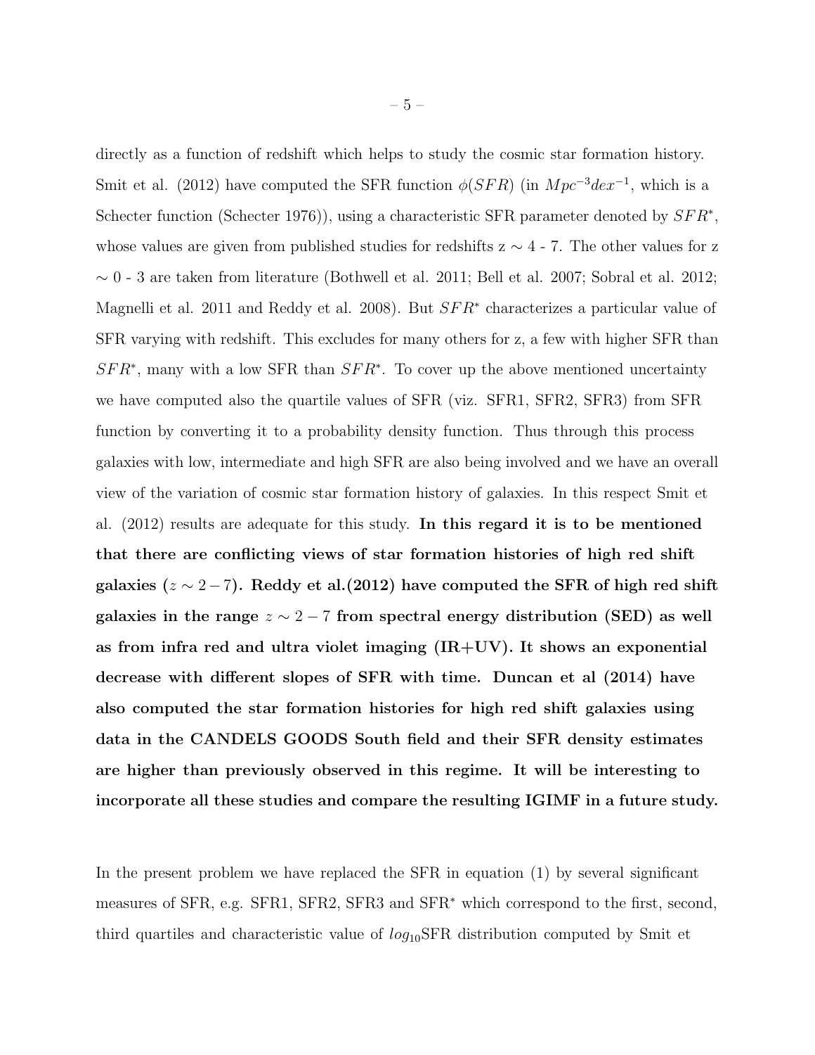directly as a function of redshift which helps to study the cosmic star formation history. Smit et al. (2012) have computed the SFR function $\phi(SFR)$ (in $Mpc^{-3}dex^{-1}$, which is a Schecter function (Schecter 1976)), using a characteristic SFR parameter denoted by $SFR^{*}$, whose values are given from published studies for redshifts z $\sim$ 4 - 7. The other values for z $\sim$ 0 - 3 are taken from literature (Bothwell et al. 2011; Bell et al. 2007; Sobral et al. 2012; Magnelli et al. 2011 and Reddy et al. 2008). But $SFR^{*}$ characterizes a particular value of SFR varying with redshift. This excludes for many others for z, a few with higher SFR than $SFR^{*}$, many with a low SFR than $SFR^{*}$. To cover up the above mentioned uncertainty we have computed also the quartile values of SFR (viz. SFR1, SFR2, SFR3) from SFR function by converting it to a probability density function. Thus through this process galaxies with low, intermediate and high SFR are also being involved and we have an overall view of the variation of cosmic star formation history of galaxies. In this respect Smit et al. (2012) results are adequate for this study. **In this regard it is to be mentioned that there are conflicting views of star formation histories of high red shift galaxies ($z \sim 2-7$). Reddy et al.(2012) have computed the SFR of high red shift galaxies in the range $z \sim 2-7$ from spectral energy distribution (SED) as well as from infra red and ultra violet imaging (IR+UV). It shows an exponential decrease with different slopes of SFR with time. Duncan et al (2014) have also computed the star formation histories for high red shift galaxies using data in the CANDELS GOODS South field and their SFR density estimates are higher than previously observed in this regime. It will be interesting to incorporate all these studies and compare the resulting IGIMF in a future study.**

In the present problem we have replaced the SFR in equation (1) by several significant measures of SFR, e.g. SFR1, SFR2, SFR3 and SFR$^{*}$ which correspond to the first, second, third quartiles and characteristic value of $log_{10}$SFR distribution computed by Smit et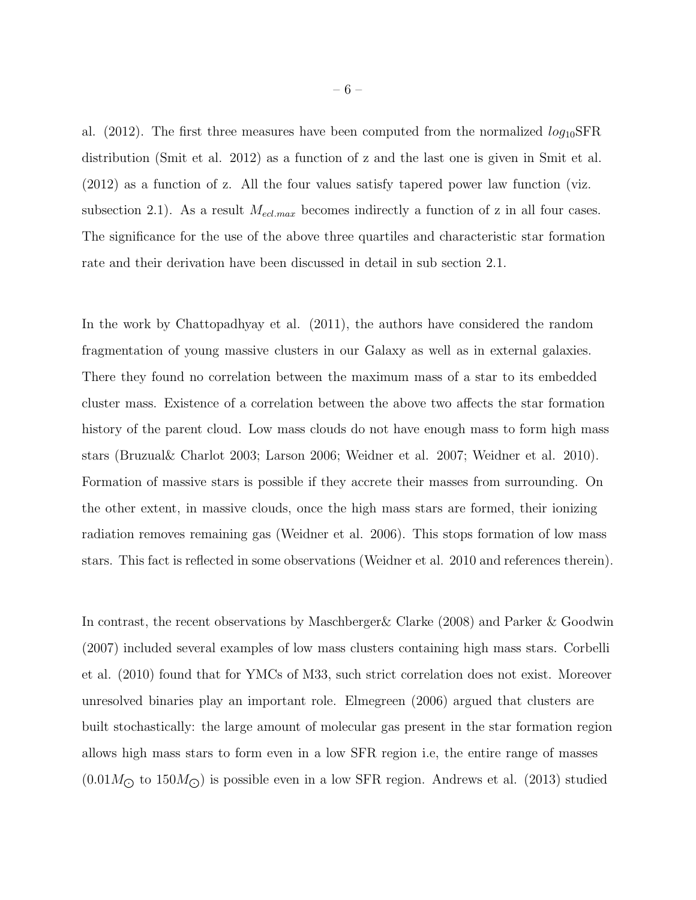al. (2012). The first three measures have been computed from the normalized $log_{10}$SFR distribution (Smit et al. 2012) as a function of z and the last one is given in Smit et al. (2012) as a function of z. All the four values satisfy tapered power law function (viz. subsection 2.1). As a result $M_{ecl.max}$ becomes indirectly a function of z in all four cases. The significance for the use of the above three quartiles and characteristic star formation rate and their derivation have been discussed in detail in sub section 2.1.

In the work by Chattopadhyay et al. (2011), the authors have considered the random fragmentation of young massive clusters in our Galaxy as well as in external galaxies. There they found no correlation between the maximum mass of a star to its embedded cluster mass. Existence of a correlation between the above two affects the star formation history of the parent cloud. Low mass clouds do not have enough mass to form high mass stars (Bruzual& Charlot 2003; Larson 2006; Weidner et al. 2007; Weidner et al. 2010). Formation of massive stars is possible if they accrete their masses from surrounding. On the other extent, in massive clouds, once the high mass stars are formed, their ionizing radiation removes remaining gas (Weidner et al. 2006). This stops formation of low mass stars. This fact is reflected in some observations (Weidner et al. 2010 and references therein).

In contrast, the recent observations by Maschberger& Clarke (2008) and Parker & Goodwin (2007) included several examples of low mass clusters containing high mass stars. Corbelli et al. (2010) found that for YMCs of M33, such strict correlation does not exist. Moreover unresolved binaries play an important role. Elmegreen (2006) argued that clusters are built stochastically: the large amount of molecular gas present in the star formation region allows high mass stars to form even in a low SFR region i.e, the entire range of masses ($0.01M_{\odot}$ to $150M_{\odot}$) is possible even in a low SFR region. Andrews et al. (2013) studied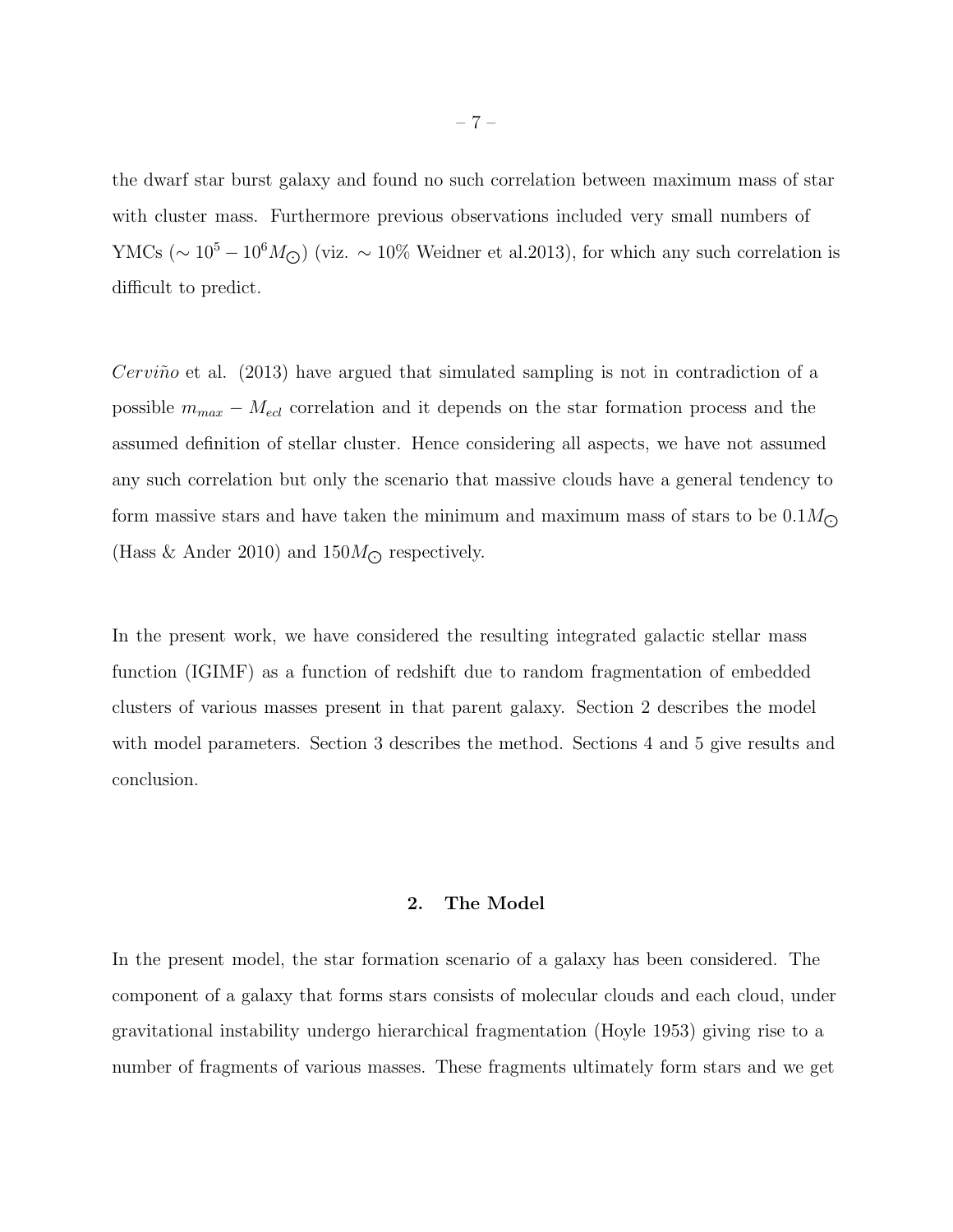the dwarf star burst galaxy and found no such correlation between maximum mass of star with cluster mass. Furthermore previous observations included very small numbers of YMCs ($\sim 10^5 - 10^6 M_{\odot}$) (viz. $\sim 10\%$ Weidner et al.2013), for which any such correlation is difficult to predict.

*Cerviño* et al. (2013) have argued that simulated sampling is not in contradiction of a possible $m_{max} - M_{ecl}$ correlation and it depends on the star formation process and the assumed definition of stellar cluster. Hence considering all aspects, we have not assumed any such correlation but only the scenario that massive clouds have a general tendency to form massive stars and have taken the minimum and maximum mass of stars to be $0.1 M_{\odot}$ (Hass & Ander 2010) and $150 M_{\odot}$ respectively.

In the present work, we have considered the resulting integrated galactic stellar mass function (IGIMF) as a function of redshift due to random fragmentation of embedded clusters of various masses present in that parent galaxy. Section 2 describes the model with model parameters. Section 3 describes the method. Sections 4 and 5 give results and conclusion.

## 2. The Model

In the present model, the star formation scenario of a galaxy has been considered. The component of a galaxy that forms stars consists of molecular clouds and each cloud, under gravitational instability undergo hierarchical fragmentation (Hoyle 1953) giving rise to a number of fragments of various masses. These fragments ultimately form stars and we get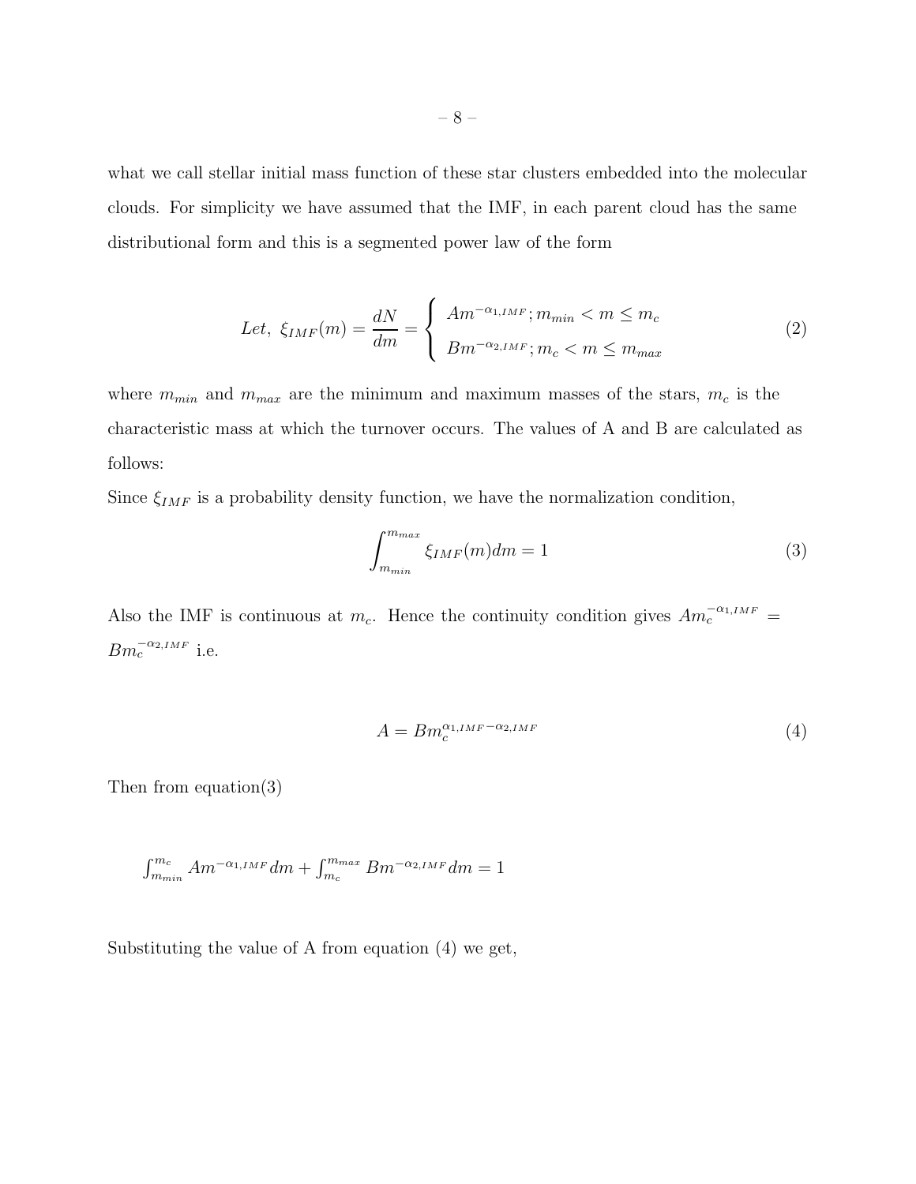what we call stellar initial mass function of these star clusters embedded into the molecular clouds. For simplicity we have assumed that the IMF, in each parent cloud has the same distributional form and this is a segmented power law of the form

$$Let,\ \xi_{IMF}(m) = \frac{dN}{dm} = \begin{cases} Am^{-\alpha_{1,IMF}}; m_{min} < m \leq m_c \\ Bm^{-\alpha_{2,IMF}}; m_c < m \leq m_{max} \end{cases} \tag{2}$$

where $m_{min}$ and $m_{max}$ are the minimum and maximum masses of the stars, $m_c$ is the characteristic mass at which the turnover occurs. The values of A and B are calculated as follows:

Since $\xi_{IMF}$ is a probability density function, we have the normalization condition,

$$\int_{m_{min}}^{m_{max}} \xi_{IMF}(m) dm = 1 \tag{3}$$

Also the IMF is continuous at $m_c$. Hence the continuity condition gives $Am_c^{-\alpha_{1,IMF}} = Bm_c^{-\alpha_{2,IMF}}$ i.e.

$$A = Bm_c^{\alpha_{1,IMF} - \alpha_{2,IMF}} \tag{4}$$

Then from equation(3)

$$\int_{m_{min}}^{m_c} Am^{-\alpha_{1,IMF}} dm + \int_{m_c}^{m_{max}} Bm^{-\alpha_{2,IMF}} dm = 1$$

Substituting the value of A from equation (4) we get,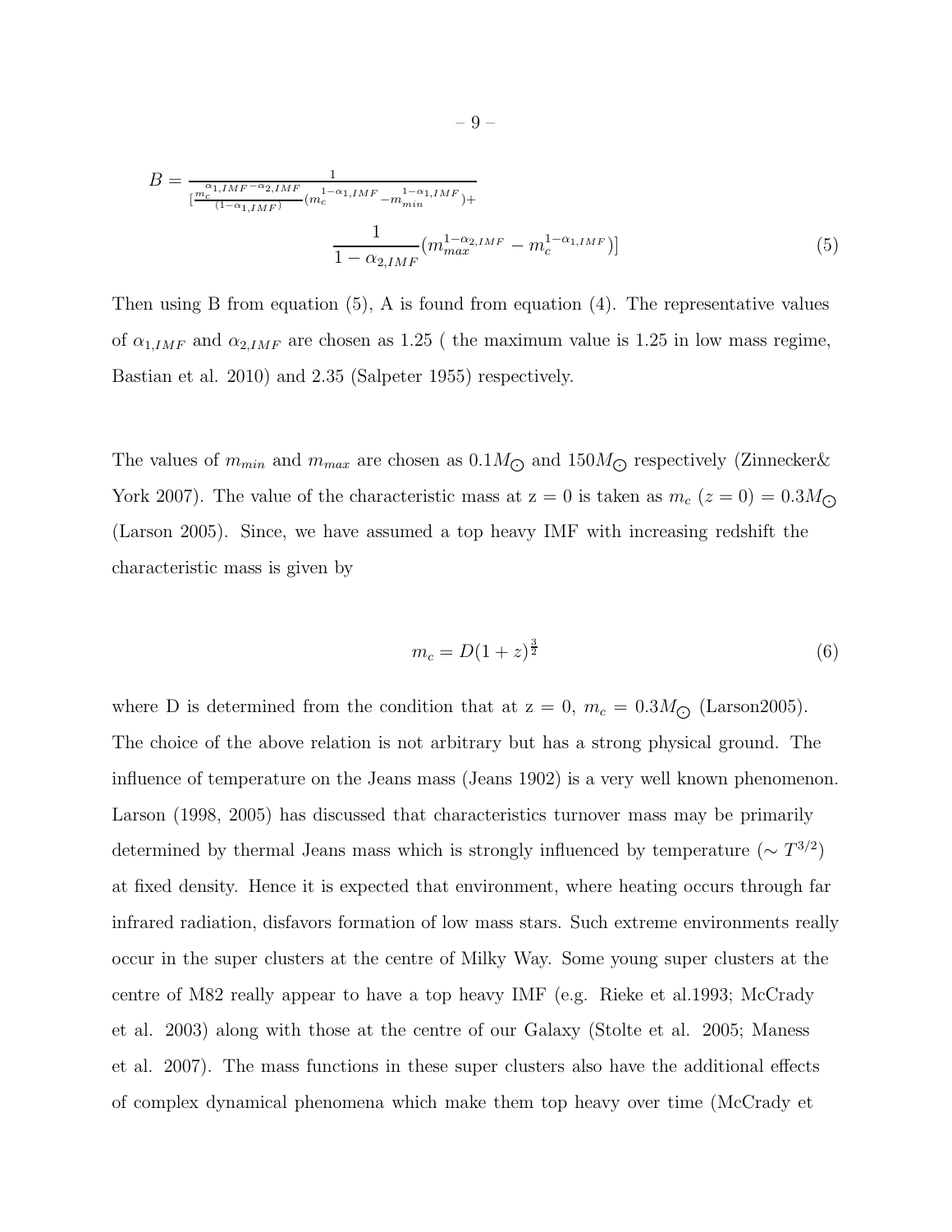$$B = \frac{1}{[\frac{m_c^{\alpha_{1,IMF}-\alpha_{2,IMF}}}{(1-\alpha_{1,IMF})}(m_c^{1-\alpha_{1,IMF}} - m_{min}^{1-\alpha_{1,IMF}}) + \frac{1}{1-\alpha_{2,IMF}}(m_{max}^{1-\alpha_{2,IMF}} - m_c^{1-\alpha_{1,IMF}})]} \tag{5}$$

Then using B from equation (5), A is found from equation (4). The representative values of $\alpha_{1,IMF}$ and $\alpha_{2,IMF}$ are chosen as 1.25 ( the maximum value is 1.25 in low mass regime, Bastian et al. 2010) and 2.35 (Salpeter 1955) respectively.

The values of $m_{min}$ and $m_{max}$ are chosen as $0.1M_{\odot}$ and $150M_{\odot}$ respectively (Zinnecker& York 2007). The value of the characteristic mass at z = 0 is taken as $m_c$ $(z = 0) = 0.3M_{\odot}$ (Larson 2005). Since, we have assumed a top heavy IMF with increasing redshift the characteristic mass is given by

$$m_c = D(1+z)^{\frac{3}{2}} \tag{6}$$

where D is determined from the condition that at z = 0, $m_c = 0.3M_{\odot}$ (Larson2005). The choice of the above relation is not arbitrary but has a strong physical ground. The influence of temperature on the Jeans mass (Jeans 1902) is a very well known phenomenon. Larson (1998, 2005) has discussed that characteristics turnover mass may be primarily determined by thermal Jeans mass which is strongly influenced by temperature ($\sim T^{3/2}$) at fixed density. Hence it is expected that environment, where heating occurs through far infrared radiation, disfavors formation of low mass stars. Such extreme environments really occur in the super clusters at the centre of Milky Way. Some young super clusters at the centre of M82 really appear to have a top heavy IMF (e.g. Rieke et al.1993; McCrady et al. 2003) along with those at the centre of our Galaxy (Stolte et al. 2005; Maness et al. 2007). The mass functions in these super clusters also have the additional effects of complex dynamical phenomena which make them top heavy over time (McCrady et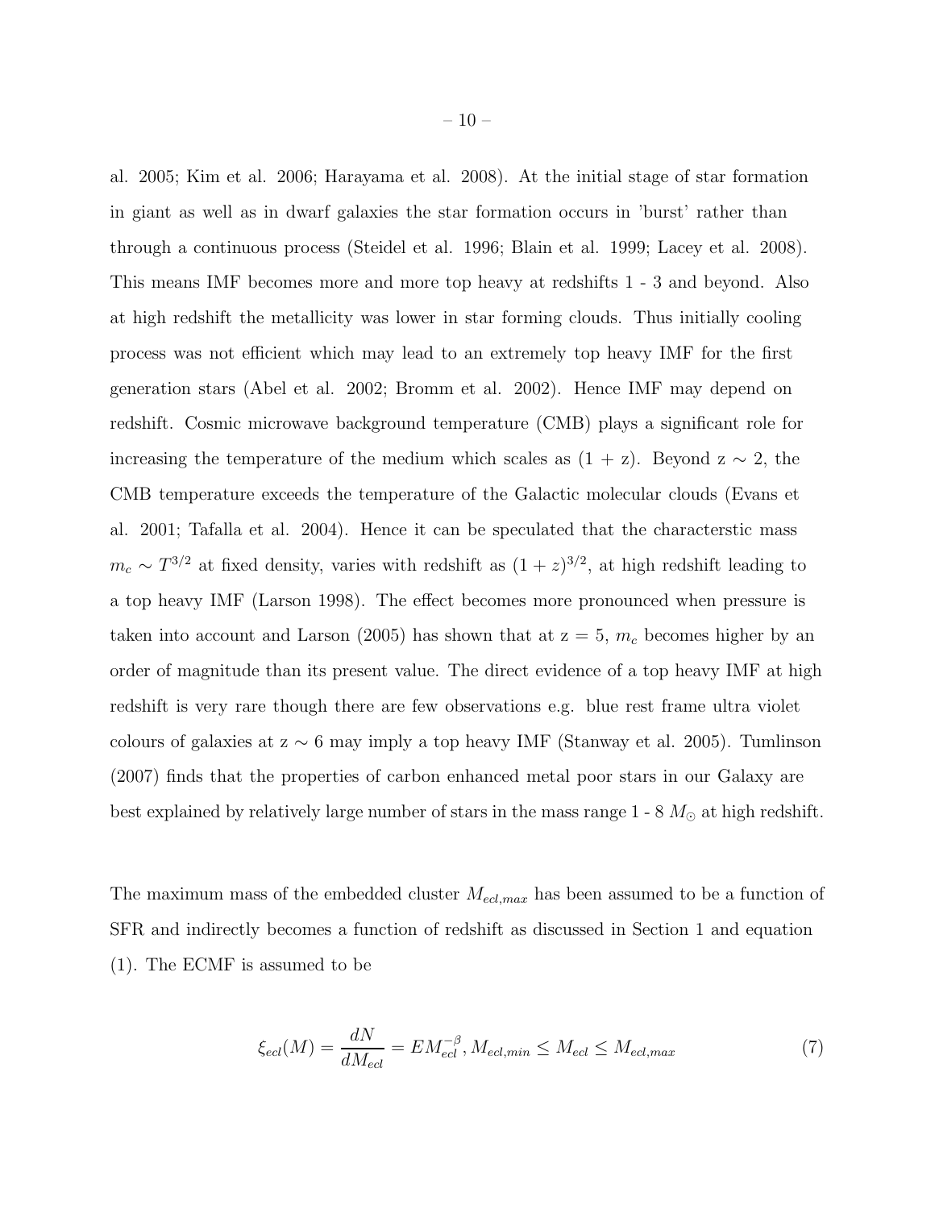al. 2005; Kim et al. 2006; Harayama et al. 2008). At the initial stage of star formation in giant as well as in dwarf galaxies the star formation occurs in 'burst' rather than through a continuous process (Steidel et al. 1996; Blain et al. 1999; Lacey et al. 2008). This means IMF becomes more and more top heavy at redshifts 1 - 3 and beyond. Also at high redshift the metallicity was lower in star forming clouds. Thus initially cooling process was not efficient which may lead to an extremely top heavy IMF for the first generation stars (Abel et al. 2002; Bromm et al. 2002). Hence IMF may depend on redshift. Cosmic microwave background temperature (CMB) plays a significant role for increasing the temperature of the medium which scales as (1 + z). Beyond z $\sim$ 2, the CMB temperature exceeds the temperature of the Galactic molecular clouds (Evans et al. 2001; Tafalla et al. 2004). Hence it can be speculated that the characterstic mass $m_c \sim T^{3/2}$ at fixed density, varies with redshift as $(1+z)^{3/2}$, at high redshift leading to a top heavy IMF (Larson 1998). The effect becomes more pronounced when pressure is taken into account and Larson (2005) has shown that at z = 5, $m_c$ becomes higher by an order of magnitude than its present value. The direct evidence of a top heavy IMF at high redshift is very rare though there are few observations e.g. blue rest frame ultra violet colours of galaxies at z $\sim$ 6 may imply a top heavy IMF (Stanway et al. 2005). Tumlinson (2007) finds that the properties of carbon enhanced metal poor stars in our Galaxy are best explained by relatively large number of stars in the mass range 1 - 8 $M_\odot$ at high redshift.

The maximum mass of the embedded cluster $M_{ecl,max}$ has been assumed to be a function of SFR and indirectly becomes a function of redshift as discussed in Section 1 and equation (1). The ECMF is assumed to be

$$\xi_{ecl}(M) = \frac{dN}{dM_{ecl}} = EM_{ecl}^{-\beta}, M_{ecl,min} \leq M_{ecl} \leq M_{ecl,max} \tag{7}$$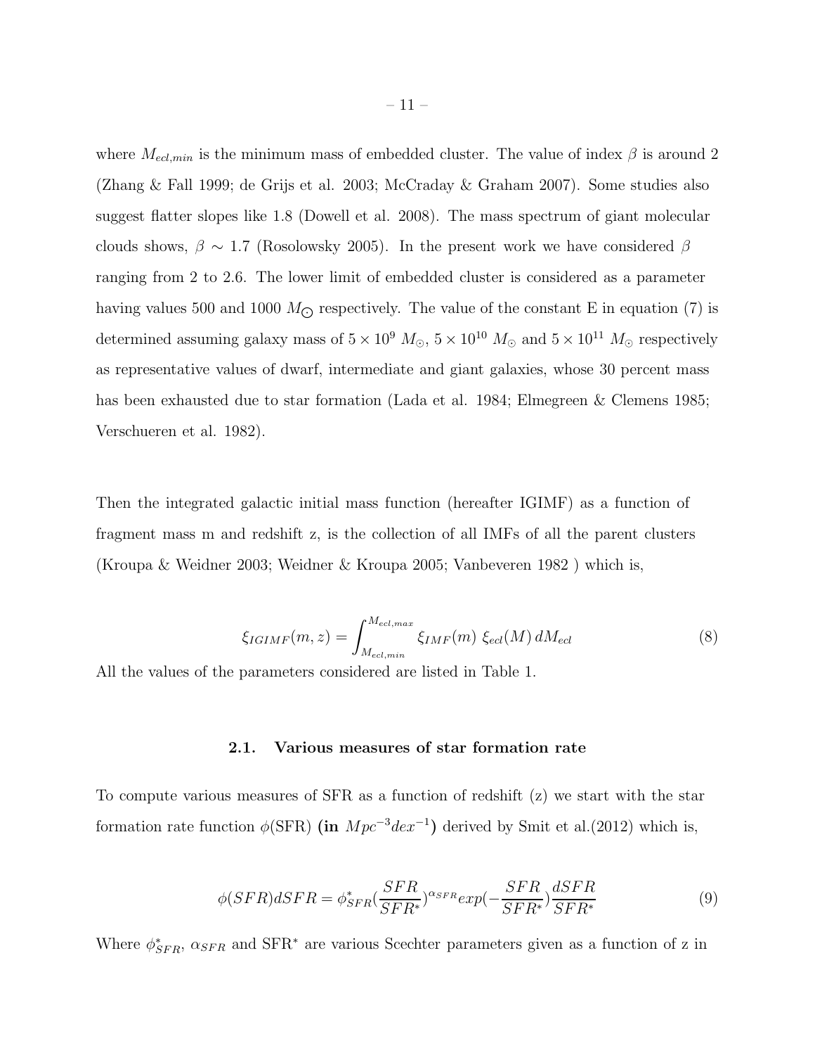where $M_{ecl,min}$ is the minimum mass of embedded cluster. The value of index $\beta$ is around 2 (Zhang & Fall 1999; de Grijs et al. 2003; McCraday & Graham 2007). Some studies also suggest flatter slopes like 1.8 (Dowell et al. 2008). The mass spectrum of giant molecular clouds shows, $\beta \sim 1.7$ (Rosolowsky 2005). In the present work we have considered $\beta$ ranging from 2 to 2.6. The lower limit of embedded cluster is considered as a parameter having values 500 and 1000 $M_{\bigodot}$ respectively. The value of the constant E in equation (7) is determined assuming galaxy mass of $5 \times 10^9\ M_{\odot}$, $5 \times 10^{10}\ M_{\odot}$ and $5 \times 10^{11}\ M_{\odot}$ respectively as representative values of dwarf, intermediate and giant galaxies, whose 30 percent mass has been exhausted due to star formation (Lada et al. 1984; Elmegreen & Clemens 1985; Verschueren et al. 1982).

Then the integrated galactic initial mass function (hereafter IGIMF) as a function of fragment mass m and redshift z, is the collection of all IMFs of all the parent clusters (Kroupa & Weidner 2003; Weidner & Kroupa 2005; Vanbeveren 1982 ) which is,

$$\xi_{IGIMF}(m,z) = \int_{M_{ecl,min}}^{M_{ecl,max}} \xi_{IMF}(m)\ \xi_{ecl}(M)\, dM_{ecl} \tag{8}$$

All the values of the parameters considered are listed in Table 1.

### 2.1. Various measures of star formation rate

To compute various measures of SFR as a function of redshift (z) we start with the star formation rate function $\phi$(SFR) **(in $Mpc^{-3}dex^{-1}$)** derived by Smit et al.(2012) which is,

$$\phi(SFR)dSFR = \phi^{*}_{SFR}(\frac{SFR}{SFR^{*}})^{\alpha_{SFR}} exp(-\frac{SFR}{SFR^{*}})\frac{dSFR}{SFR^{*}} \tag{9}$$

Where $\phi^{*}_{SFR}$, $\alpha_{SFR}$ and SFR$^{*}$ are various Scechter parameters given as a function of z in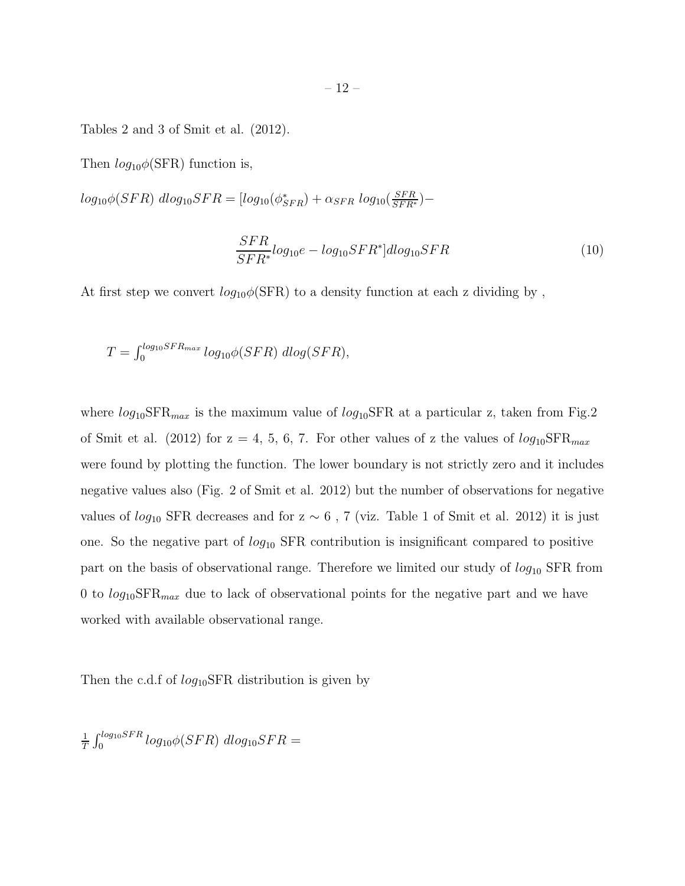Tables 2 and 3 of Smit et al. (2012).

Then $log_{10}\phi$(SFR) function is,

$$log_{10}\phi(SFR)\ dlog_{10}SFR = [log_{10}(\phi^*_{SFR}) + \alpha_{SFR}\ log_{10}(\tfrac{SFR}{SFR^*}) -$$

$$\frac{SFR}{SFR^*}log_{10}e - log_{10}SFR^*]dlog_{10}SFR \tag{10}$$

At first step we convert $log_{10}\phi$(SFR) to a density function at each z dividing by ,

$$T = \int_0^{log_{10}SFR_{max}} log_{10}\phi(SFR)\ dlog(SFR),$$

where $log_{10}$SFR$_{max}$ is the maximum value of $log_{10}$SFR at a particular z, taken from Fig.2 of Smit et al. (2012) for z = 4, 5, 6, 7. For other values of z the values of $log_{10}$SFR$_{max}$ were found by plotting the function. The lower boundary is not strictly zero and it includes negative values also (Fig. 2 of Smit et al. 2012) but the number of observations for negative values of $log_{10}$ SFR decreases and for z $\sim$ 6 , 7 (viz. Table 1 of Smit et al. 2012) it is just one. So the negative part of $log_{10}$ SFR contribution is insignificant compared to positive part on the basis of observational range. Therefore we limited our study of $log_{10}$ SFR from 0 to $log_{10}$SFR$_{max}$ due to lack of observational points for the negative part and we have worked with available observational range.

Then the c.d.f of $log_{10}$SFR distribution is given by

$$\frac{1}{T}\int_0^{log_{10}SFR} log_{10}\phi(SFR)\ dlog_{10}SFR =$$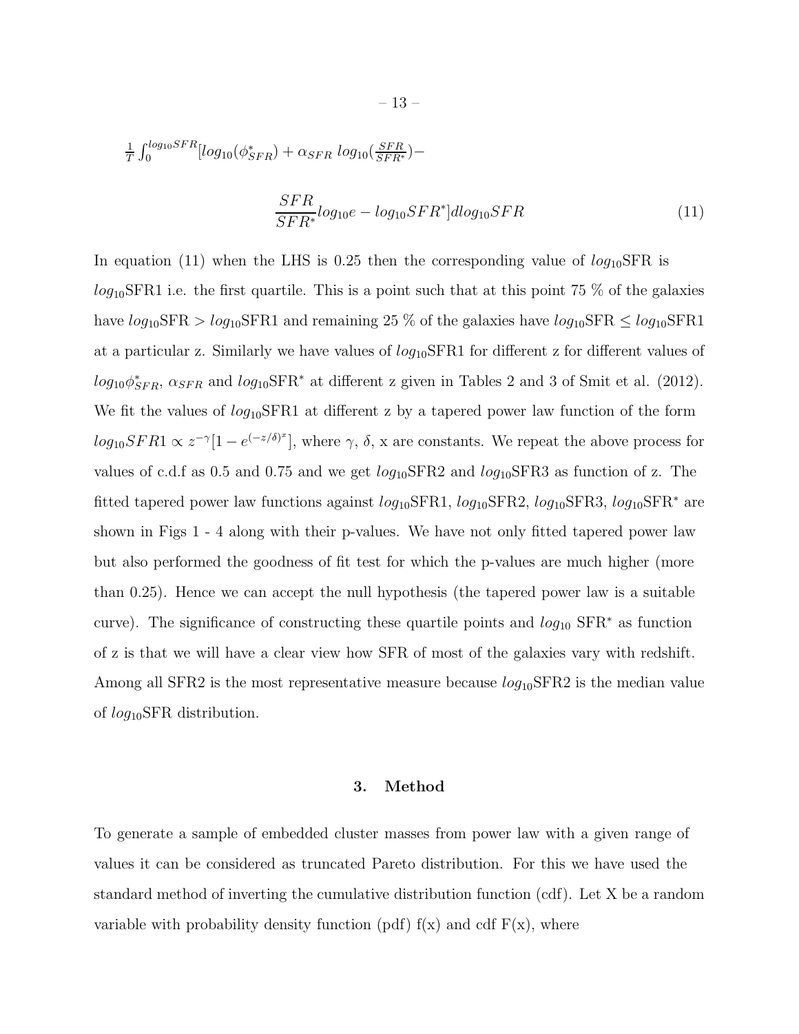$$\frac{1}{T}\int_0^{log_{10}SFR}[log_{10}(\phi^*_{SFR}) + \alpha_{SFR}\ log_{10}(\frac{SFR}{SFR^*}) -$$

$$\frac{SFR}{SFR^*}log_{10}e - log_{10}SFR^*]dlog_{10}SFR \tag{11}$$

In equation (11) when the LHS is 0.25 then the corresponding value of $log_{10}$SFR is $log_{10}$SFR1 i.e. the first quartile. This is a point such that at this point 75 % of the galaxies have $log_{10}\mathrm{SFR} > log_{10}\mathrm{SFR1}$ and remaining 25 % of the galaxies have $log_{10}\mathrm{SFR} \leq log_{10}\mathrm{SFR1}$ at a particular z. Similarly we have values of $log_{10}$SFR1 for different z for different values of $log_{10}\phi^*_{SFR}$, $\alpha_{SFR}$ and $log_{10}\mathrm{SFR}^*$ at different z given in Tables 2 and 3 of Smit et al. (2012). We fit the values of $log_{10}$SFR1 at different z by a tapered power law function of the form $log_{10}SFR1 \propto z^{-\gamma}[1 - e^{(-z/\delta)^x}]$, where $\gamma$, $\delta$, x are constants. We repeat the above process for values of c.d.f as 0.5 and 0.75 and we get $log_{10}$SFR2 and $log_{10}$SFR3 as function of z. The fitted tapered power law functions against $log_{10}$SFR1, $log_{10}$SFR2, $log_{10}$SFR3, $log_{10}\mathrm{SFR}^*$ are shown in Figs 1 - 4 along with their p-values. We have not only fitted tapered power law but also performed the goodness of fit test for which the p-values are much higher (more than 0.25). Hence we can accept the null hypothesis (the tapered power law is a suitable curve). The significance of constructing these quartile points and $log_{10}$ $\mathrm{SFR}^*$ as function of z is that we will have a clear view how SFR of most of the galaxies vary with redshift. Among all SFR2 is the most representative measure because $log_{10}$SFR2 is the median value of $log_{10}$SFR distribution.

## 3. Method

To generate a sample of embedded cluster masses from power law with a given range of values it can be considered as truncated Pareto distribution. For this we have used the standard method of inverting the cumulative distribution function (cdf). Let X be a random variable with probability density function (pdf) f(x) and cdf F(x), where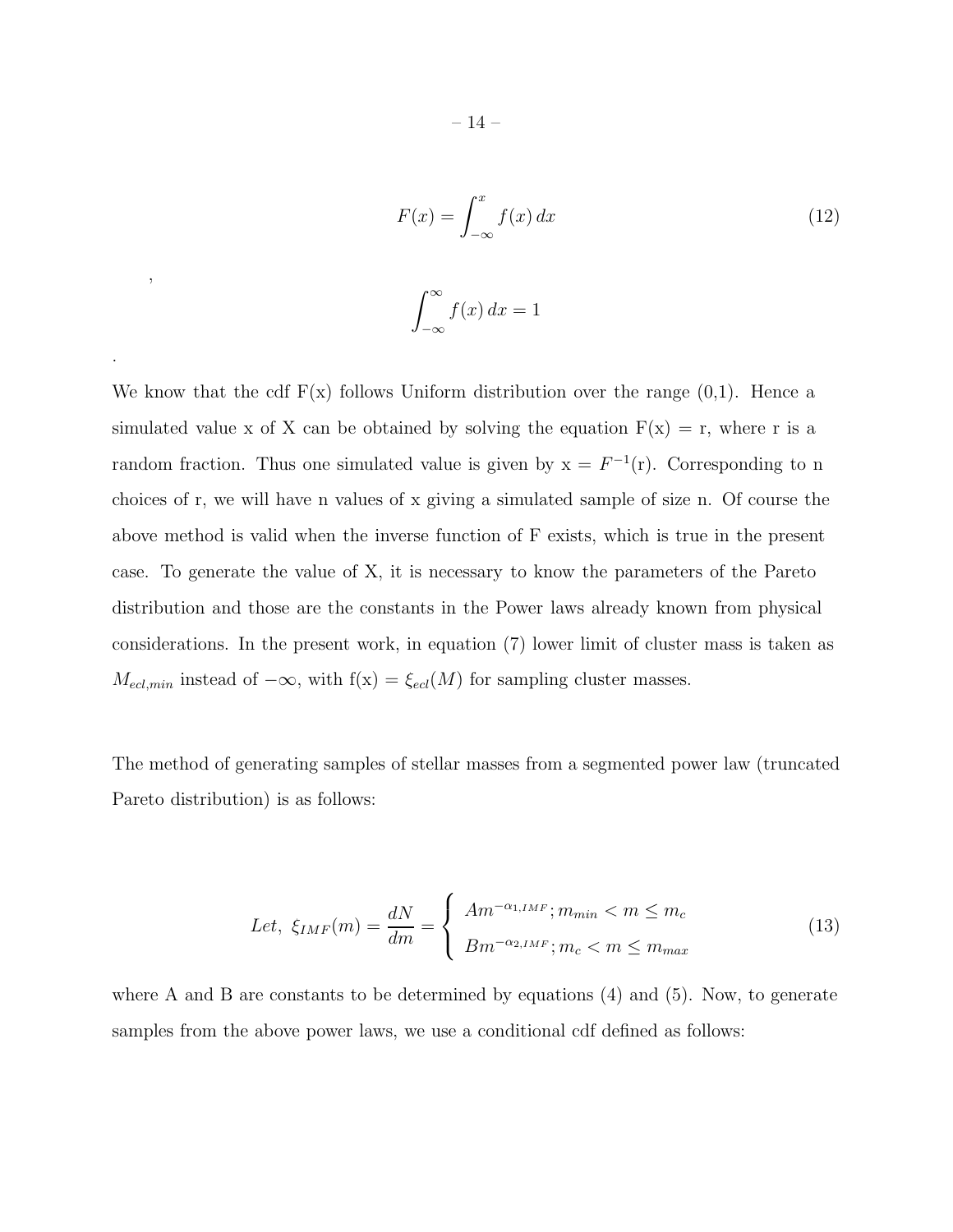$$F(x) = \int_{-\infty}^{x} f(x)\, dx \tag{12}$$

,

$$\int_{-\infty}^{\infty} f(x)\, dx = 1$$

.

We know that the cdf F(x) follows Uniform distribution over the range (0,1). Hence a simulated value x of X can be obtained by solving the equation F(x) = r, where r is a random fraction. Thus one simulated value is given by x = $F^{-1}$(r). Corresponding to n choices of r, we will have n values of x giving a simulated sample of size n. Of course the above method is valid when the inverse function of F exists, which is true in the present case. To generate the value of X, it is necessary to know the parameters of the Pareto distribution and those are the constants in the Power laws already known from physical considerations. In the present work, in equation (7) lower limit of cluster mass is taken as $M_{ecl,min}$ instead of $-\infty$, with f(x) = $\xi_{ecl}(M)$ for sampling cluster masses.

The method of generating samples of stellar masses from a segmented power law (truncated Pareto distribution) is as follows:

$$Let,\ \xi_{IMF}(m) = \frac{dN}{dm} = \begin{cases} Am^{-\alpha_{1,IMF}}; m_{min} < m \leq m_c \\ Bm^{-\alpha_{2,IMF}}; m_c < m \leq m_{max} \end{cases} \tag{13}$$

where A and B are constants to be determined by equations (4) and (5). Now, to generate samples from the above power laws, we use a conditional cdf defined as follows: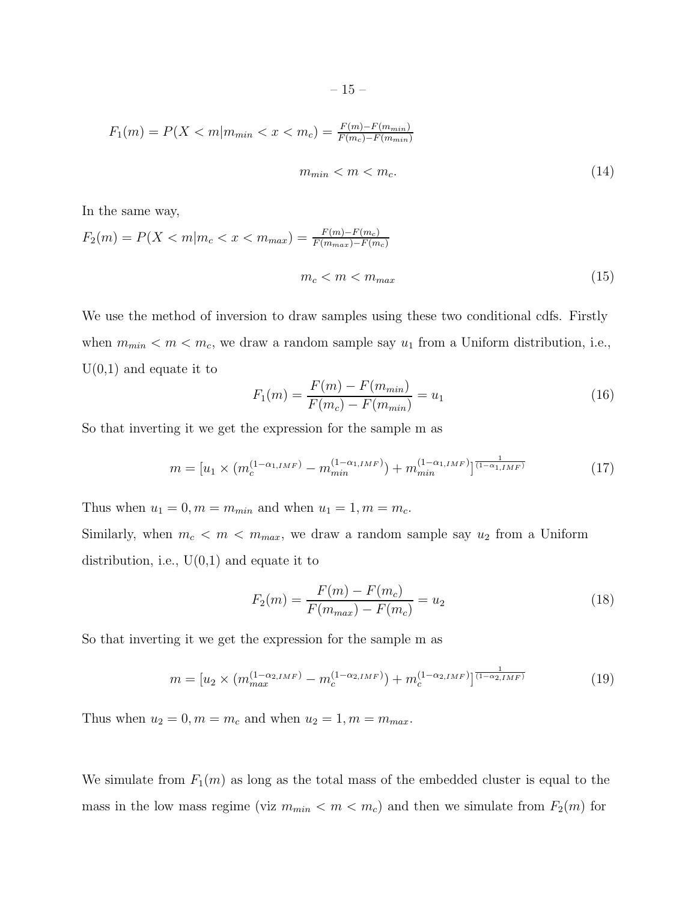$$F_1(m) = P(X < m | m_{min} < x < m_c) = \frac{F(m) - F(m_{min})}{F(m_c) - F(m_{min})}$$

$$m_{min} < m < m_c. \tag{14}$$

In the same way,

$$F_2(m) = P(X < m | m_c < x < m_{max}) = \frac{F(m) - F(m_c)}{F(m_{max}) - F(m_c)}$$

$$m_c < m < m_{max} \tag{15}$$

We use the method of inversion to draw samples using these two conditional cdfs. Firstly when $m_{min} < m < m_c$, we draw a random sample say $u_1$ from a Uniform distribution, i.e., U(0,1) and equate it to

$$F_1(m) = \frac{F(m) - F(m_{min})}{F(m_c) - F(m_{min})} = u_1 \tag{16}$$

So that inverting it we get the expression for the sample m as

$$m = [u_1 \times (m_c^{(1-\alpha_{1,IMF})} - m_{min}^{(1-\alpha_{1,IMF})}) + m_{min}^{(1-\alpha_{1,IMF})}]^{\frac{1}{(1-\alpha_{1,IMF})}} \tag{17}$$

Thus when $u_1 = 0, m = m_{min}$ and when $u_1 = 1, m = m_c$.

Similarly, when $m_c < m < m_{max}$, we draw a random sample say $u_2$ from a Uniform distribution, i.e., U(0,1) and equate it to

$$F_2(m) = \frac{F(m) - F(m_c)}{F(m_{max}) - F(m_c)} = u_2 \tag{18}$$

So that inverting it we get the expression for the sample m as

$$m = [u_2 \times (m_{max}^{(1-\alpha_{2,IMF})} - m_c^{(1-\alpha_{2,IMF})}) + m_c^{(1-\alpha_{2,IMF})}]^{\frac{1}{(1-\alpha_{2,IMF})}} \tag{19}$$

Thus when $u_2 = 0, m = m_c$ and when $u_2 = 1, m = m_{max}$.

We simulate from $F_1(m)$ as long as the total mass of the embedded cluster is equal to the mass in the low mass regime (viz $m_{min} < m < m_c$) and then we simulate from $F_2(m)$ for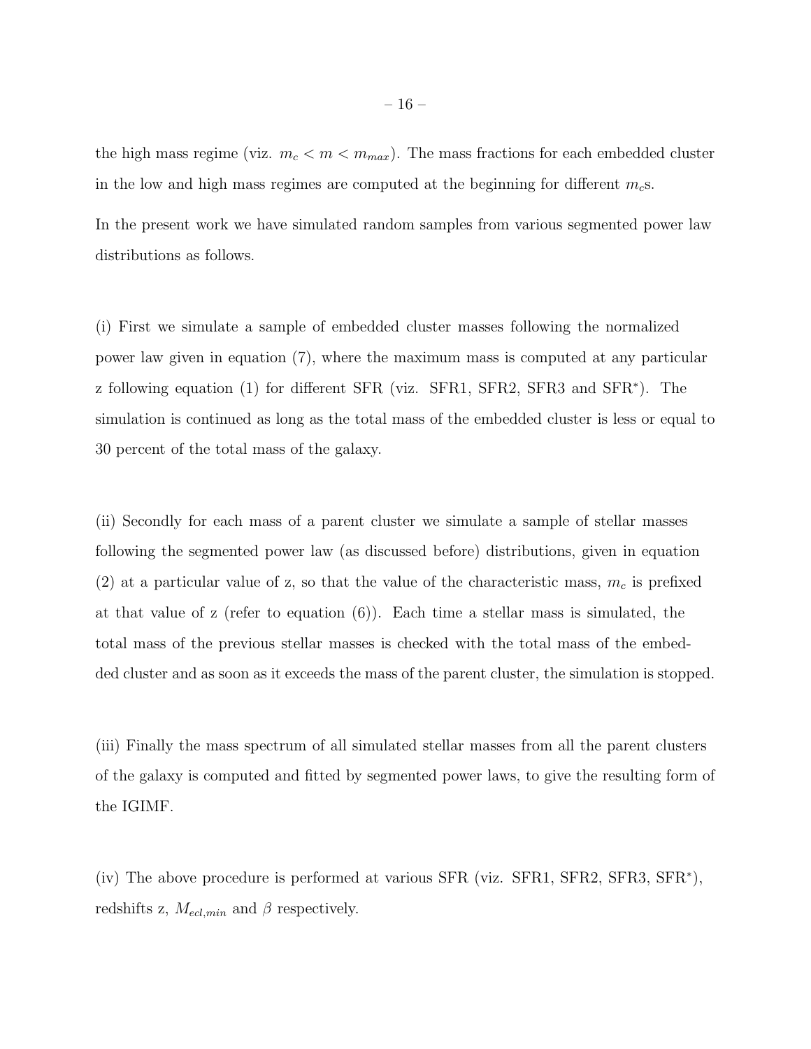the high mass regime (viz. $m_c < m < m_{max}$). The mass fractions for each embedded cluster in the low and high mass regimes are computed at the beginning for different $m_c$s.

In the present work we have simulated random samples from various segmented power law distributions as follows.

(i) First we simulate a sample of embedded cluster masses following the normalized power law given in equation (7), where the maximum mass is computed at any particular z following equation (1) for different SFR (viz. SFR1, SFR2, SFR3 and SFR$^*$). The simulation is continued as long as the total mass of the embedded cluster is less or equal to 30 percent of the total mass of the galaxy.

(ii) Secondly for each mass of a parent cluster we simulate a sample of stellar masses following the segmented power law (as discussed before) distributions, given in equation (2) at a particular value of z, so that the value of the characteristic mass, $m_c$ is prefixed at that value of z (refer to equation (6)). Each time a stellar mass is simulated, the total mass of the previous stellar masses is checked with the total mass of the embedded cluster and as soon as it exceeds the mass of the parent cluster, the simulation is stopped.

(iii) Finally the mass spectrum of all simulated stellar masses from all the parent clusters of the galaxy is computed and fitted by segmented power laws, to give the resulting form of the IGIMF.

(iv) The above procedure is performed at various SFR (viz. SFR1, SFR2, SFR3, SFR$^*$), redshifts z, $M_{ecl,min}$ and $\beta$ respectively.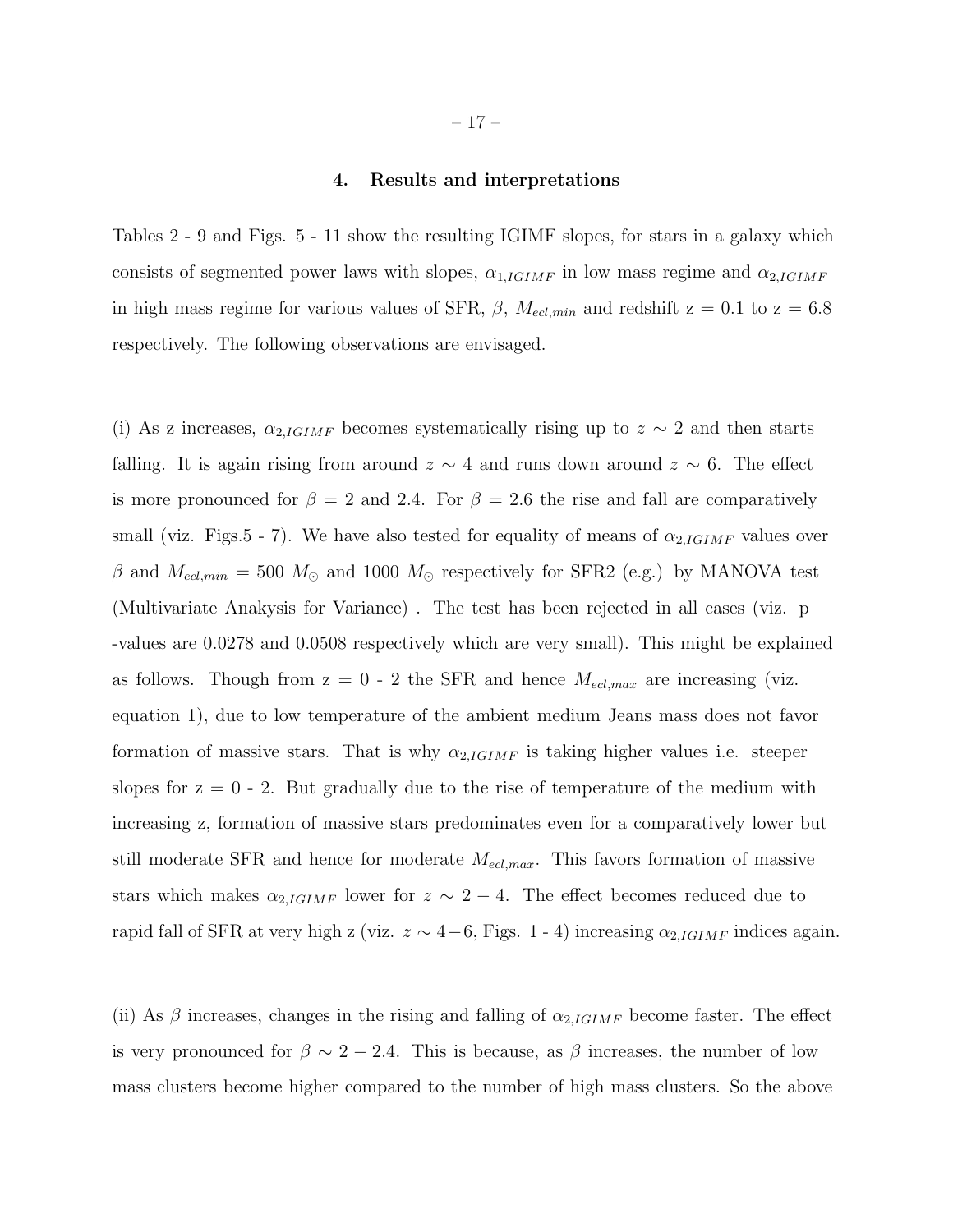## 4. Results and interpretations

Tables 2 - 9 and Figs. 5 - 11 show the resulting IGIMF slopes, for stars in a galaxy which consists of segmented power laws with slopes, $\alpha_{1,IGIMF}$ in low mass regime and $\alpha_{2,IGIMF}$ in high mass regime for various values of SFR, $\beta$, $M_{ecl,min}$ and redshift z = 0.1 to z = 6.8 respectively. The following observations are envisaged.

(i) As z increases, $\alpha_{2,IGIMF}$ becomes systematically rising up to $z \sim 2$ and then starts falling. It is again rising from around $z \sim 4$ and runs down around $z \sim 6$. The effect is more pronounced for $\beta$ = 2 and 2.4. For $\beta$ = 2.6 the rise and fall are comparatively small (viz. Figs.5 - 7). We have also tested for equality of means of $\alpha_{2,IGIMF}$ values over $\beta$ and $M_{ecl,min}$ = 500 $M_{\odot}$ and 1000 $M_{\odot}$ respectively for SFR2 (e.g.) by MANOVA test (Multivariate Anakysis for Variance) . The test has been rejected in all cases (viz. p -values are 0.0278 and 0.0508 respectively which are very small). This might be explained as follows. Though from z = 0 - 2 the SFR and hence $M_{ecl,max}$ are increasing (viz. equation 1), due to low temperature of the ambient medium Jeans mass does not favor formation of massive stars. That is why $\alpha_{2,IGIMF}$ is taking higher values i.e. steeper slopes for z = 0 - 2. But gradually due to the rise of temperature of the medium with increasing z, formation of massive stars predominates even for a comparatively lower but still moderate SFR and hence for moderate $M_{ecl,max}$. This favors formation of massive stars which makes $\alpha_{2,IGIMF}$ lower for $z \sim 2-4$. The effect becomes reduced due to rapid fall of SFR at very high z (viz. $z \sim 4-6$, Figs. 1 - 4) increasing $\alpha_{2,IGIMF}$ indices again.

(ii) As $\beta$ increases, changes in the rising and falling of $\alpha_{2,IGIMF}$ become faster. The effect is very pronounced for $\beta \sim 2-2.4$. This is because, as $\beta$ increases, the number of low mass clusters become higher compared to the number of high mass clusters. So the above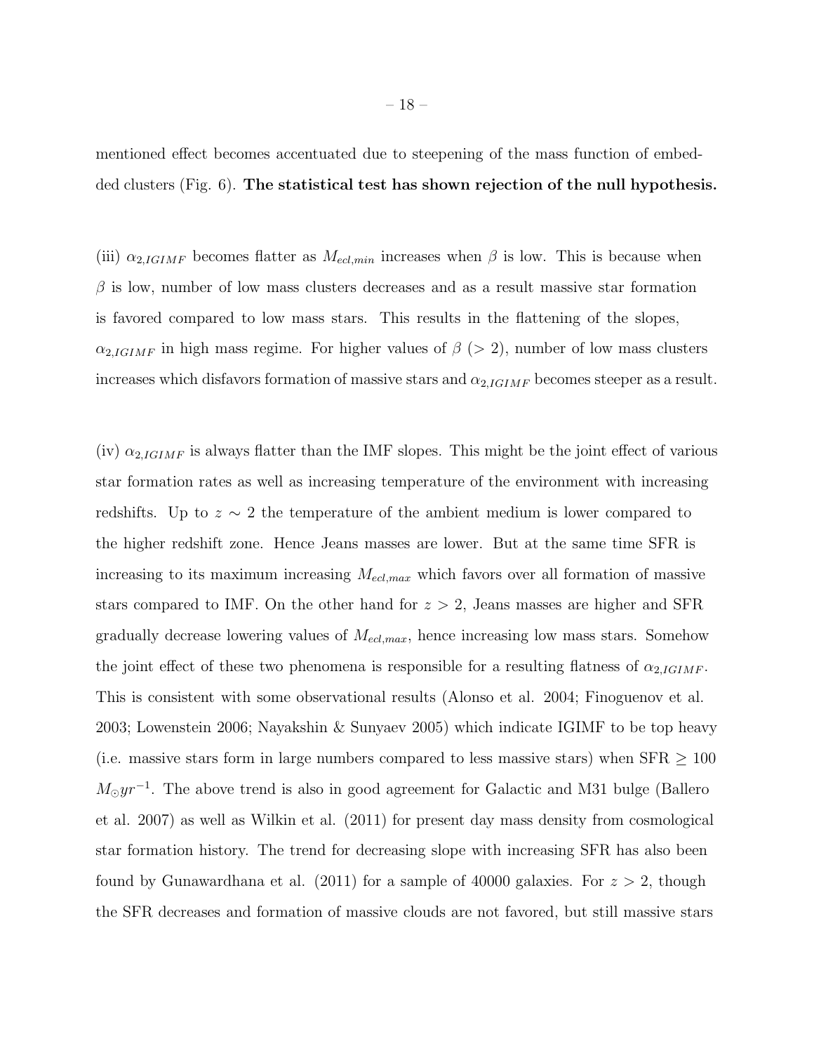mentioned effect becomes accentuated due to steepening of the mass function of embedded clusters (Fig. 6). **The statistical test has shown rejection of the null hypothesis.**

(iii) $\alpha_{2,IGIMF}$ becomes flatter as $M_{ecl,min}$ increases when $\beta$ is low. This is because when $\beta$ is low, number of low mass clusters decreases and as a result massive star formation is favored compared to low mass stars. This results in the flattening of the slopes, $\alpha_{2,IGIMF}$ in high mass regime. For higher values of $\beta$ ($> 2$), number of low mass clusters increases which disfavors formation of massive stars and $\alpha_{2,IGIMF}$ becomes steeper as a result.

(iv) $\alpha_{2,IGIMF}$ is always flatter than the IMF slopes. This might be the joint effect of various star formation rates as well as increasing temperature of the environment with increasing redshifts. Up to $z \sim 2$ the temperature of the ambient medium is lower compared to the higher redshift zone. Hence Jeans masses are lower. But at the same time SFR is increasing to its maximum increasing $M_{ecl,max}$ which favors over all formation of massive stars compared to IMF. On the other hand for $z > 2$, Jeans masses are higher and SFR gradually decrease lowering values of $M_{ecl,max}$, hence increasing low mass stars. Somehow the joint effect of these two phenomena is responsible for a resulting flatness of $\alpha_{2,IGIMF}$. This is consistent with some observational results (Alonso et al. 2004; Finoguenov et al. 2003; Lowenstein 2006; Nayakshin & Sunyaev 2005) which indicate IGIMF to be top heavy (i.e. massive stars form in large numbers compared to less massive stars) when SFR $\geq 100$ $M_{\odot} yr^{-1}$. The above trend is also in good agreement for Galactic and M31 bulge (Ballero et al. 2007) as well as Wilkin et al. (2011) for present day mass density from cosmological star formation history. The trend for decreasing slope with increasing SFR has also been found by Gunawardhana et al. (2011) for a sample of 40000 galaxies. For $z > 2$, though the SFR decreases and formation of massive clouds are not favored, but still massive stars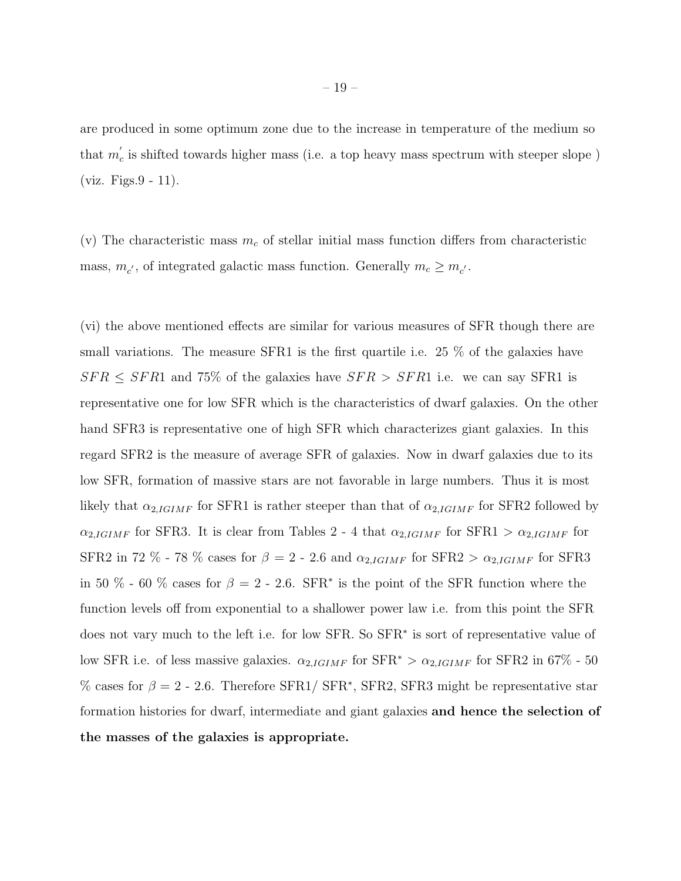are produced in some optimum zone due to the increase in temperature of the medium so that $m_c^{'}$ is shifted towards higher mass (i.e. a top heavy mass spectrum with steeper slope ) (viz. Figs.9 - 11).

(v) The characteristic mass $m_c$ of stellar initial mass function differs from characteristic mass, $m_{c'}$, of integrated galactic mass function. Generally $m_c \geq m_{c'}$.

(vi) the above mentioned effects are similar for various measures of SFR though there are small variations. The measure SFR1 is the first quartile i.e. 25 % of the galaxies have $SFR \leq SFR1$ and 75% of the galaxies have $SFR > SFR1$ i.e. we can say SFR1 is representative one for low SFR which is the characteristics of dwarf galaxies. On the other hand SFR3 is representative one of high SFR which characterizes giant galaxies. In this regard SFR2 is the measure of average SFR of galaxies. Now in dwarf galaxies due to its low SFR, formation of massive stars are not favorable in large numbers. Thus it is most likely that $\alpha_{2,IGIMF}$ for SFR1 is rather steeper than that of $\alpha_{2,IGIMF}$ for SFR2 followed by $\alpha_{2,IGIMF}$ for SFR3. It is clear from Tables 2 - 4 that $\alpha_{2,IGIMF}$ for SFR1 > $\alpha_{2,IGIMF}$ for SFR2 in 72 % - 78 % cases for $\beta$ = 2 - 2.6 and $\alpha_{2,IGIMF}$ for SFR2 > $\alpha_{2,IGIMF}$ for SFR3 in 50 % - 60 % cases for $\beta$ = 2 - 2.6. SFR$^*$ is the point of the SFR function where the function levels off from exponential to a shallower power law i.e. from this point the SFR does not vary much to the left i.e. for low SFR. So SFR$^*$ is sort of representative value of low SFR i.e. of less massive galaxies. $\alpha_{2,IGIMF}$ for SFR$^*$ > $\alpha_{2,IGIMF}$ for SFR2 in 67% - 50 % cases for $\beta$ = 2 - 2.6. Therefore SFR1/ SFR$^*$, SFR2, SFR3 might be representative star formation histories for dwarf, intermediate and giant galaxies **and hence the selection of the masses of the galaxies is appropriate.**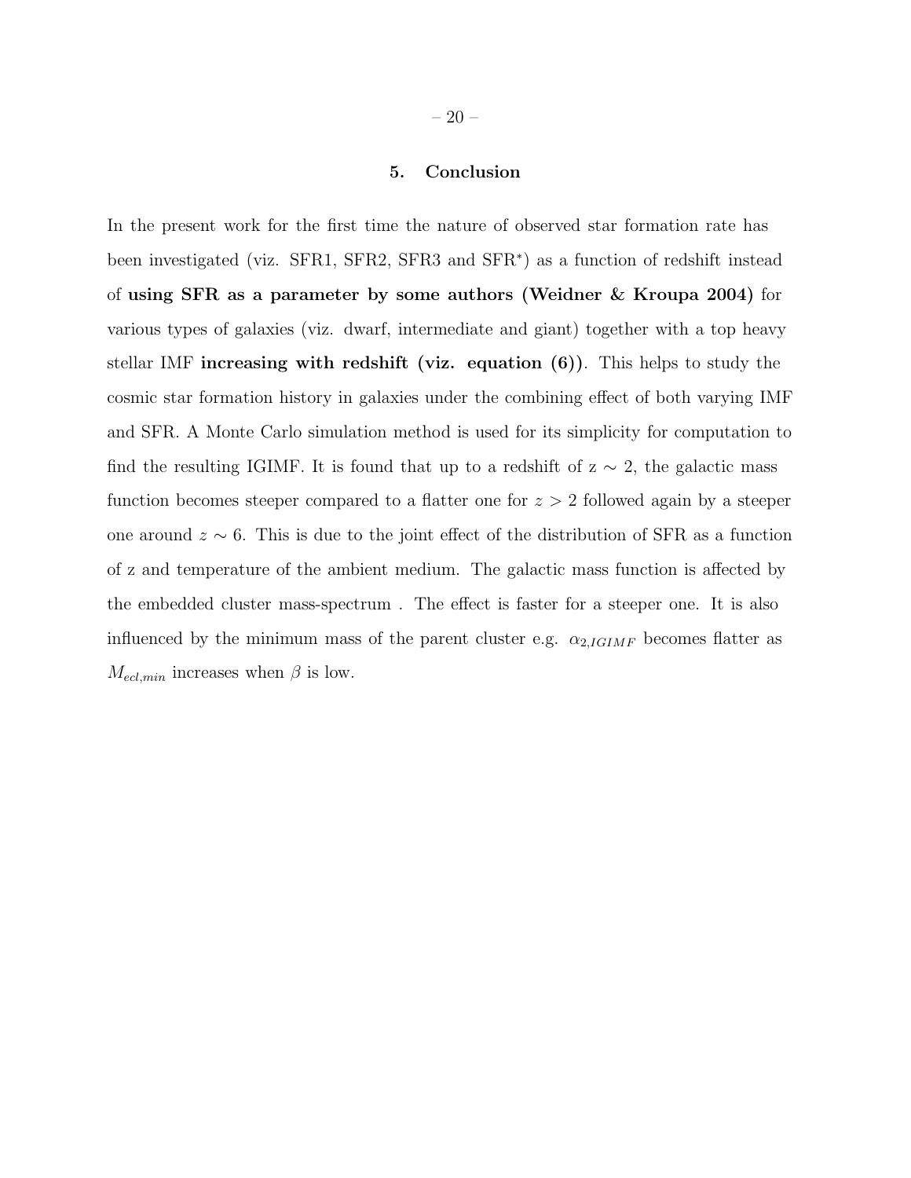## 5. Conclusion

In the present work for the first time the nature of observed star formation rate has been investigated (viz. SFR1, SFR2, SFR3 and SFR$^*$) as a function of redshift instead of **using SFR as a parameter by some authors (Weidner & Kroupa 2004)** for various types of galaxies (viz. dwarf, intermediate and giant) together with a top heavy stellar IMF **increasing with redshift (viz. equation (6))**. This helps to study the cosmic star formation history in galaxies under the combining effect of both varying IMF and SFR. A Monte Carlo simulation method is used for its simplicity for computation to find the resulting IGIMF. It is found that up to a redshift of z $\sim$ 2, the galactic mass function becomes steeper compared to a flatter one for $z > 2$ followed again by a steeper one around $z \sim 6$. This is due to the joint effect of the distribution of SFR as a function of z and temperature of the ambient medium. The galactic mass function is affected by the embedded cluster mass-spectrum . The effect is faster for a steeper one. It is also influenced by the minimum mass of the parent cluster e.g. $\alpha_{2,IGIMF}$ becomes flatter as $M_{ecl,min}$ increases when $\beta$ is low.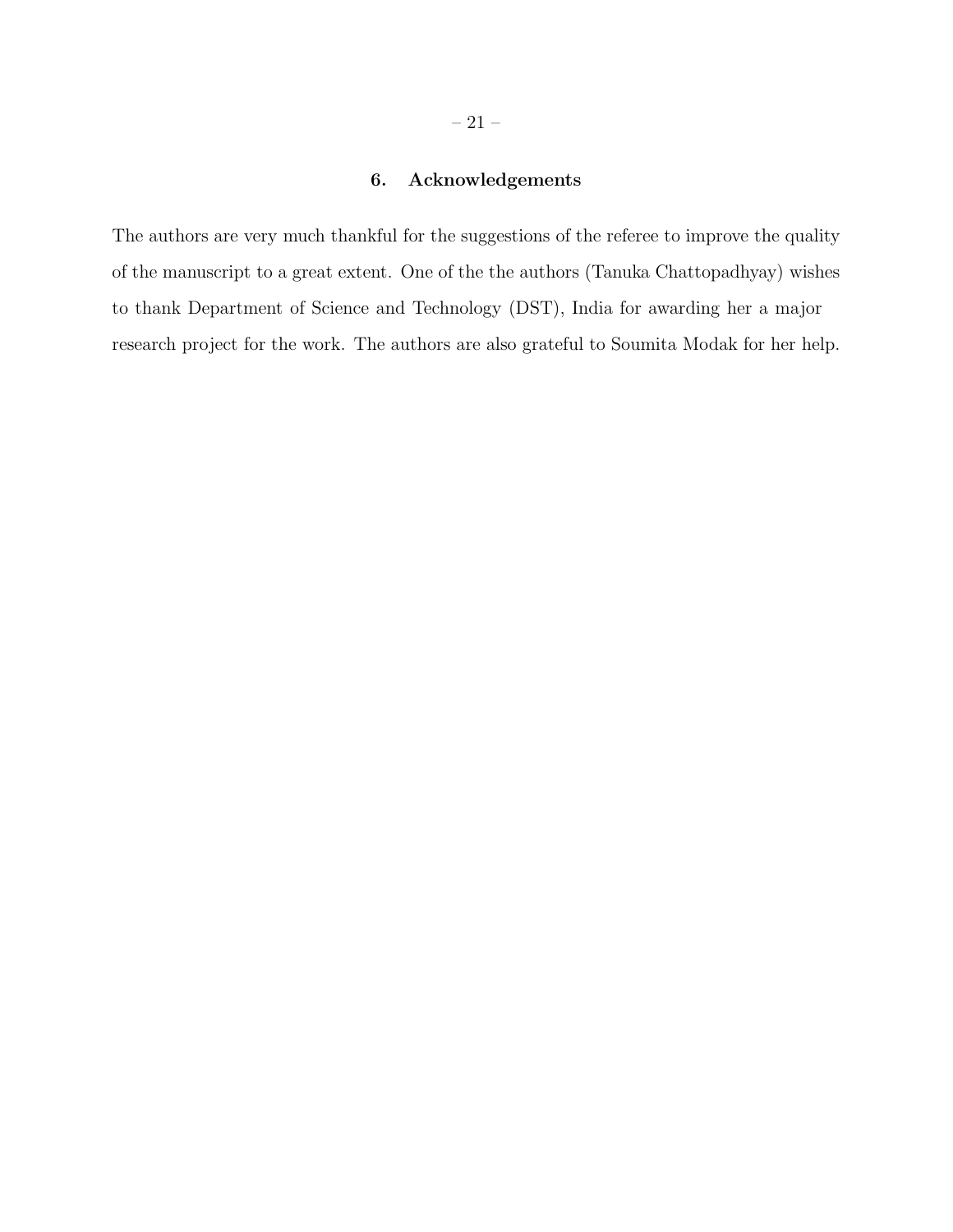## 6. Acknowledgements

The authors are very much thankful for the suggestions of the referee to improve the quality of the manuscript to a great extent. One of the the authors (Tanuka Chattopadhyay) wishes to thank Department of Science and Technology (DST), India for awarding her a major research project for the work. The authors are also grateful to Soumita Modak for her help.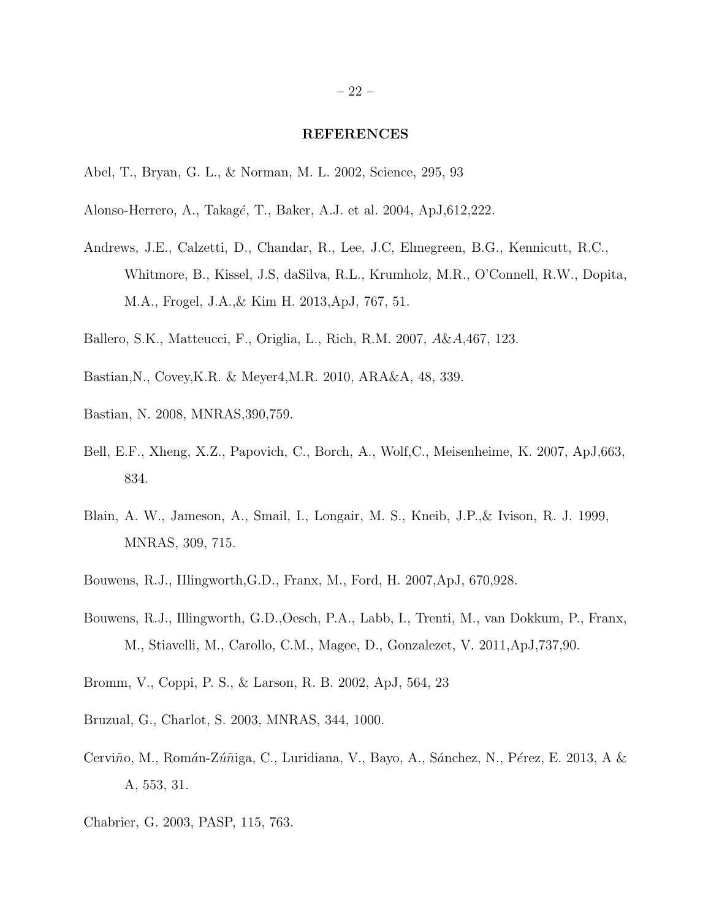## REFERENCES

Abel, T., Bryan, G. L., & Norman, M. L. 2002, Science, 295, 93

Alonso-Herrero, A., Takagé, T., Baker, A.J. et al. 2004, ApJ,612,222.

Andrews, J.E., Calzetti, D., Chandar, R., Lee, J.C, Elmegreen, B.G., Kennicutt, R.C., Whitmore, B., Kissel, J.S, daSilva, R.L., Krumholz, M.R., O'Connell, R.W., Dopita, M.A., Frogel, J.A.,& Kim H. 2013,ApJ, 767, 51.

Ballero, S.K., Matteucci, F., Origlia, L., Rich, R.M. 2007, *A&A*,467, 123.

Bastian,N., Covey,K.R. & Meyer4,M.R. 2010, ARA&A, 48, 339.

Bastian, N. 2008, MNRAS,390,759.

Bell, E.F., Xheng, X.Z., Papovich, C., Borch, A., Wolf,C., Meisenheime, K. 2007, ApJ,663, 834.

Blain, A. W., Jameson, A., Smail, I., Longair, M. S., Kneib, J.P.,& Ivison, R. J. 1999, MNRAS, 309, 715.

Bouwens, R.J., IIlingworth,G.D., Franx, M., Ford, H. 2007,ApJ, 670,928.

Bouwens, R.J., Illingworth, G.D.,Oesch, P.A., Labb, I., Trenti, M., van Dokkum, P., Franx, M., Stiavelli, M., Carollo, C.M., Magee, D., Gonzalezet, V. 2011,ApJ,737,90.

Bromm, V., Coppi, P. S., & Larson, R. B. 2002, ApJ, 564, 23

Bruzual, G., Charlot, S. 2003, MNRAS, 344, 1000.

Cerviño, M., Román-Zúñiga, C., Luridiana, V., Bayo, A., Sánchez, N., Pérez, E. 2013, A & A, 553, 31.

Chabrier, G. 2003, PASP, 115, 763.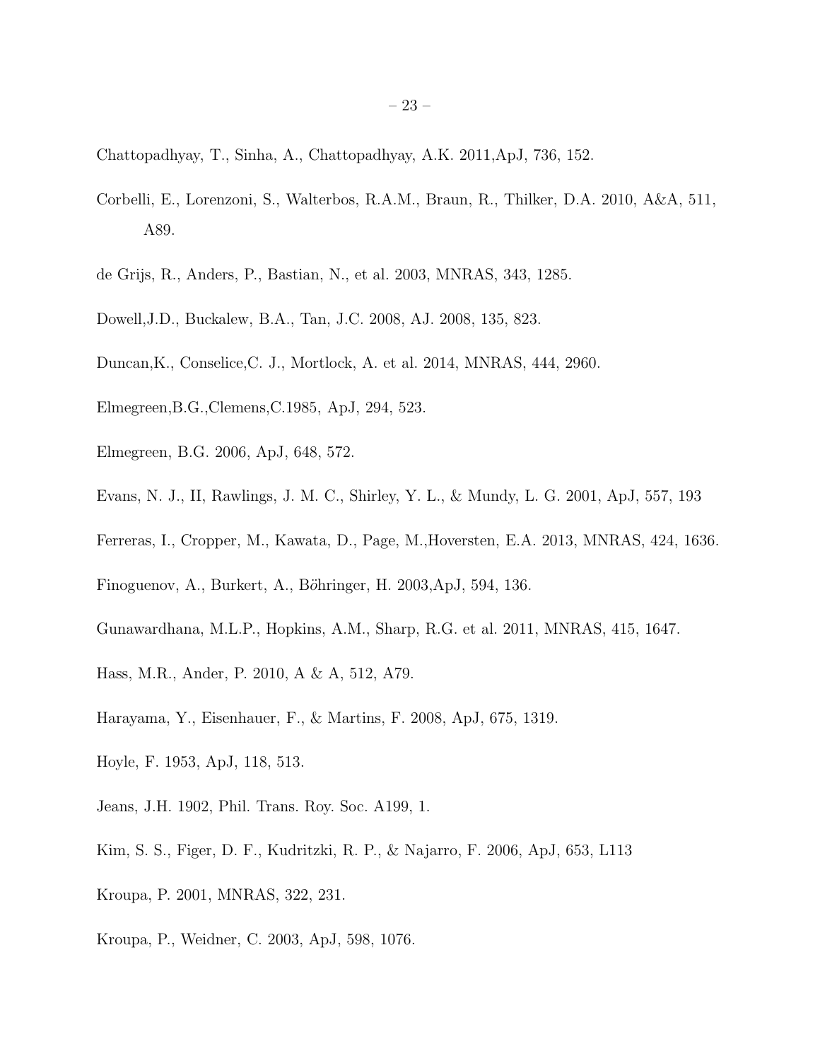Chattopadhyay, T., Sinha, A., Chattopadhyay, A.K. 2011,ApJ, 736, 152.

Corbelli, E., Lorenzoni, S., Walterbos, R.A.M., Braun, R., Thilker, D.A. 2010, A&A, 511, A89.

de Grijs, R., Anders, P., Bastian, N., et al. 2003, MNRAS, 343, 1285.

Dowell,J.D., Buckalew, B.A., Tan, J.C. 2008, AJ. 2008, 135, 823.

Duncan,K., Conselice,C. J., Mortlock, A. et al. 2014, MNRAS, 444, 2960.

Elmegreen,B.G.,Clemens,C.1985, ApJ, 294, 523.

Elmegreen, B.G. 2006, ApJ, 648, 572.

Evans, N. J., II, Rawlings, J. M. C., Shirley, Y. L., & Mundy, L. G. 2001, ApJ, 557, 193

Ferreras, I., Cropper, M., Kawata, D., Page, M.,Hoversten, E.A. 2013, MNRAS, 424, 1636.

Finoguenov, A., Burkert, A., Böhringer, H. 2003,ApJ, 594, 136.

Gunawardhana, M.L.P., Hopkins, A.M., Sharp, R.G. et al. 2011, MNRAS, 415, 1647.

Hass, M.R., Ander, P. 2010, A & A, 512, A79.

Harayama, Y., Eisenhauer, F., & Martins, F. 2008, ApJ, 675, 1319.

Hoyle, F. 1953, ApJ, 118, 513.

Jeans, J.H. 1902, Phil. Trans. Roy. Soc. A199, 1.

Kim, S. S., Figer, D. F., Kudritzki, R. P., & Najarro, F. 2006, ApJ, 653, L113

Kroupa, P. 2001, MNRAS, 322, 231.

Kroupa, P., Weidner, C. 2003, ApJ, 598, 1076.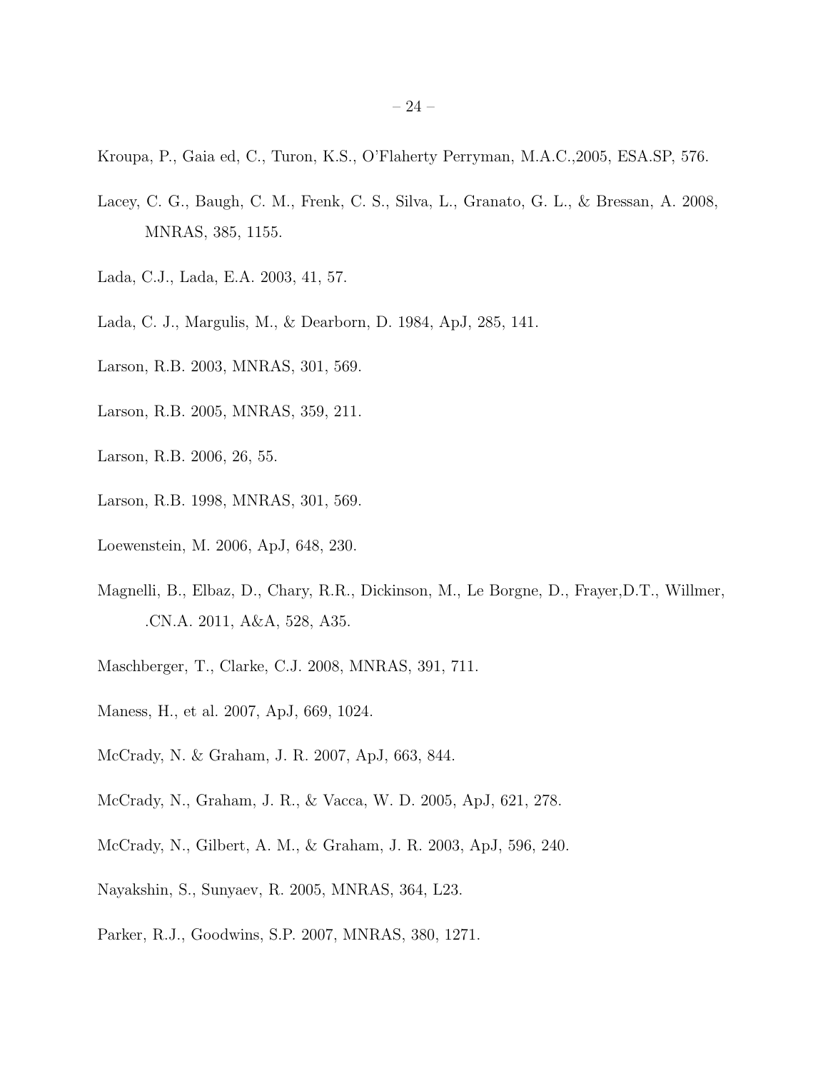Kroupa, P., Gaia ed, C., Turon, K.S., O'Flaherty Perryman, M.A.C.,2005, ESA.SP, 576.

Lacey, C. G., Baugh, C. M., Frenk, C. S., Silva, L., Granato, G. L., & Bressan, A. 2008, MNRAS, 385, 1155.

Lada, C.J., Lada, E.A. 2003, 41, 57.

Lada, C. J., Margulis, M., & Dearborn, D. 1984, ApJ, 285, 141.

Larson, R.B. 2003, MNRAS, 301, 569.

Larson, R.B. 2005, MNRAS, 359, 211.

Larson, R.B. 2006, 26, 55.

Larson, R.B. 1998, MNRAS, 301, 569.

Loewenstein, M. 2006, ApJ, 648, 230.

Magnelli, B., Elbaz, D., Chary, R.R., Dickinson, M., Le Borgne, D., Frayer,D.T., Willmer, .CN.A. 2011, A&A, 528, A35.

Maschberger, T., Clarke, C.J. 2008, MNRAS, 391, 711.

Maness, H., et al. 2007, ApJ, 669, 1024.

McCrady, N. & Graham, J. R. 2007, ApJ, 663, 844.

McCrady, N., Graham, J. R., & Vacca, W. D. 2005, ApJ, 621, 278.

McCrady, N., Gilbert, A. M., & Graham, J. R. 2003, ApJ, 596, 240.

Nayakshin, S., Sunyaev, R. 2005, MNRAS, 364, L23.

Parker, R.J., Goodwins, S.P. 2007, MNRAS, 380, 1271.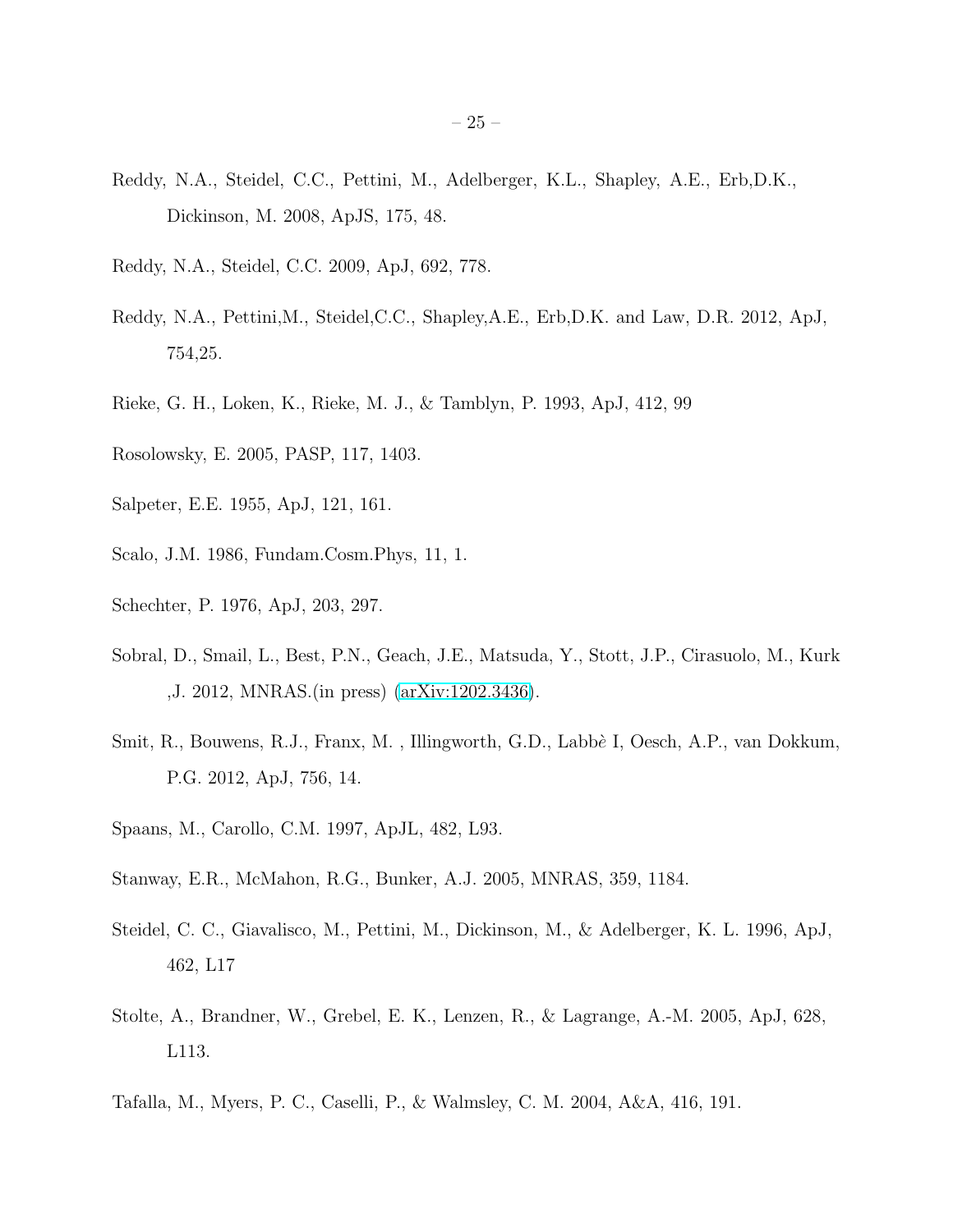Reddy, N.A., Steidel, C.C., Pettini, M., Adelberger, K.L., Shapley, A.E., Erb,D.K., Dickinson, M. 2008, ApJS, 175, 48.

Reddy, N.A., Steidel, C.C. 2009, ApJ, 692, 778.

Reddy, N.A., Pettini,M., Steidel,C.C., Shapley,A.E., Erb,D.K. and Law, D.R. 2012, ApJ, 754,25.

Rieke, G. H., Loken, K., Rieke, M. J., & Tamblyn, P. 1993, ApJ, 412, 99

Rosolowsky, E. 2005, PASP, 117, 1403.

Salpeter, E.E. 1955, ApJ, 121, 161.

Scalo, J.M. 1986, Fundam.Cosm.Phys, 11, 1.

Schechter, P. 1976, ApJ, 203, 297.

Sobral, D., Smail, L., Best, P.N., Geach, J.E., Matsuda, Y., Stott, J.P., Cirasuolo, M., Kurk ,J. 2012, MNRAS.(in press) (arXiv:1202.3436).

Smit, R., Bouwens, R.J., Franx, M. , Illingworth, G.D., Labbè I, Oesch, A.P., van Dokkum, P.G. 2012, ApJ, 756, 14.

Spaans, M., Carollo, C.M. 1997, ApJL, 482, L93.

Stanway, E.R., McMahon, R.G., Bunker, A.J. 2005, MNRAS, 359, 1184.

Steidel, C. C., Giavalisco, M., Pettini, M., Dickinson, M., & Adelberger, K. L. 1996, ApJ, 462, L17

Stolte, A., Brandner, W., Grebel, E. K., Lenzen, R., & Lagrange, A.-M. 2005, ApJ, 628, L113.

Tafalla, M., Myers, P. C., Caselli, P., & Walmsley, C. M. 2004, A&A, 416, 191.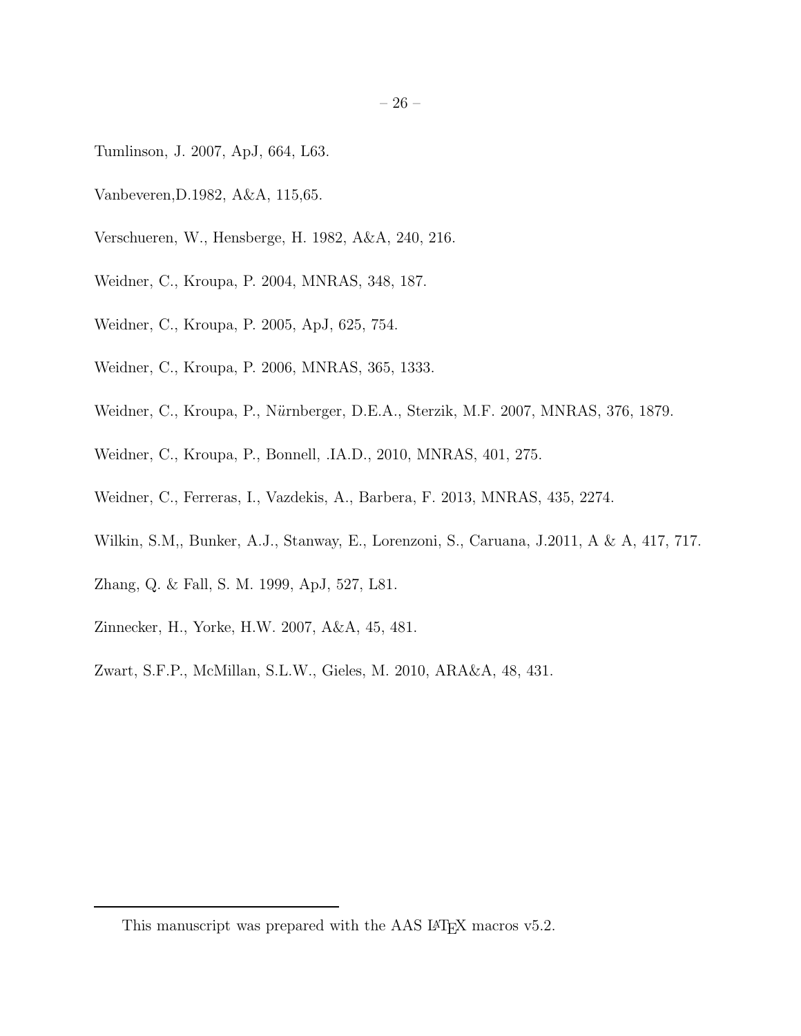Tumlinson, J. 2007, ApJ, 664, L63.

Vanbeveren,D.1982, A&A, 115,65.

Verschueren, W., Hensberge, H. 1982, A&A, 240, 216.

Weidner, C., Kroupa, P. 2004, MNRAS, 348, 187.

Weidner, C., Kroupa, P. 2005, ApJ, 625, 754.

Weidner, C., Kroupa, P. 2006, MNRAS, 365, 1333.

Weidner, C., Kroupa, P., Nürnberger, D.E.A., Sterzik, M.F. 2007, MNRAS, 376, 1879.

Weidner, C., Kroupa, P., Bonnell, .IA.D., 2010, MNRAS, 401, 275.

Weidner, C., Ferreras, I., Vazdekis, A., Barbera, F. 2013, MNRAS, 435, 2274.

Wilkin, S.M,, Bunker, A.J., Stanway, E., Lorenzoni, S., Caruana, J.2011, A & A, 417, 717.

Zhang, Q. & Fall, S. M. 1999, ApJ, 527, L81.

Zinnecker, H., Yorke, H.W. 2007, A&A, 45, 481.

Zwart, S.F.P., McMillan, S.L.W., Gieles, M. 2010, ARA&A, 48, 431.

This manuscript was prepared with the AAS LaTeX macros v5.2.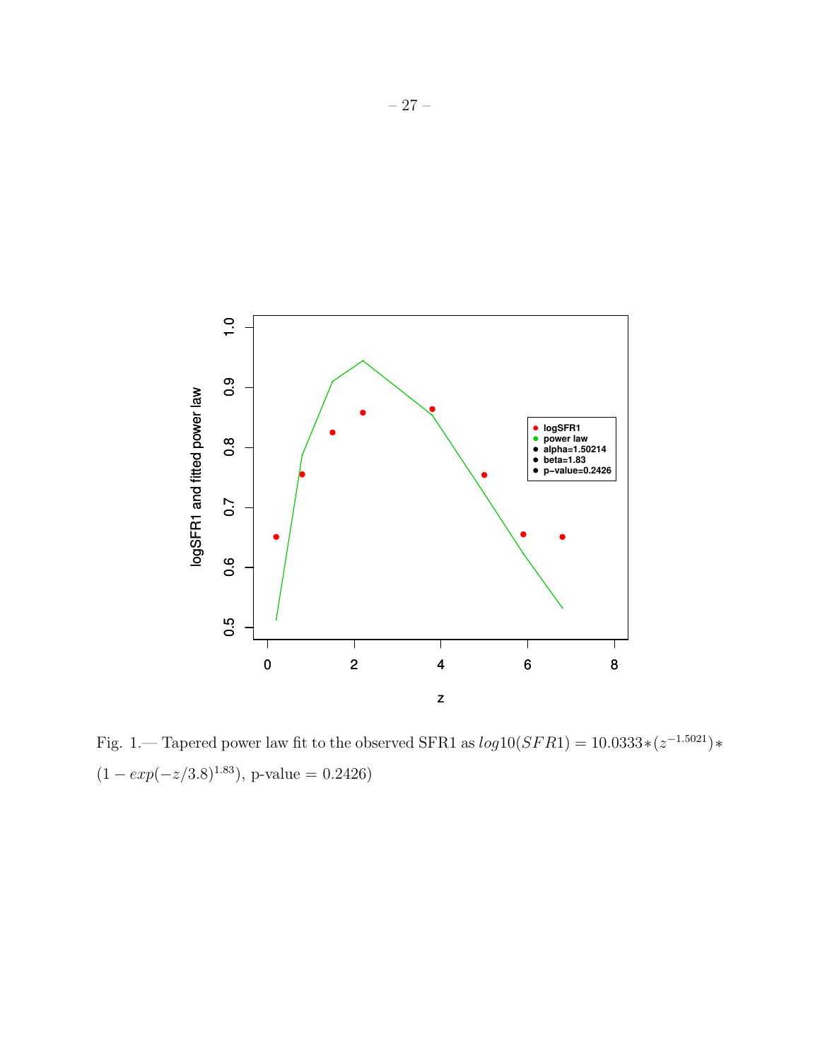Fig. 1.— Tapered power law fit to the observed SFR1 as $log10(SFR1) = 10.0333*(z^{-1.5021})*(1 - exp(-z/3.8)^{1.83})$, p-value = 0.2426)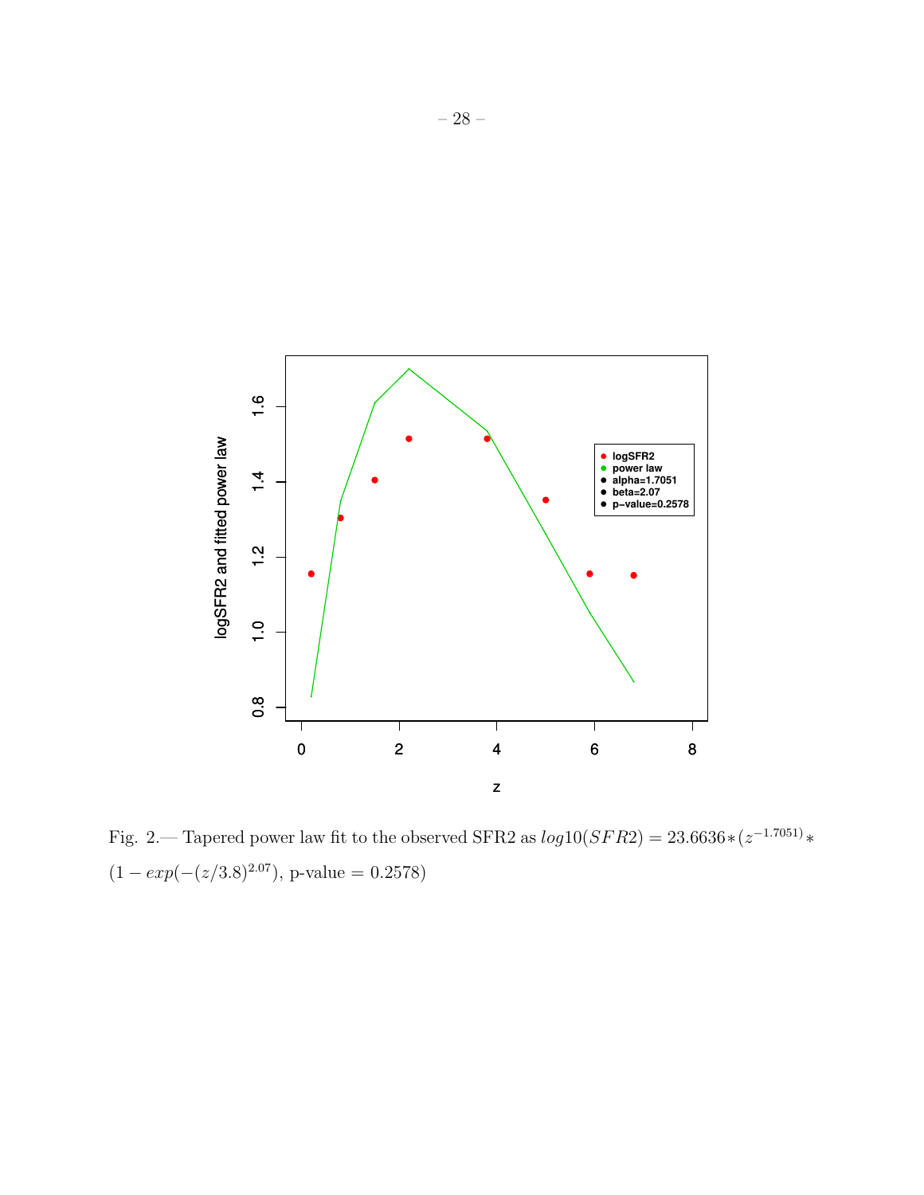Fig. 2.— Tapered power law fit to the observed SFR2 as $log10(SFR2) = 23.6636*(z^{-1.7051})*(1 - exp(-(z/3.8)^{2.07})$, p-value = 0.2578)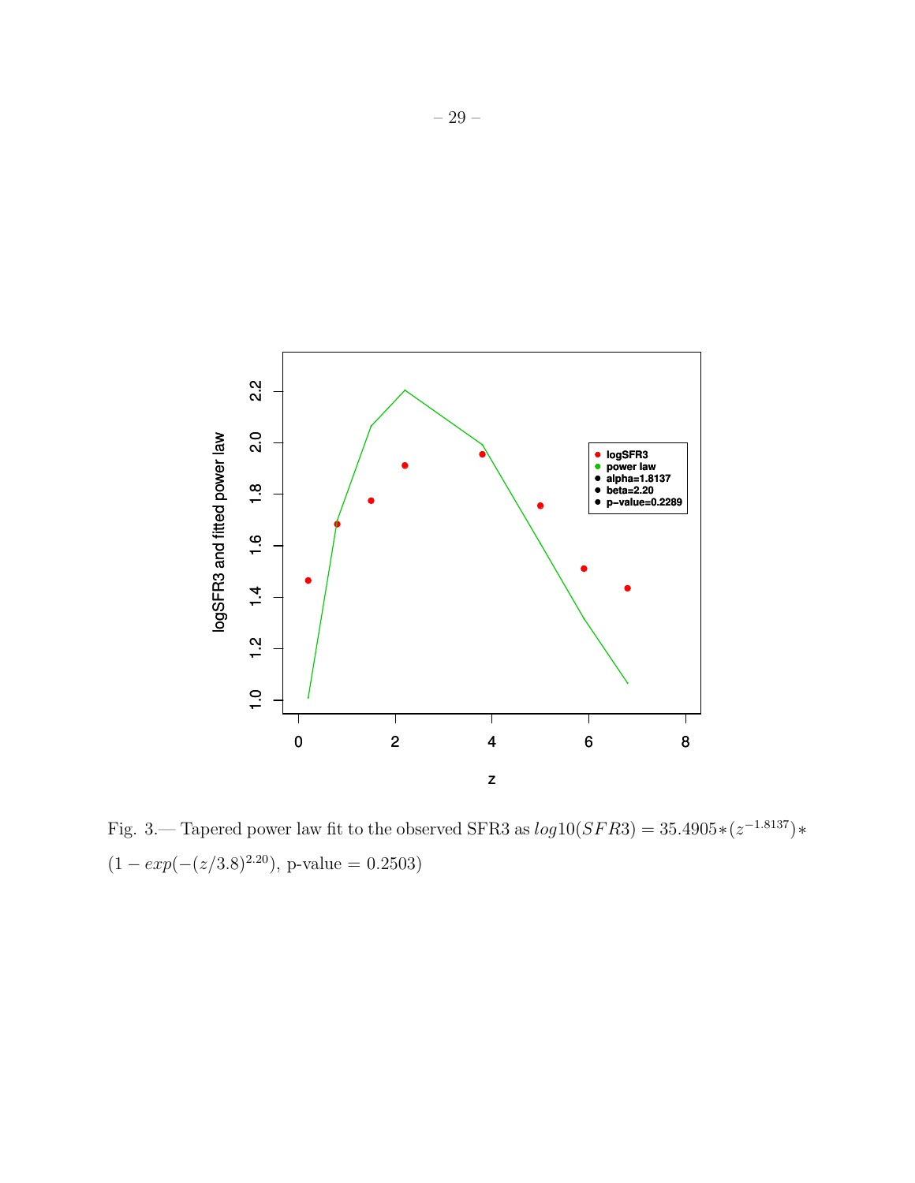Fig. 3.— Tapered power law fit to the observed SFR3 as $log10(SFR3) = 35.4905 * (z^{-1.8137}) * (1 - exp(-(z/3.8)^{2.20})$, p-value = 0.2503)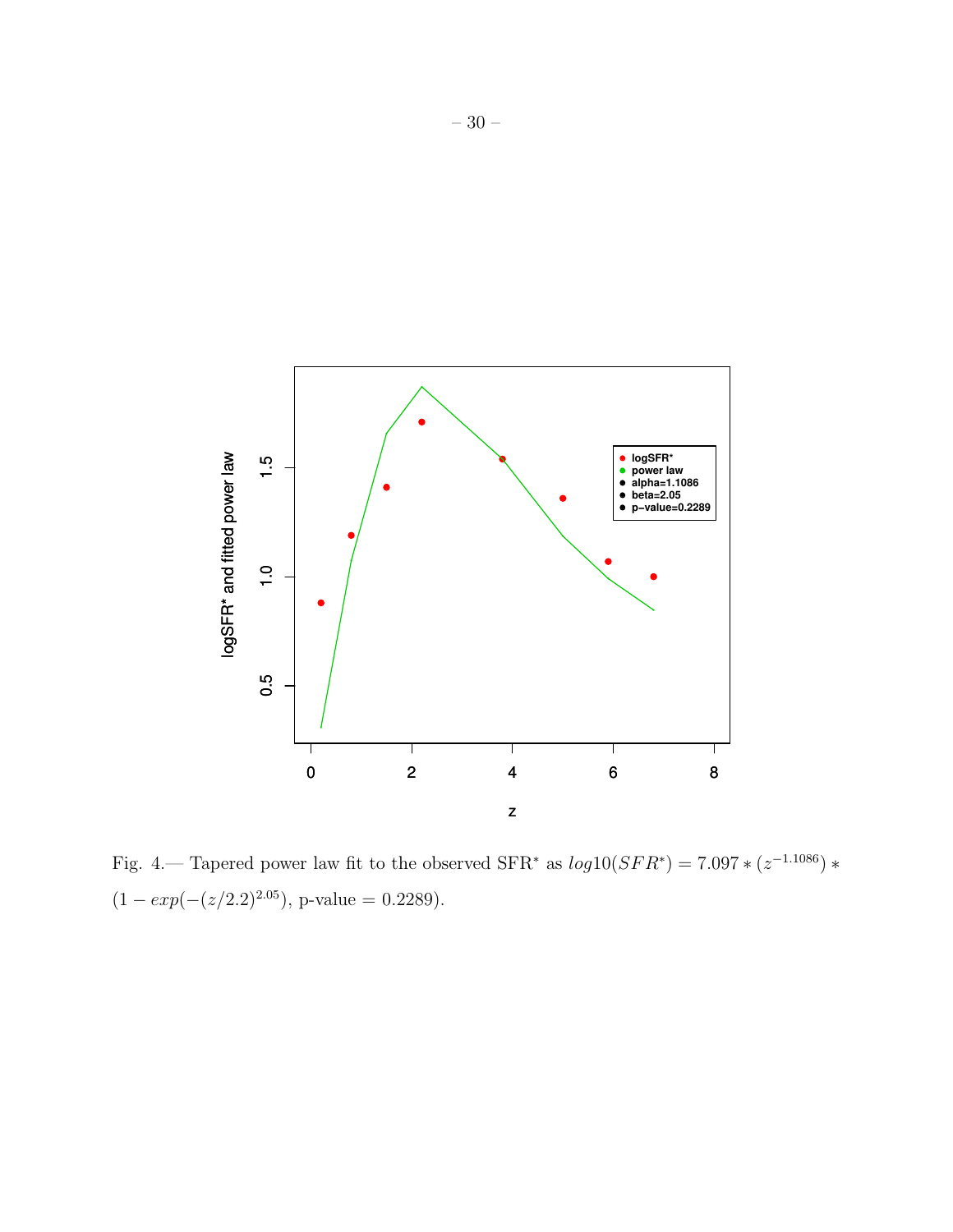Fig. 4.— Tapered power law fit to the observed SFR* as $log10(SFR^{*}) = 7.097 * (z^{-1.1086}) * (1 - exp(-(z/2.2)^{2.05})$, p-value = 0.2289).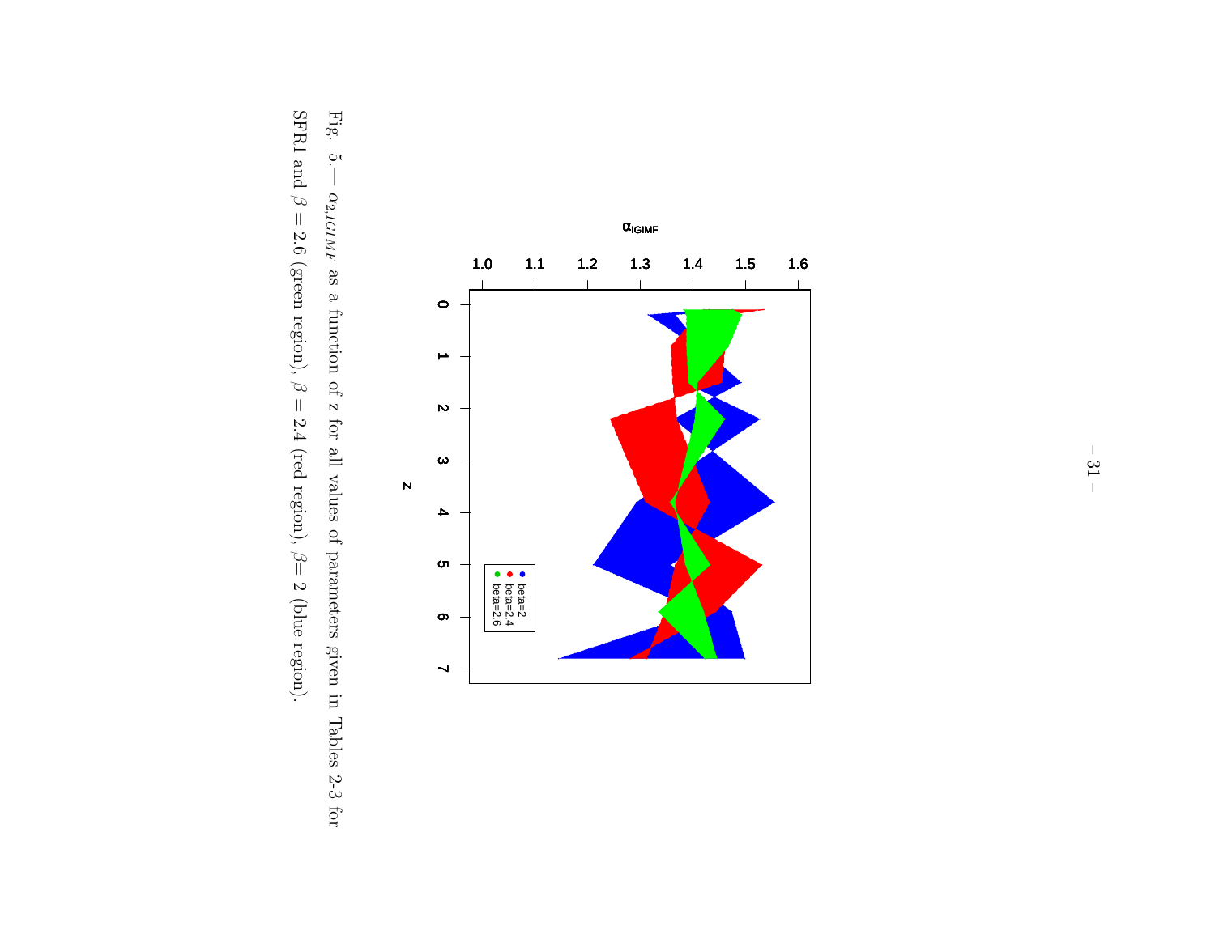Fig. 5.— $\alpha_{2,IGIMF}$ as a function of $z$ for all values of parameters given in Tables 2-3 for SFR1 and $\beta = 2.6$ (green region), $\beta = 2.4$ (red region), $\beta$= 2 (blue region).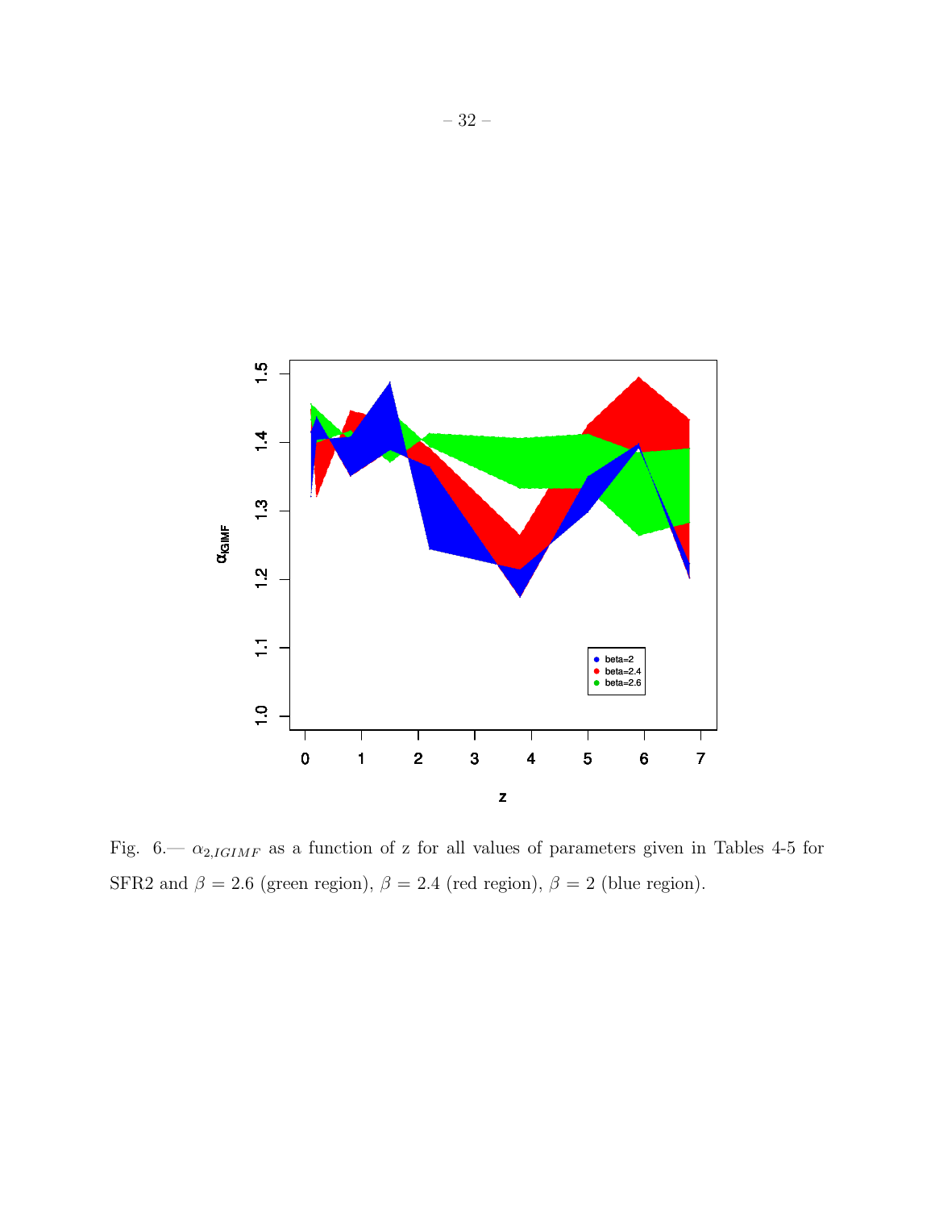Fig. 6.— $\alpha_{2,IGIMF}$ as a function of z for all values of parameters given in Tables 4-5 for SFR2 and $\beta = 2.6$ (green region), $\beta = 2.4$ (red region), $\beta = 2$ (blue region).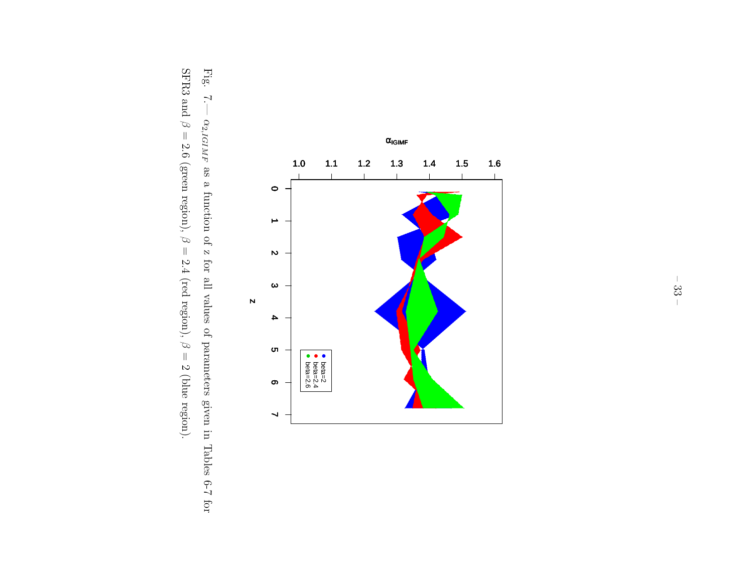Fig. 7.— $\alpha_{2,IGIMF}$ as a function of $z$ for all values of parameters given in Tables 6-7 for SFR3 and $\beta = 2.6$ (green region), $\beta = 2.4$ (red region), $\beta = 2$ (blue region).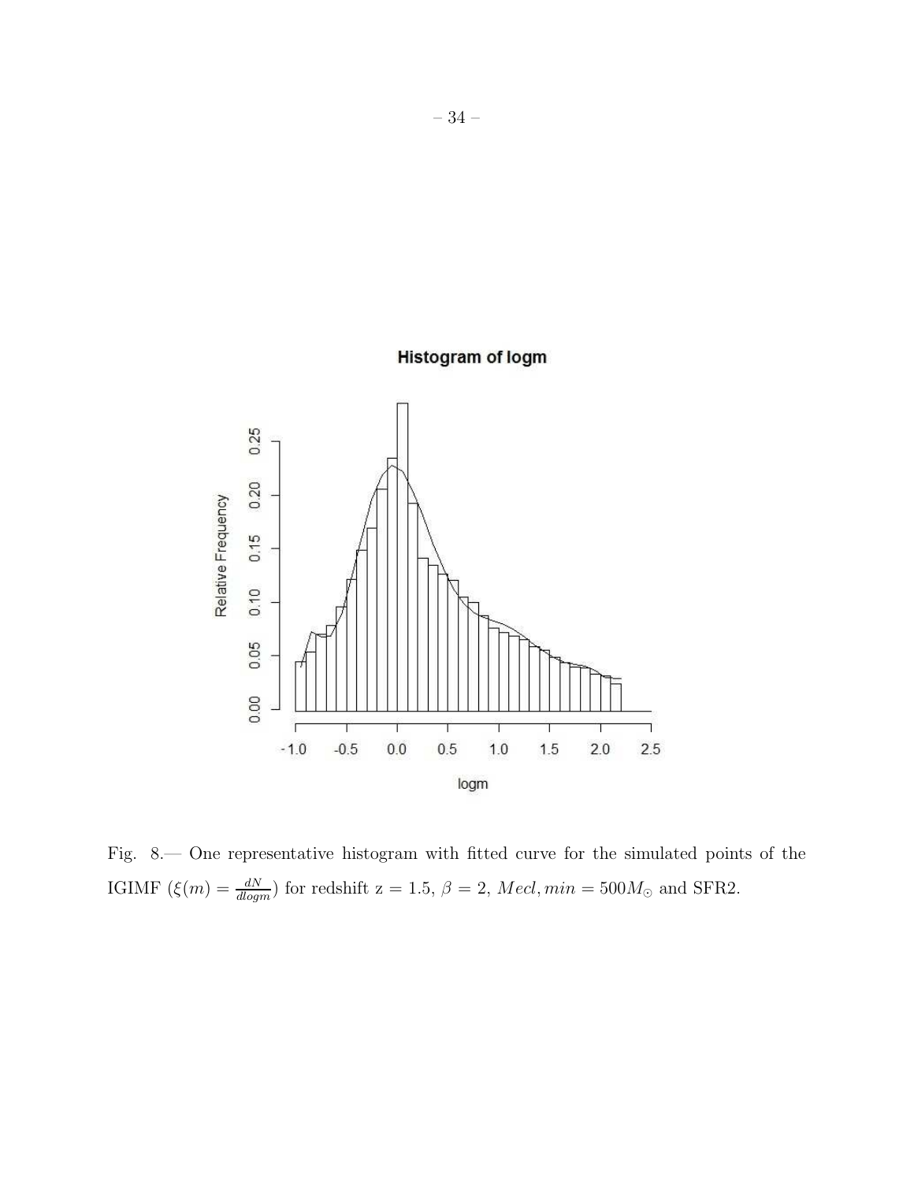Fig. 8.— One representative histogram with fitted curve for the simulated points of the IGIMF ($\xi(m) = \frac{dN}{dlogm}$) for redshift z = 1.5, $\beta = 2$, $Mecl, min = 500 M_{\odot}$ and SFR2.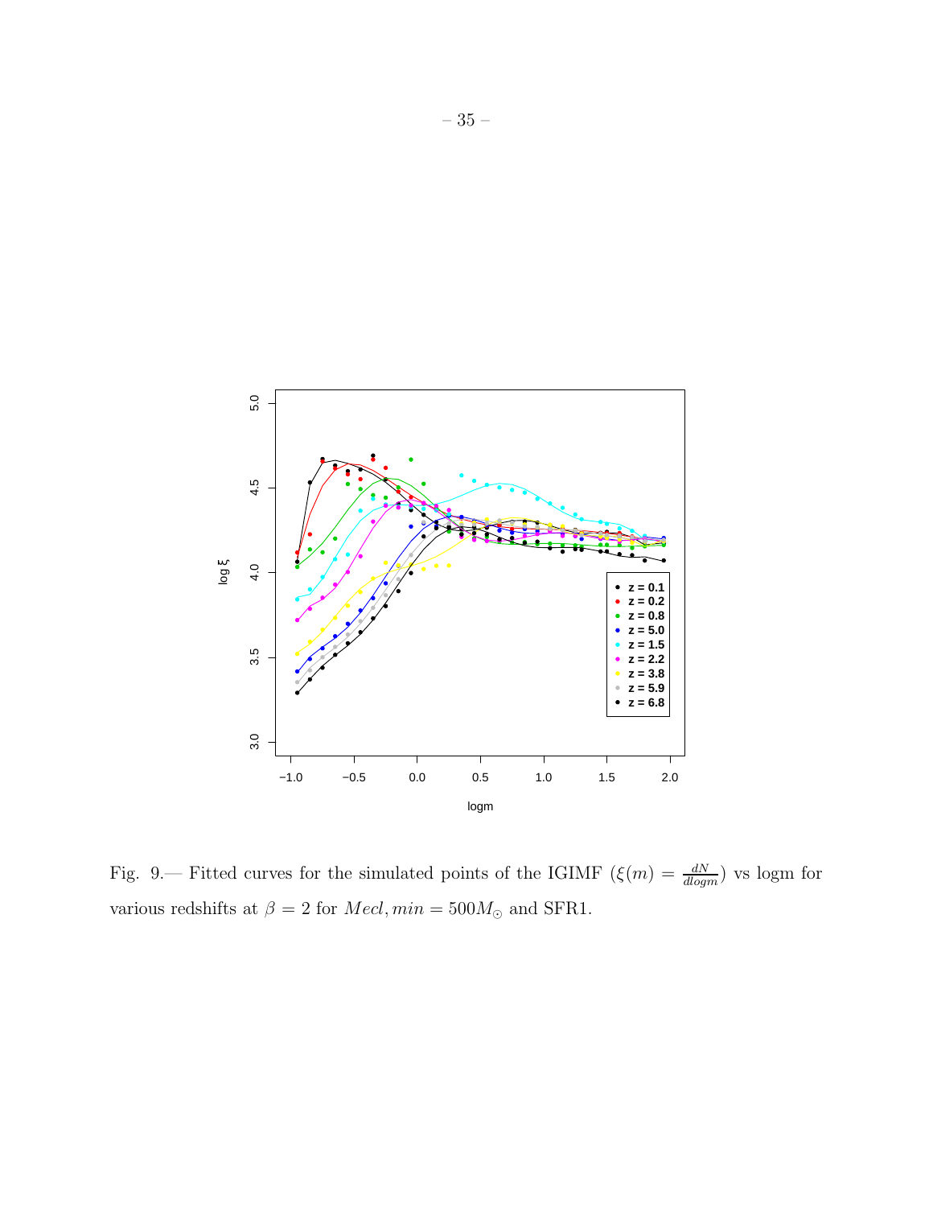Fig. 9.— Fitted curves for the simulated points of the IGIMF ($\xi(m) = \frac{dN}{dlogm}$) vs logm for various redshifts at $\beta = 2$ for $Mecl, min = 500M_{\odot}$ and SFR1.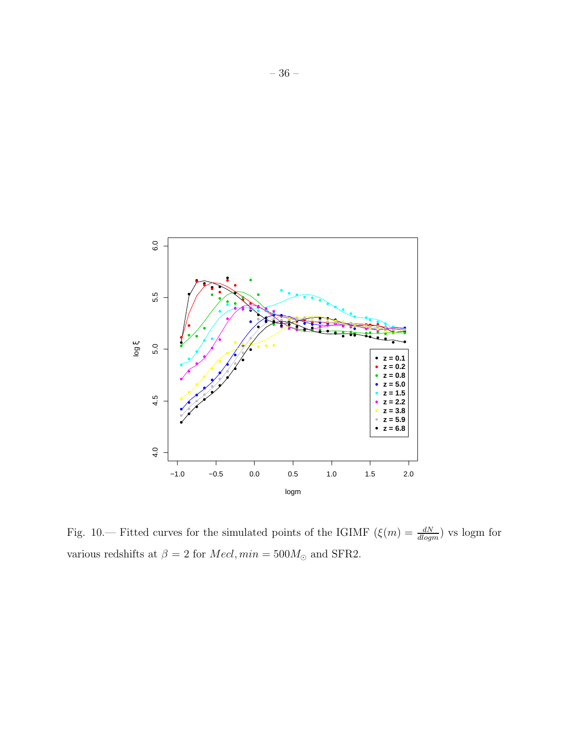Fig. 10.— Fitted curves for the simulated points of the IGIMF ($\xi(m) = \frac{dN}{dlogm}$) vs logm for various redshifts at $\beta = 2$ for $Mecl, min = 500 M_{\odot}$ and SFR2.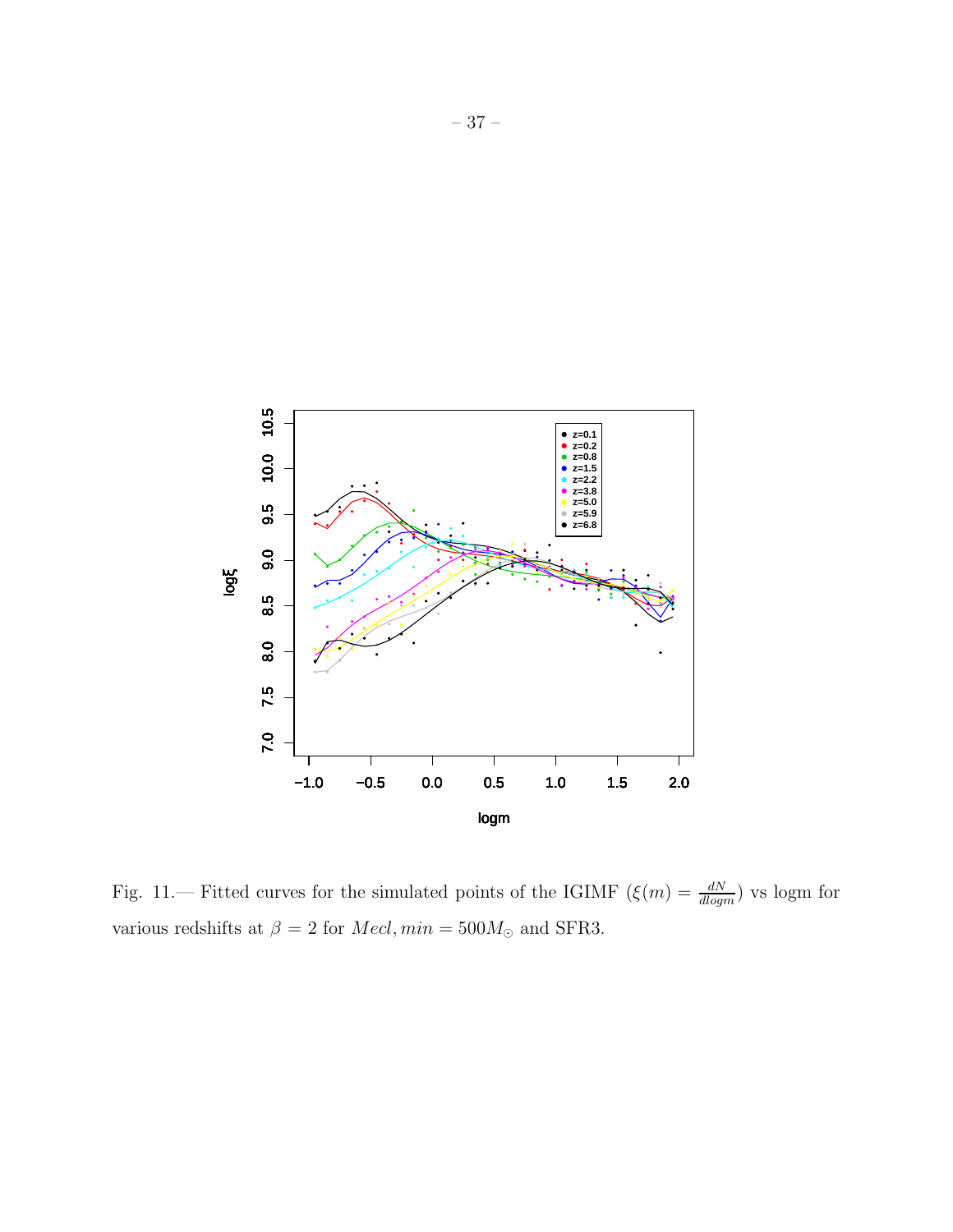Fig. 11.— Fitted curves for the simulated points of the IGIMF ($\xi(m) = \frac{dN}{dlogm}$) vs logm for various redshifts at $\beta = 2$ for $Mecl, min = 500 M_{\odot}$ and SFR3.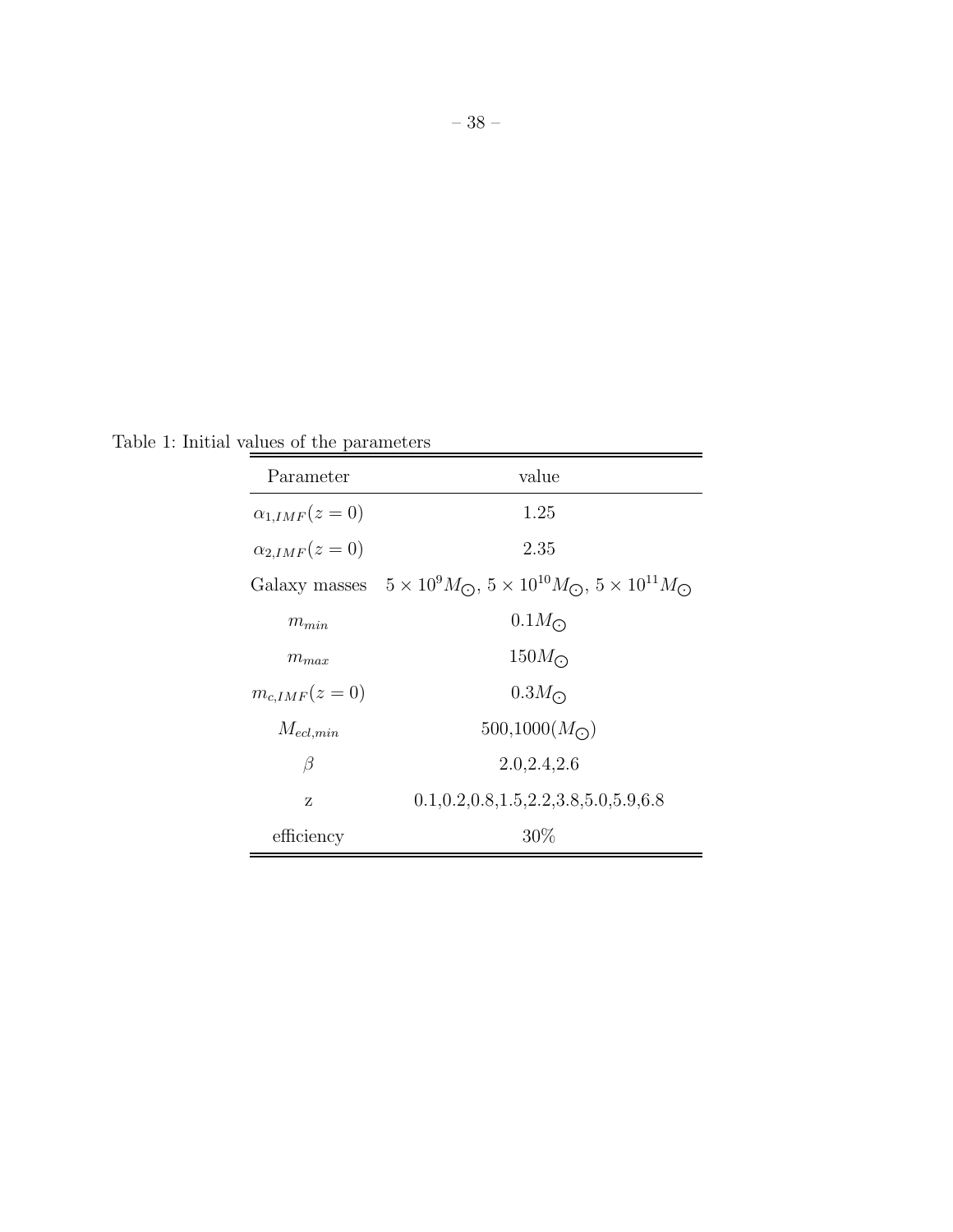Table 1: Initial values of the parameters

| Parameter | value |
|---|---|
| $\alpha_{1,IMF}(z=0)$ | 1.25 |
| $\alpha_{2,IMF}(z=0)$ | 2.35 |
| Galaxy masses | $5\times10^{9}M_{\odot}$, $5\times10^{10}M_{\odot}$, $5\times10^{11}M_{\odot}$ |
| $m_{min}$ | $0.1M_{\odot}$ |
| $m_{max}$ | $150M_{\odot}$ |
| $m_{c,IMF}(z=0)$ | $0.3M_{\odot}$ |
| $M_{ecl,min}$ | 500,1000($M_{\odot}$) |
| $\beta$ | 2.0,2.4,2.6 |
| z | 0.1,0.2,0.8,1.5,2.2,3.8,5.0,5.9,6.8 |
| efficiency | 30% |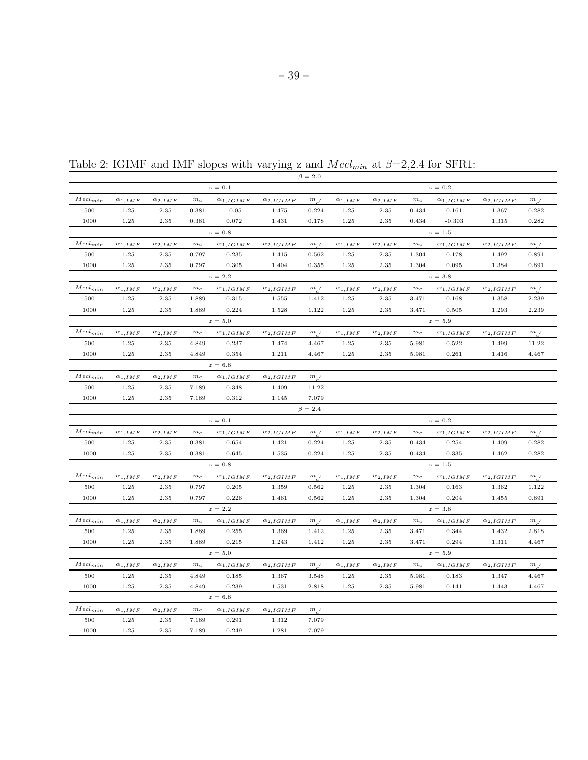Table 2: IGIMF and IMF slopes with varying z and $Mecl_{min}$ at $\beta$=2,2.4 for SFR1:

| $\beta = 2.0$ | | | | | | | | | | | | |
|---|---|---|---|---|---|---|---|---|---|---|---|---|
| | | | $z = 0.1$ | | | | | | | $z = 0.2$ | | |
| $Mecl_{min}$ | $\alpha_{1,IMF}$ | $\alpha_{2,IMF}$ | $m_c$ | $\alpha_{1,IGIMF}$ | $\alpha_{2,IGIMF}$ | $m_{c'}$ | $\alpha_{1,IMF}$ | $\alpha_{2,IMF}$ | $m_c$ | $\alpha_{1,IGIMF}$ | $\alpha_{2,IGIMF}$ | $m_{c'}$ |
| 500 | 1.25 | 2.35 | 0.381 | -0.05 | 1.475 | 0.224 | 1.25 | 2.35 | 0.434 | 0.161 | 1.367 | 0.282 |
| 1000 | 1.25 | 2.35 | 0.381 | 0.072 | 1.431 | 0.178 | 1.25 | 2.35 | 0.434 | -0.303 | 1.315 | 0.282 |
| | | | $z = 0.8$ | | | | | | | $z = 1.5$ | | |
| $Mecl_{min}$ | $\alpha_{1,IMF}$ | $\alpha_{2,IMF}$ | $m_c$ | $\alpha_{1,IGIMF}$ | $\alpha_{2,IGIMF}$ | $m_{c'}$ | $\alpha_{1,IMF}$ | $\alpha_{2,IMF}$ | $m_c$ | $\alpha_{1,IGIMF}$ | $\alpha_{2,IGIMF}$ | $m_{c'}$ |
| 500 | 1.25 | 2.35 | 0.797 | 0.235 | 1.415 | 0.562 | 1.25 | 2.35 | 1.304 | 0.178 | 1.492 | 0.891 |
| 1000 | 1.25 | 2.35 | 0.797 | 0.305 | 1.404 | 0.355 | 1.25 | 2.35 | 1.304 | 0.095 | 1.384 | 0.891 |
| | | | $z = 2.2$ | | | | | | | $z = 3.8$ | | |
| $Mecl_{min}$ | $\alpha_{1,IMF}$ | $\alpha_{2,IMF}$ | $m_c$ | $\alpha_{1,IGIMF}$ | $\alpha_{2,IGIMF}$ | $m_{c'}$ | $\alpha_{1,IMF}$ | $\alpha_{2,IMF}$ | $m_c$ | $\alpha_{1,IGIMF}$ | $\alpha_{2,IGIMF}$ | $m_{c'}$ |
| 500 | 1.25 | 2.35 | 1.889 | 0.315 | 1.555 | 1.412 | 1.25 | 2.35 | 3.471 | 0.168 | 1.358 | 2.239 |
| 1000 | 1.25 | 2.35 | 1.889 | 0.224 | 1.528 | 1.122 | 1.25 | 2.35 | 3.471 | 0.505 | 1.293 | 2.239 |
| | | | $z = 5.0$ | | | | | | | $z = 5.9$ | | |
| $Mecl_{min}$ | $\alpha_{1,IMF}$ | $\alpha_{2,IMF}$ | $m_c$ | $\alpha_{1,IGIMF}$ | $\alpha_{2,IGIMF}$ | $m_{c'}$ | $\alpha_{1,IMF}$ | $\alpha_{2,IMF}$ | $m_c$ | $\alpha_{1,IGIMF}$ | $\alpha_{2,IGIMF}$ | $m_{c'}$ |
| 500 | 1.25 | 2.35 | 4.849 | 0.237 | 1.474 | 4.467 | 1.25 | 2.35 | 5.981 | 0.522 | 1.499 | 11.22 |
| 1000 | 1.25 | 2.35 | 4.849 | 0.354 | 1.211 | 4.467 | 1.25 | 2.35 | 5.981 | 0.261 | 1.416 | 4.467 |
| | | | $z = 6.8$ | | | | | | | | | |
| $Mecl_{min}$ | $\alpha_{1,IMF}$ | $\alpha_{2,IMF}$ | $m_c$ | $\alpha_{1,IGIMF}$ | $\alpha_{2,IGIMF}$ | $m_{c'}$ | | | | | | |
| 500 | 1.25 | 2.35 | 7.189 | 0.348 | 1.409 | 11.22 | | | | | | |
| 1000 | 1.25 | 2.35 | 7.189 | 0.312 | 1.145 | 7.079 | | | | | | |
| $\beta = 2.4$ | | | | | | | | | | | | |
| | | | $z = 0.1$ | | | | | | | $z = 0.2$ | | |
| $Mecl_{min}$ | $\alpha_{1,IMF}$ | $\alpha_{2,IMF}$ | $m_c$ | $\alpha_{1,IGIMF}$ | $\alpha_{2,IGIMF}$ | $m_{c'}$ | $\alpha_{1,IMF}$ | $\alpha_{2,IMF}$ | $m_c$ | $\alpha_{1,IGIMF}$ | $\alpha_{2,IGIMF}$ | $m_{c'}$ |
| 500 | 1.25 | 2.35 | 0.381 | 0.654 | 1.421 | 0.224 | 1.25 | 2.35 | 0.434 | 0.254 | 1.409 | 0.282 |
| 1000 | 1.25 | 2.35 | 0.381 | 0.645 | 1.535 | 0.224 | 1.25 | 2.35 | 0.434 | 0.335 | 1.462 | 0.282 |
| | | | $z = 0.8$ | | | | | | | $z = 1.5$ | | |
| $Mecl_{min}$ | $\alpha_{1,IMF}$ | $\alpha_{2,IMF}$ | $m_c$ | $\alpha_{1,IGIMF}$ | $\alpha_{2,IGIMF}$ | $m_{c'}$ | $\alpha_{1,IMF}$ | $\alpha_{2,IMF}$ | $m_c$ | $\alpha_{1,IGIMF}$ | $\alpha_{2,IGIMF}$ | $m_{c'}$ |
| 500 | 1.25 | 2.35 | 0.797 | 0.205 | 1.359 | 0.562 | 1.25 | 2.35 | 1.304 | 0.163 | 1.362 | 1.122 |
| 1000 | 1.25 | 2.35 | 0.797 | 0.226 | 1.461 | 0.562 | 1.25 | 2.35 | 1.304 | 0.204 | 1.455 | 0.891 |
| | | | $z = 2.2$ | | | | | | | $z = 3.8$ | | |
| $Mecl_{min}$ | $\alpha_{1,IMF}$ | $\alpha_{2,IMF}$ | $m_c$ | $\alpha_{1,IGIMF}$ | $\alpha_{2,IGIMF}$ | $m_{c'}$ | $\alpha_{1,IMF}$ | $\alpha_{2,IMF}$ | $m_c$ | $\alpha_{1,IGIMF}$ | $\alpha_{2,IGIMF}$ | $m_{c'}$ |
| 500 | 1.25 | 2.35 | 1.889 | 0.255 | 1.369 | 1.412 | 1.25 | 2.35 | 3.471 | 0.344 | 1.432 | 2.818 |
| 1000 | 1.25 | 2.35 | 1.889 | 0.215 | 1.243 | 1.412 | 1.25 | 2.35 | 3.471 | 0.294 | 1.311 | 4.467 |
| | | | $z = 5.0$ | | | | | | | $z = 5.9$ | | |
| $Mecl_{min}$ | $\alpha_{1,IMF}$ | $\alpha_{2,IMF}$ | $m_c$ | $\alpha_{1,IGIMF}$ | $\alpha_{2,IGIMF}$ | $m_{c'}$ | $\alpha_{1,IMF}$ | $\alpha_{2,IMF}$ | $m_c$ | $\alpha_{1,IGIMF}$ | $\alpha_{2,IGIMF}$ | $m_{c'}$ |
| 500 | 1.25 | 2.35 | 4.849 | 0.185 | 1.367 | 3.548 | 1.25 | 2.35 | 5.981 | 0.183 | 1.347 | 4.467 |
| 1000 | 1.25 | 2.35 | 4.849 | 0.239 | 1.531 | 2.818 | 1.25 | 2.35 | 5.981 | 0.141 | 1.443 | 4.467 |
| | | | $z = 6.8$ | | | | | | | | | |
| $Mecl_{min}$ | $\alpha_{1,IMF}$ | $\alpha_{2,IMF}$ | $m_c$ | $\alpha_{1,IGIMF}$ | $\alpha_{2,IGIMF}$ | $m_{c'}$ | | | | | | |
| 500 | 1.25 | 2.35 | 7.189 | 0.291 | 1.312 | 7.079 | | | | | | |
| 1000 | 1.25 | 2.35 | 7.189 | 0.249 | 1.281 | 7.079 | | | | | | |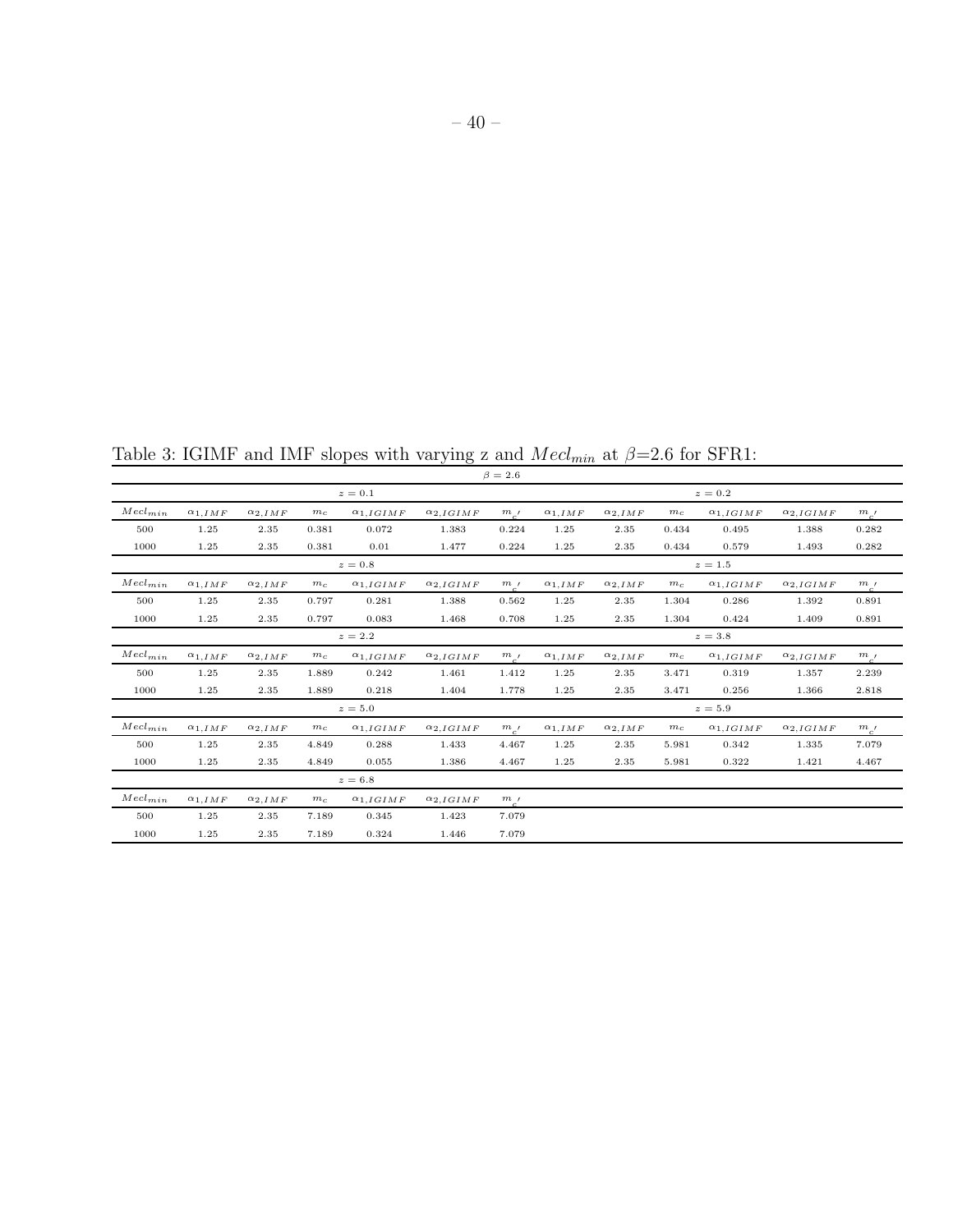Table 3: IGIMF and IMF slopes with varying z and $Mecl_{min}$ at $\beta$=2.6 for SFR1:

| $\beta = 2.6$ | | | | | | | | | | | | |
|---|---|---|---|---|---|---|---|---|---|---|---|---|
| | | | $z = 0.1$ | | | | | | | $z = 0.2$ | | |
| $Mecl_{min}$ | $\alpha_{1,IMF}$ | $\alpha_{2,IMF}$ | $m_c$ | $\alpha_{1,IGIMF}$ | $\alpha_{2,IGIMF}$ | $m_{c'}$ | $\alpha_{1,IMF}$ | $\alpha_{2,IMF}$ | $m_c$ | $\alpha_{1,IGIMF}$ | $\alpha_{2,IGIMF}$ | $m_{c'}$ |
| 500 | 1.25 | 2.35 | 0.381 | 0.072 | 1.383 | 0.224 | 1.25 | 2.35 | 0.434 | 0.495 | 1.388 | 0.282 |
| 1000 | 1.25 | 2.35 | 0.381 | 0.01 | 1.477 | 0.224 | 1.25 | 2.35 | 0.434 | 0.579 | 1.493 | 0.282 |
| | | | $z = 0.8$ | | | | | | | $z = 1.5$ | | |
| $Mecl_{min}$ | $\alpha_{1,IMF}$ | $\alpha_{2,IMF}$ | $m_c$ | $\alpha_{1,IGIMF}$ | $\alpha_{2,IGIMF}$ | $m_{c'}$ | $\alpha_{1,IMF}$ | $\alpha_{2,IMF}$ | $m_c$ | $\alpha_{1,IGIMF}$ | $\alpha_{2,IGIMF}$ | $m_{c'}$ |
| 500 | 1.25 | 2.35 | 0.797 | 0.281 | 1.388 | 0.562 | 1.25 | 2.35 | 1.304 | 0.286 | 1.392 | 0.891 |
| 1000 | 1.25 | 2.35 | 0.797 | 0.083 | 1.468 | 0.708 | 1.25 | 2.35 | 1.304 | 0.424 | 1.409 | 0.891 |
| | | | $z = 2.2$ | | | | | | | $z = 3.8$ | | |
| $Mecl_{min}$ | $\alpha_{1,IMF}$ | $\alpha_{2,IMF}$ | $m_c$ | $\alpha_{1,IGIMF}$ | $\alpha_{2,IGIMF}$ | $m_{c'}$ | $\alpha_{1,IMF}$ | $\alpha_{2,IMF}$ | $m_c$ | $\alpha_{1,IGIMF}$ | $\alpha_{2,IGIMF}$ | $m_{c'}$ |
| 500 | 1.25 | 2.35 | 1.889 | 0.242 | 1.461 | 1.412 | 1.25 | 2.35 | 3.471 | 0.319 | 1.357 | 2.239 |
| 1000 | 1.25 | 2.35 | 1.889 | 0.218 | 1.404 | 1.778 | 1.25 | 2.35 | 3.471 | 0.256 | 1.366 | 2.818 |
| | | | $z = 5.0$ | | | | | | | $z = 5.9$ | | |
| $Mecl_{min}$ | $\alpha_{1,IMF}$ | $\alpha_{2,IMF}$ | $m_c$ | $\alpha_{1,IGIMF}$ | $\alpha_{2,IGIMF}$ | $m_{c'}$ | $\alpha_{1,IMF}$ | $\alpha_{2,IMF}$ | $m_c$ | $\alpha_{1,IGIMF}$ | $\alpha_{2,IGIMF}$ | $m_{c'}$ |
| 500 | 1.25 | 2.35 | 4.849 | 0.288 | 1.433 | 4.467 | 1.25 | 2.35 | 5.981 | 0.342 | 1.335 | 7.079 |
| 1000 | 1.25 | 2.35 | 4.849 | 0.055 | 1.386 | 4.467 | 1.25 | 2.35 | 5.981 | 0.322 | 1.421 | 4.467 |
| | | | $z = 6.8$ | | | | | | | | | |
| $Mecl_{min}$ | $\alpha_{1,IMF}$ | $\alpha_{2,IMF}$ | $m_c$ | $\alpha_{1,IGIMF}$ | $\alpha_{2,IGIMF}$ | $m_{c'}$ | | | | | | |
| 500 | 1.25 | 2.35 | 7.189 | 0.345 | 1.423 | 7.079 | | | | | | |
| 1000 | 1.25 | 2.35 | 7.189 | 0.324 | 1.446 | 7.079 | | | | | | |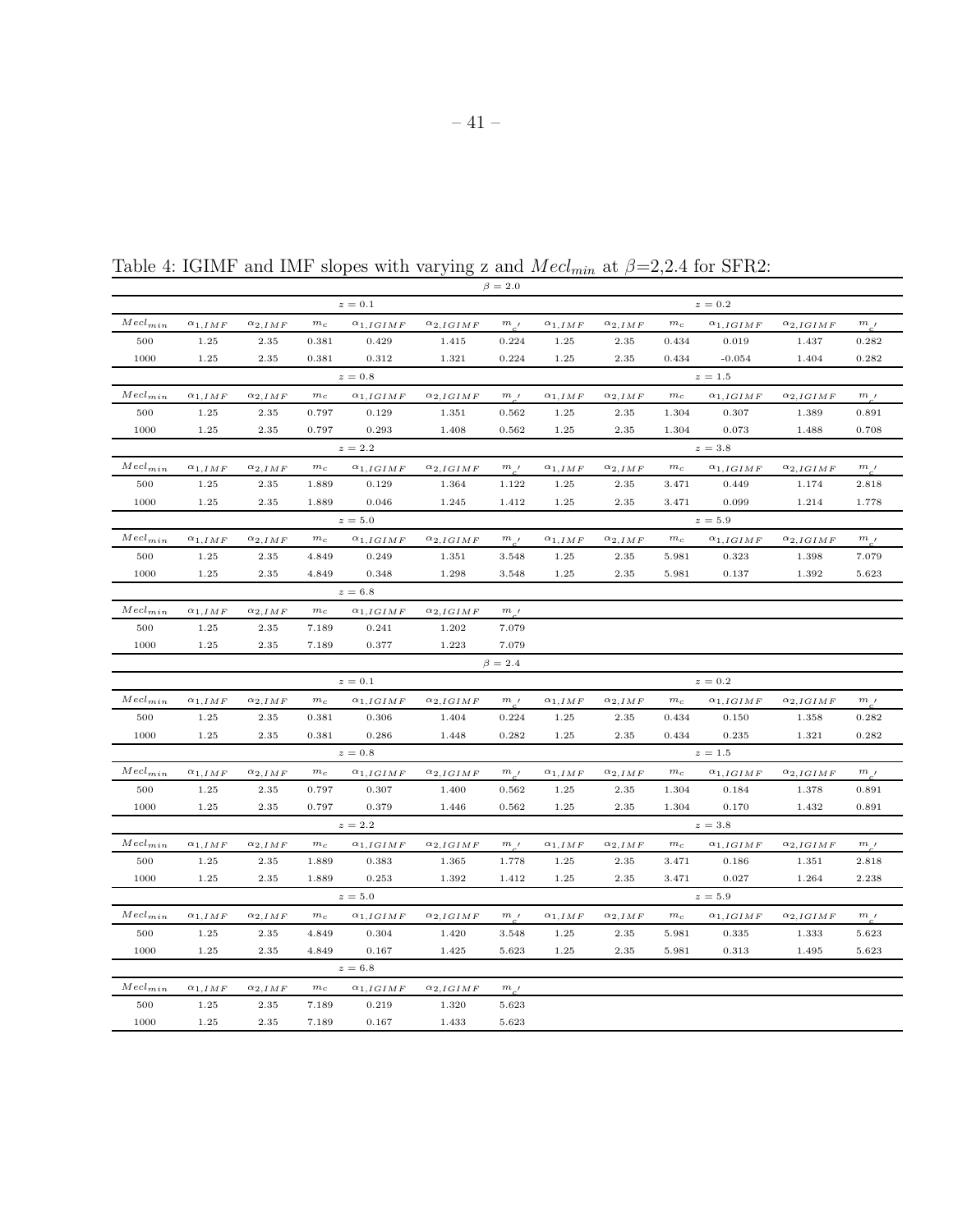Table 4: IGIMF and IMF slopes with varying z and $Mecl_{min}$ at $\beta$=2,2.4 for SFR2:

| $\beta = 2.0$ | | | | | | | | | | | | |
|---|---|---|---|---|---|---|---|---|---|---|---|---|
| | | | $z = 0.1$ | | | | | | | $z = 0.2$ | | |
| $Mecl_{min}$ | $\alpha_{1,IMF}$ | $\alpha_{2,IMF}$ | $m_c$ | $\alpha_{1,IGIMF}$ | $\alpha_{2,IGIMF}$ | $m_{c'}$ | $\alpha_{1,IMF}$ | $\alpha_{2,IMF}$ | $m_c$ | $\alpha_{1,IGIMF}$ | $\alpha_{2,IGIMF}$ | $m_{c'}$ |
| 500 | 1.25 | 2.35 | 0.381 | 0.429 | 1.415 | 0.224 | 1.25 | 2.35 | 0.434 | 0.019 | 1.437 | 0.282 |
| 1000 | 1.25 | 2.35 | 0.381 | 0.312 | 1.321 | 0.224 | 1.25 | 2.35 | 0.434 | -0.054 | 1.404 | 0.282 |
| | | | $z = 0.8$ | | | | | | | $z = 1.5$ | | |
| $Mecl_{min}$ | $\alpha_{1,IMF}$ | $\alpha_{2,IMF}$ | $m_c$ | $\alpha_{1,IGIMF}$ | $\alpha_{2,IGIMF}$ | $m_{c'}$ | $\alpha_{1,IMF}$ | $\alpha_{2,IMF}$ | $m_c$ | $\alpha_{1,IGIMF}$ | $\alpha_{2,IGIMF}$ | $m_{c'}$ |
| 500 | 1.25 | 2.35 | 0.797 | 0.129 | 1.351 | 0.562 | 1.25 | 2.35 | 1.304 | 0.307 | 1.389 | 0.891 |
| 1000 | 1.25 | 2.35 | 0.797 | 0.293 | 1.408 | 0.562 | 1.25 | 2.35 | 1.304 | 0.073 | 1.488 | 0.708 |
| | | | $z = 2.2$ | | | | | | | $z = 3.8$ | | |
| $Mecl_{min}$ | $\alpha_{1,IMF}$ | $\alpha_{2,IMF}$ | $m_c$ | $\alpha_{1,IGIMF}$ | $\alpha_{2,IGIMF}$ | $m_{c'}$ | $\alpha_{1,IMF}$ | $\alpha_{2,IMF}$ | $m_c$ | $\alpha_{1,IGIMF}$ | $\alpha_{2,IGIMF}$ | $m_{c'}$ |
| 500 | 1.25 | 2.35 | 1.889 | 0.129 | 1.364 | 1.122 | 1.25 | 2.35 | 3.471 | 0.449 | 1.174 | 2.818 |
| 1000 | 1.25 | 2.35 | 1.889 | 0.046 | 1.245 | 1.412 | 1.25 | 2.35 | 3.471 | 0.099 | 1.214 | 1.778 |
| | | | $z = 5.0$ | | | | | | | $z = 5.9$ | | |
| $Mecl_{min}$ | $\alpha_{1,IMF}$ | $\alpha_{2,IMF}$ | $m_c$ | $\alpha_{1,IGIMF}$ | $\alpha_{2,IGIMF}$ | $m_{c'}$ | $\alpha_{1,IMF}$ | $\alpha_{2,IMF}$ | $m_c$ | $\alpha_{1,IGIMF}$ | $\alpha_{2,IGIMF}$ | $m_{c'}$ |
| 500 | 1.25 | 2.35 | 4.849 | 0.249 | 1.351 | 3.548 | 1.25 | 2.35 | 5.981 | 0.323 | 1.398 | 7.079 |
| 1000 | 1.25 | 2.35 | 4.849 | 0.348 | 1.298 | 3.548 | 1.25 | 2.35 | 5.981 | 0.137 | 1.392 | 5.623 |
| | | | $z = 6.8$ | | | | | | | | | |
| $Mecl_{min}$ | $\alpha_{1,IMF}$ | $\alpha_{2,IMF}$ | $m_c$ | $\alpha_{1,IGIMF}$ | $\alpha_{2,IGIMF}$ | $m_{c'}$ | | | | | | |
| 500 | 1.25 | 2.35 | 7.189 | 0.241 | 1.202 | 7.079 | | | | | | |
| 1000 | 1.25 | 2.35 | 7.189 | 0.377 | 1.223 | 7.079 | | | | | | |
| $\beta = 2.4$ | | | | | | | | | | | | |
| | | | $z = 0.1$ | | | | | | | $z = 0.2$ | | |
| $Mecl_{min}$ | $\alpha_{1,IMF}$ | $\alpha_{2,IMF}$ | $m_c$ | $\alpha_{1,IGIMF}$ | $\alpha_{2,IGIMF}$ | $m_{c'}$ | $\alpha_{1,IMF}$ | $\alpha_{2,IMF}$ | $m_c$ | $\alpha_{1,IGIMF}$ | $\alpha_{2,IGIMF}$ | $m_{c'}$ |
| 500 | 1.25 | 2.35 | 0.381 | 0.306 | 1.404 | 0.224 | 1.25 | 2.35 | 0.434 | 0.150 | 1.358 | 0.282 |
| 1000 | 1.25 | 2.35 | 0.381 | 0.286 | 1.448 | 0.282 | 1.25 | 2.35 | 0.434 | 0.235 | 1.321 | 0.282 |
| | | | $z = 0.8$ | | | | | | | $z = 1.5$ | | |
| $Mecl_{min}$ | $\alpha_{1,IMF}$ | $\alpha_{2,IMF}$ | $m_c$ | $\alpha_{1,IGIMF}$ | $\alpha_{2,IGIMF}$ | $m_{c'}$ | $\alpha_{1,IMF}$ | $\alpha_{2,IMF}$ | $m_c$ | $\alpha_{1,IGIMF}$ | $\alpha_{2,IGIMF}$ | $m_{c'}$ |
| 500 | 1.25 | 2.35 | 0.797 | 0.307 | 1.400 | 0.562 | 1.25 | 2.35 | 1.304 | 0.184 | 1.378 | 0.891 |
| 1000 | 1.25 | 2.35 | 0.797 | 0.379 | 1.446 | 0.562 | 1.25 | 2.35 | 1.304 | 0.170 | 1.432 | 0.891 |
| | | | $z = 2.2$ | | | | | | | $z = 3.8$ | | |
| $Mecl_{min}$ | $\alpha_{1,IMF}$ | $\alpha_{2,IMF}$ | $m_c$ | $\alpha_{1,IGIMF}$ | $\alpha_{2,IGIMF}$ | $m_{c'}$ | $\alpha_{1,IMF}$ | $\alpha_{2,IMF}$ | $m_c$ | $\alpha_{1,IGIMF}$ | $\alpha_{2,IGIMF}$ | $m_{c'}$ |
| 500 | 1.25 | 2.35 | 1.889 | 0.383 | 1.365 | 1.778 | 1.25 | 2.35 | 3.471 | 0.186 | 1.351 | 2.818 |
| 1000 | 1.25 | 2.35 | 1.889 | 0.253 | 1.392 | 1.412 | 1.25 | 2.35 | 3.471 | 0.027 | 1.264 | 2.238 |
| | | | $z = 5.0$ | | | | | | | $z = 5.9$ | | |
| $Mecl_{min}$ | $\alpha_{1,IMF}$ | $\alpha_{2,IMF}$ | $m_c$ | $\alpha_{1,IGIMF}$ | $\alpha_{2,IGIMF}$ | $m_{c'}$ | $\alpha_{1,IMF}$ | $\alpha_{2,IMF}$ | $m_c$ | $\alpha_{1,IGIMF}$ | $\alpha_{2,IGIMF}$ | $m_{c'}$ |
| 500 | 1.25 | 2.35 | 4.849 | 0.304 | 1.420 | 3.548 | 1.25 | 2.35 | 5.981 | 0.335 | 1.333 | 5.623 |
| 1000 | 1.25 | 2.35 | 4.849 | 0.167 | 1.425 | 5.623 | 1.25 | 2.35 | 5.981 | 0.313 | 1.495 | 5.623 |
| | | | $z = 6.8$ | | | | | | | | | |
| $Mecl_{min}$ | $\alpha_{1,IMF}$ | $\alpha_{2,IMF}$ | $m_c$ | $\alpha_{1,IGIMF}$ | $\alpha_{2,IGIMF}$ | $m_{c'}$ | | | | | | |
| 500 | 1.25 | 2.35 | 7.189 | 0.219 | 1.320 | 5.623 | | | | | | |
| 1000 | 1.25 | 2.35 | 7.189 | 0.167 | 1.433 | 5.623 | | | | | | |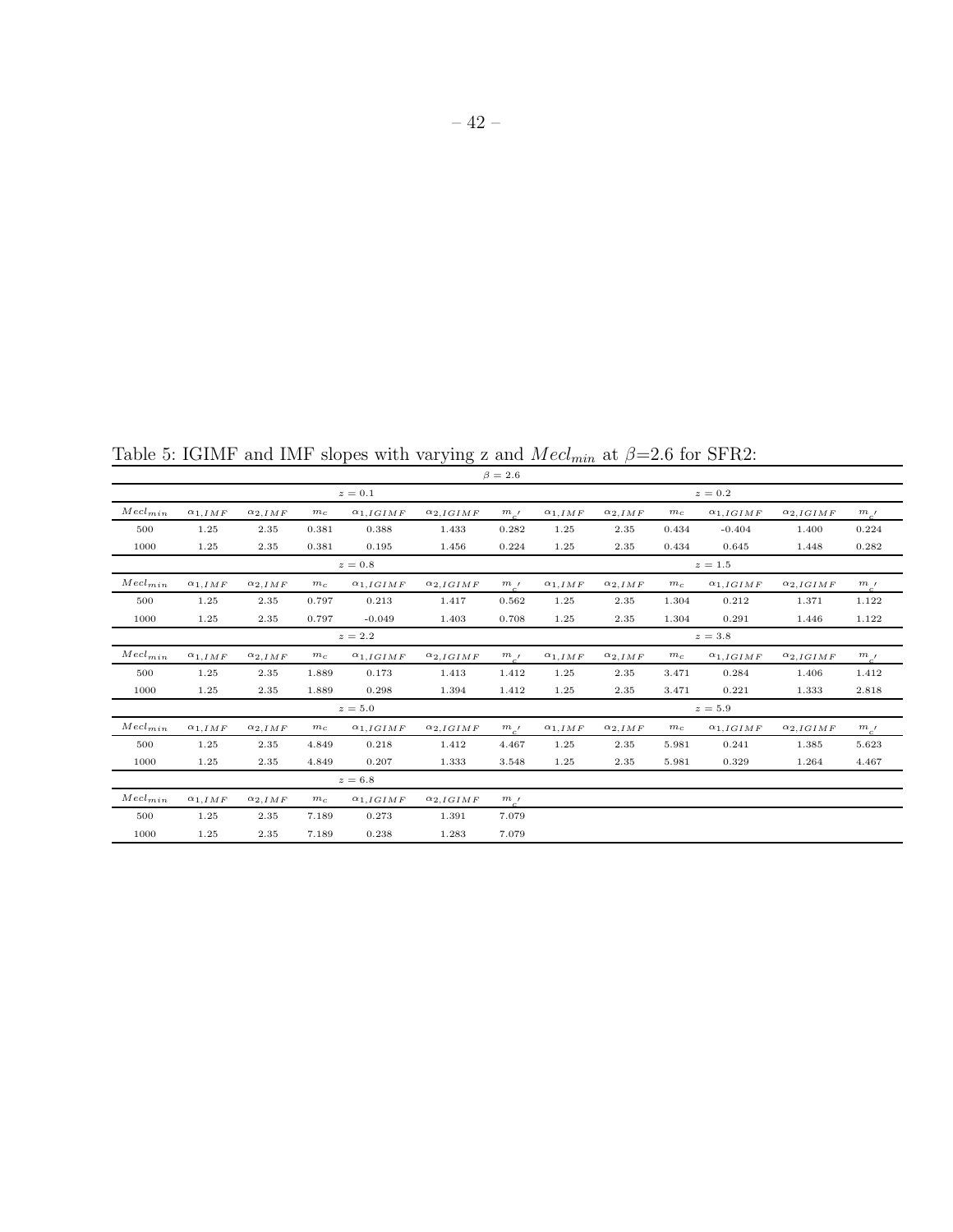Table 5: IGIMF and IMF slopes with varying z and $Mecl_{min}$ at $\beta$=2.6 for SFR2:

| $\beta = 2.6$ | | | | | | | | | | | | |
|---|---|---|---|---|---|---|---|---|---|---|---|---|
| | | | $z = 0.1$ | | | | | | | $z = 0.2$ | | |
| $Mecl_{min}$ | $\alpha_{1,IMF}$ | $\alpha_{2,IMF}$ | $m_c$ | $\alpha_{1,IGIMF}$ | $\alpha_{2,IGIMF}$ | $m_{c'}$ | $\alpha_{1,IMF}$ | $\alpha_{2,IMF}$ | $m_c$ | $\alpha_{1,IGIMF}$ | $\alpha_{2,IGIMF}$ | $m_{c'}$ |
| 500 | 1.25 | 2.35 | 0.381 | 0.388 | 1.433 | 0.282 | 1.25 | 2.35 | 0.434 | -0.404 | 1.400 | 0.224 |
| 1000 | 1.25 | 2.35 | 0.381 | 0.195 | 1.456 | 0.224 | 1.25 | 2.35 | 0.434 | 0.645 | 1.448 | 0.282 |
| | | | $z = 0.8$ | | | | | | | $z = 1.5$ | | |
| $Mecl_{min}$ | $\alpha_{1,IMF}$ | $\alpha_{2,IMF}$ | $m_c$ | $\alpha_{1,IGIMF}$ | $\alpha_{2,IGIMF}$ | $m_{c'}$ | $\alpha_{1,IMF}$ | $\alpha_{2,IMF}$ | $m_c$ | $\alpha_{1,IGIMF}$ | $\alpha_{2,IGIMF}$ | $m_{c'}$ |
| 500 | 1.25 | 2.35 | 0.797 | 0.213 | 1.417 | 0.562 | 1.25 | 2.35 | 1.304 | 0.212 | 1.371 | 1.122 |
| 1000 | 1.25 | 2.35 | 0.797 | -0.049 | 1.403 | 0.708 | 1.25 | 2.35 | 1.304 | 0.291 | 1.446 | 1.122 |
| | | | $z = 2.2$ | | | | | | | $z = 3.8$ | | |
| $Mecl_{min}$ | $\alpha_{1,IMF}$ | $\alpha_{2,IMF}$ | $m_c$ | $\alpha_{1,IGIMF}$ | $\alpha_{2,IGIMF}$ | $m_{c'}$ | $\alpha_{1,IMF}$ | $\alpha_{2,IMF}$ | $m_c$ | $\alpha_{1,IGIMF}$ | $\alpha_{2,IGIMF}$ | $m_{c'}$ |
| 500 | 1.25 | 2.35 | 1.889 | 0.173 | 1.413 | 1.412 | 1.25 | 2.35 | 3.471 | 0.284 | 1.406 | 1.412 |
| 1000 | 1.25 | 2.35 | 1.889 | 0.298 | 1.394 | 1.412 | 1.25 | 2.35 | 3.471 | 0.221 | 1.333 | 2.818 |
| | | | $z = 5.0$ | | | | | | | $z = 5.9$ | | |
| $Mecl_{min}$ | $\alpha_{1,IMF}$ | $\alpha_{2,IMF}$ | $m_c$ | $\alpha_{1,IGIMF}$ | $\alpha_{2,IGIMF}$ | $m_{c'}$ | $\alpha_{1,IMF}$ | $\alpha_{2,IMF}$ | $m_c$ | $\alpha_{1,IGIMF}$ | $\alpha_{2,IGIMF}$ | $m_{c'}$ |
| 500 | 1.25 | 2.35 | 4.849 | 0.218 | 1.412 | 4.467 | 1.25 | 2.35 | 5.981 | 0.241 | 1.385 | 5.623 |
| 1000 | 1.25 | 2.35 | 4.849 | 0.207 | 1.333 | 3.548 | 1.25 | 2.35 | 5.981 | 0.329 | 1.264 | 4.467 |
| | | | $z = 6.8$ | | | | | | | | | |
| $Mecl_{min}$ | $\alpha_{1,IMF}$ | $\alpha_{2,IMF}$ | $m_c$ | $\alpha_{1,IGIMF}$ | $\alpha_{2,IGIMF}$ | $m_{c'}$ | | | | | | |
| 500 | 1.25 | 2.35 | 7.189 | 0.273 | 1.391 | 7.079 | | | | | | |
| 1000 | 1.25 | 2.35 | 7.189 | 0.238 | 1.283 | 7.079 | | | | | | |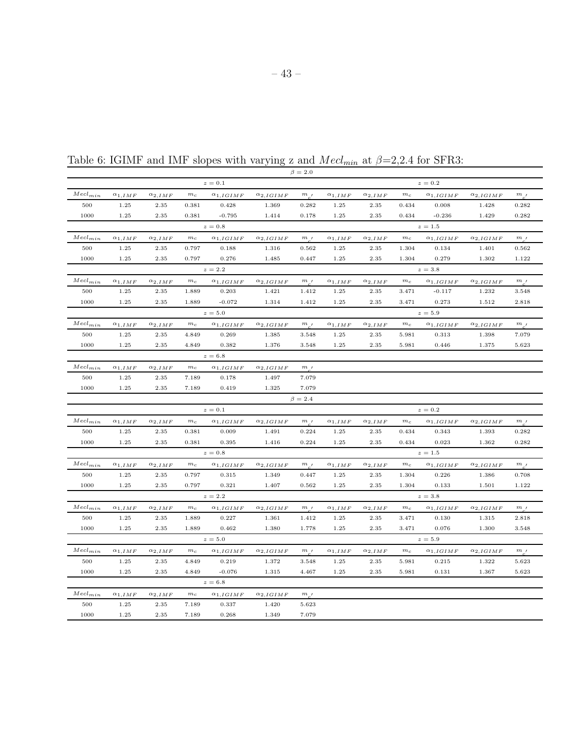Table 6: IGIMF and IMF slopes with varying z and $Mecl_{min}$ at $\beta$=2,2.4 for SFR3:

| $\beta = 2.0$ | | | | | | | | | | | | |
|---|---|---|---|---|---|---|---|---|---|---|---|---|
| | | | $z = 0.1$ | | | | | | | $z = 0.2$ | | |
| $Mecl_{min}$ | $\alpha_{1,IMF}$ | $\alpha_{2,IMF}$ | $m_c$ | $\alpha_{1,IGIMF}$ | $\alpha_{2,IGIMF}$ | $m_{c'}$ | $\alpha_{1,IMF}$ | $\alpha_{2,IMF}$ | $m_c$ | $\alpha_{1,IGIMF}$ | $\alpha_{2,IGIMF}$ | $m_{c'}$ |
| 500 | 1.25 | 2.35 | 0.381 | 0.428 | 1.369 | 0.282 | 1.25 | 2.35 | 0.434 | 0.008 | 1.428 | 0.282 |
| 1000 | 1.25 | 2.35 | 0.381 | -0.795 | 1.414 | 0.178 | 1.25 | 2.35 | 0.434 | -0.236 | 1.429 | 0.282 |
| | | | $z = 0.8$ | | | | | | | $z = 1.5$ | | |
| $Mecl_{min}$ | $\alpha_{1,IMF}$ | $\alpha_{2,IMF}$ | $m_c$ | $\alpha_{1,IGIMF}$ | $\alpha_{2,IGIMF}$ | $m_{c'}$ | $\alpha_{1,IMF}$ | $\alpha_{2,IMF}$ | $m_c$ | $\alpha_{1,IGIMF}$ | $\alpha_{2,IGIMF}$ | $m_{c'}$ |
| 500 | 1.25 | 2.35 | 0.797 | 0.188 | 1.316 | 0.562 | 1.25 | 2.35 | 1.304 | 0.134 | 1.401 | 0.562 |
| 1000 | 1.25 | 2.35 | 0.797 | 0.276 | 1.485 | 0.447 | 1.25 | 2.35 | 1.304 | 0.279 | 1.302 | 1.122 |
| | | | $z = 2.2$ | | | | | | | $z = 3.8$ | | |
| $Mecl_{min}$ | $\alpha_{1,IMF}$ | $\alpha_{2,IMF}$ | $m_c$ | $\alpha_{1,IGIMF}$ | $\alpha_{2,IGIMF}$ | $m_{c'}$ | $\alpha_{1,IMF}$ | $\alpha_{2,IMF}$ | $m_c$ | $\alpha_{1,IGIMF}$ | $\alpha_{2,IGIMF}$ | $m_{c'}$ |
| 500 | 1.25 | 2.35 | 1.889 | 0.203 | 1.421 | 1.412 | 1.25 | 2.35 | 3.471 | -0.117 | 1.232 | 3.548 |
| 1000 | 1.25 | 2.35 | 1.889 | -0.072 | 1.314 | 1.412 | 1.25 | 2.35 | 3.471 | 0.273 | 1.512 | 2.818 |
| | | | $z = 5.0$ | | | | | | | $z = 5.9$ | | |
| $Mecl_{min}$ | $\alpha_{1,IMF}$ | $\alpha_{2,IMF}$ | $m_c$ | $\alpha_{1,IGIMF}$ | $\alpha_{2,IGIMF}$ | $m_{c'}$ | $\alpha_{1,IMF}$ | $\alpha_{2,IMF}$ | $m_c$ | $\alpha_{1,IGIMF}$ | $\alpha_{2,IGIMF}$ | $m_{c'}$ |
| 500 | 1.25 | 2.35 | 4.849 | 0.269 | 1.385 | 3.548 | 1.25 | 2.35 | 5.981 | 0.313 | 1.398 | 7.079 |
| 1000 | 1.25 | 2.35 | 4.849 | 0.382 | 1.376 | 3.548 | 1.25 | 2.35 | 5.981 | 0.446 | 1.375 | 5.623 |
| | | | $z = 6.8$ | | | | | | | | | |
| $Mecl_{min}$ | $\alpha_{1,IMF}$ | $\alpha_{2,IMF}$ | $m_c$ | $\alpha_{1,IGIMF}$ | $\alpha_{2,IGIMF}$ | $m_{c'}$ | | | | | | |
| 500 | 1.25 | 2.35 | 7.189 | 0.178 | 1.497 | 7.079 | | | | | | |
| 1000 | 1.25 | 2.35 | 7.189 | 0.419 | 1.325 | 7.079 | | | | | | |
| $\beta = 2.4$ | | | | | | | | | | | | |
| | | | $z = 0.1$ | | | | | | | $z = 0.2$ | | |
| $Mecl_{min}$ | $\alpha_{1,IMF}$ | $\alpha_{2,IMF}$ | $m_c$ | $\alpha_{1,IGIMF}$ | $\alpha_{2,IGIMF}$ | $m_{c'}$ | $\alpha_{1,IMF}$ | $\alpha_{2,IMF}$ | $m_c$ | $\alpha_{1,IGIMF}$ | $\alpha_{2,IGIMF}$ | $m_{c'}$ |
| 500 | 1.25 | 2.35 | 0.381 | 0.009 | 1.491 | 0.224 | 1.25 | 2.35 | 0.434 | 0.343 | 1.393 | 0.282 |
| 1000 | 1.25 | 2.35 | 0.381 | 0.395 | 1.416 | 0.224 | 1.25 | 2.35 | 0.434 | 0.023 | 1.362 | 0.282 |
| | | | $z = 0.8$ | | | | | | | $z = 1.5$ | | |
| $Mecl_{min}$ | $\alpha_{1,IMF}$ | $\alpha_{2,IMF}$ | $m_c$ | $\alpha_{1,IGIMF}$ | $\alpha_{2,IGIMF}$ | $m_{c'}$ | $\alpha_{1,IMF}$ | $\alpha_{2,IMF}$ | $m_c$ | $\alpha_{1,IGIMF}$ | $\alpha_{2,IGIMF}$ | $m_{c'}$ |
| 500 | 1.25 | 2.35 | 0.797 | 0.315 | 1.349 | 0.447 | 1.25 | 2.35 | 1.304 | 0.226 | 1.386 | 0.708 |
| 1000 | 1.25 | 2.35 | 0.797 | 0.321 | 1.407 | 0.562 | 1.25 | 2.35 | 1.304 | 0.133 | 1.501 | 1.122 |
| | | | $z = 2.2$ | | | | | | | $z = 3.8$ | | |
| $Mecl_{min}$ | $\alpha_{1,IMF}$ | $\alpha_{2,IMF}$ | $m_c$ | $\alpha_{1,IGIMF}$ | $\alpha_{2,IGIMF}$ | $m_{c'}$ | $\alpha_{1,IMF}$ | $\alpha_{2,IMF}$ | $m_c$ | $\alpha_{1,IGIMF}$ | $\alpha_{2,IGIMF}$ | $m_{c'}$ |
| 500 | 1.25 | 2.35 | 1.889 | 0.227 | 1.361 | 1.412 | 1.25 | 2.35 | 3.471 | 0.130 | 1.315 | 2.818 |
| 1000 | 1.25 | 2.35 | 1.889 | 0.462 | 1.380 | 1.778 | 1.25 | 2.35 | 3.471 | 0.076 | 1.300 | 3.548 |
| | | | $z = 5.0$ | | | | | | | $z = 5.9$ | | |
| $Mecl_{min}$ | $\alpha_{1,IMF}$ | $\alpha_{2,IMF}$ | $m_c$ | $\alpha_{1,IGIMF}$ | $\alpha_{2,IGIMF}$ | $m_{c'}$ | $\alpha_{1,IMF}$ | $\alpha_{2,IMF}$ | $m_c$ | $\alpha_{1,IGIMF}$ | $\alpha_{2,IGIMF}$ | $m_{c'}$ |
| 500 | 1.25 | 2.35 | 4.849 | 0.219 | 1.372 | 3.548 | 1.25 | 2.35 | 5.981 | 0.215 | 1.322 | 5.623 |
| 1000 | 1.25 | 2.35 | 4.849 | -0.076 | 1.315 | 4.467 | 1.25 | 2.35 | 5.981 | 0.131 | 1.367 | 5.623 |
| | | | $z = 6.8$ | | | | | | | | | |
| $Mecl_{min}$ | $\alpha_{1,IMF}$ | $\alpha_{2,IMF}$ | $m_c$ | $\alpha_{1,IGIMF}$ | $\alpha_{2,IGIMF}$ | $m_{c'}$ | | | | | | |
| 500 | 1.25 | 2.35 | 7.189 | 0.337 | 1.420 | 5.623 | | | | | | |
| 1000 | 1.25 | 2.35 | 7.189 | 0.268 | 1.349 | 7.079 | | | | | | |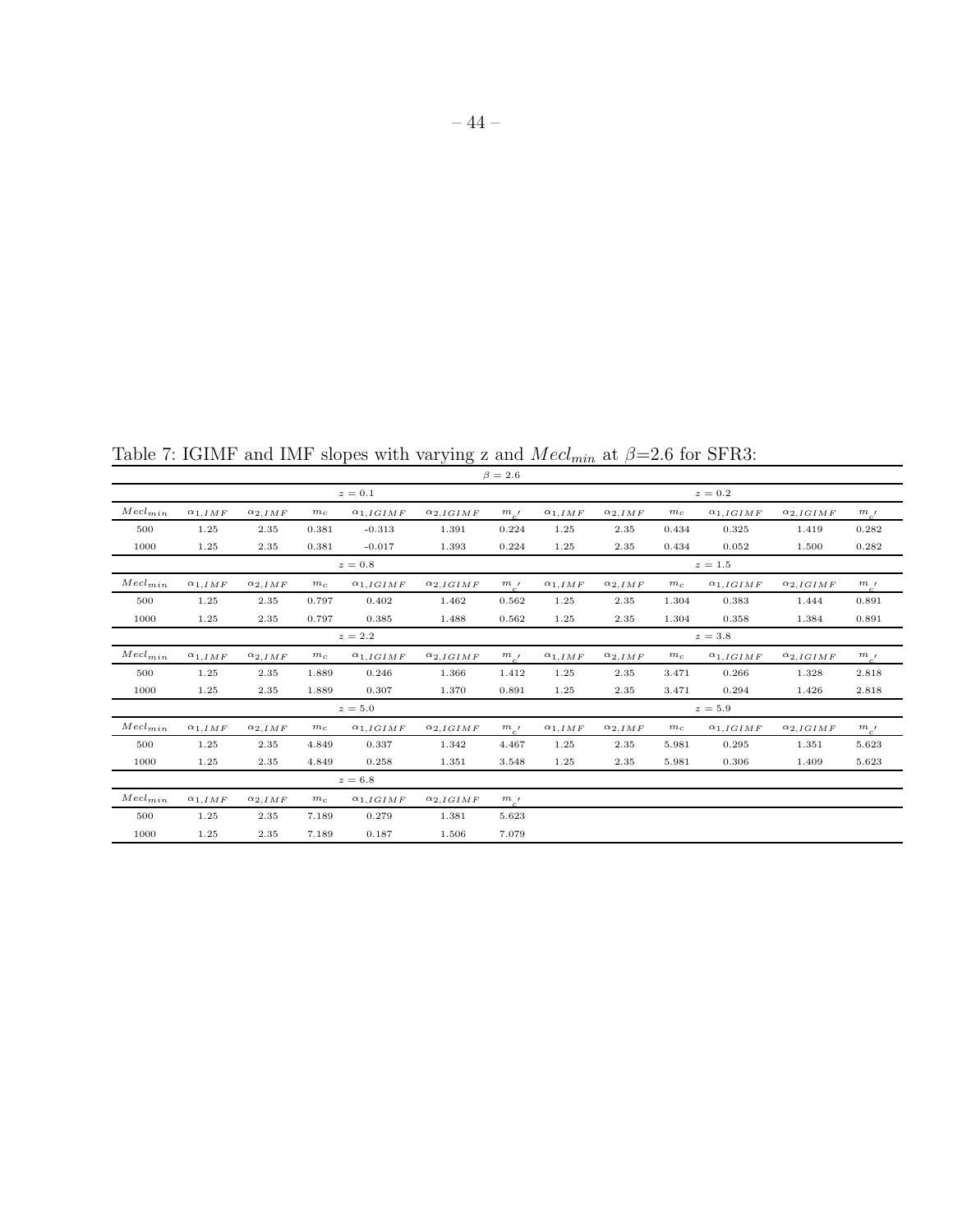Table 7: IGIMF and IMF slopes with varying z and $Mecl_{min}$ at $\beta$=2.6 for SFR3:

| $\beta = 2.6$ | | | | | | | | | | | | |
|---|---|---|---|---|---|---|---|---|---|---|---|---|
| | | | $z = 0.1$ | | | | | | | $z = 0.2$ | | |
| $Mecl_{min}$ | $\alpha_{1,IMF}$ | $\alpha_{2,IMF}$ | $m_c$ | $\alpha_{1,IGIMF}$ | $\alpha_{2,IGIMF}$ | $m_{c'}$ | $\alpha_{1,IMF}$ | $\alpha_{2,IMF}$ | $m_c$ | $\alpha_{1,IGIMF}$ | $\alpha_{2,IGIMF}$ | $m_{c'}$ |
| 500 | 1.25 | 2.35 | 0.381 | -0.313 | 1.391 | 0.224 | 1.25 | 2.35 | 0.434 | 0.325 | 1.419 | 0.282 |
| 1000 | 1.25 | 2.35 | 0.381 | -0.017 | 1.393 | 0.224 | 1.25 | 2.35 | 0.434 | 0.052 | 1.500 | 0.282 |
| | | | $z = 0.8$ | | | | | | | $z = 1.5$ | | |
| $Mecl_{min}$ | $\alpha_{1,IMF}$ | $\alpha_{2,IMF}$ | $m_c$ | $\alpha_{1,IGIMF}$ | $\alpha_{2,IGIMF}$ | $m_{c'}$ | $\alpha_{1,IMF}$ | $\alpha_{2,IMF}$ | $m_c$ | $\alpha_{1,IGIMF}$ | $\alpha_{2,IGIMF}$ | $m_{c'}$ |
| 500 | 1.25 | 2.35 | 0.797 | 0.402 | 1.462 | 0.562 | 1.25 | 2.35 | 1.304 | 0.383 | 1.444 | 0.891 |
| 1000 | 1.25 | 2.35 | 0.797 | 0.385 | 1.488 | 0.562 | 1.25 | 2.35 | 1.304 | 0.358 | 1.384 | 0.891 |
| | | | $z = 2.2$ | | | | | | | $z = 3.8$ | | |
| $Mecl_{min}$ | $\alpha_{1,IMF}$ | $\alpha_{2,IMF}$ | $m_c$ | $\alpha_{1,IGIMF}$ | $\alpha_{2,IGIMF}$ | $m_{c'}$ | $\alpha_{1,IMF}$ | $\alpha_{2,IMF}$ | $m_c$ | $\alpha_{1,IGIMF}$ | $\alpha_{2,IGIMF}$ | $m_{c'}$ |
| 500 | 1.25 | 2.35 | 1.889 | 0.246 | 1.366 | 1.412 | 1.25 | 2.35 | 3.471 | 0.266 | 1.328 | 2.818 |
| 1000 | 1.25 | 2.35 | 1.889 | 0.307 | 1.370 | 0.891 | 1.25 | 2.35 | 3.471 | 0.294 | 1.426 | 2.818 |
| | | | $z = 5.0$ | | | | | | | $z = 5.9$ | | |
| $Mecl_{min}$ | $\alpha_{1,IMF}$ | $\alpha_{2,IMF}$ | $m_c$ | $\alpha_{1,IGIMF}$ | $\alpha_{2,IGIMF}$ | $m_{c'}$ | $\alpha_{1,IMF}$ | $\alpha_{2,IMF}$ | $m_c$ | $\alpha_{1,IGIMF}$ | $\alpha_{2,IGIMF}$ | $m_{c'}$ |
| 500 | 1.25 | 2.35 | 4.849 | 0.337 | 1.342 | 4.467 | 1.25 | 2.35 | 5.981 | 0.295 | 1.351 | 5.623 |
| 1000 | 1.25 | 2.35 | 4.849 | 0.258 | 1.351 | 3.548 | 1.25 | 2.35 | 5.981 | 0.306 | 1.409 | 5.623 |
| | | | $z = 6.8$ | | | | | | | | | |
| $Mecl_{min}$ | $\alpha_{1,IMF}$ | $\alpha_{2,IMF}$ | $m_c$ | $\alpha_{1,IGIMF}$ | $\alpha_{2,IGIMF}$ | $m_{c'}$ | | | | | | |
| 500 | 1.25 | 2.35 | 7.189 | 0.279 | 1.381 | 5.623 | | | | | | |
| 1000 | 1.25 | 2.35 | 7.189 | 0.187 | 1.506 | 7.079 | | | | | | |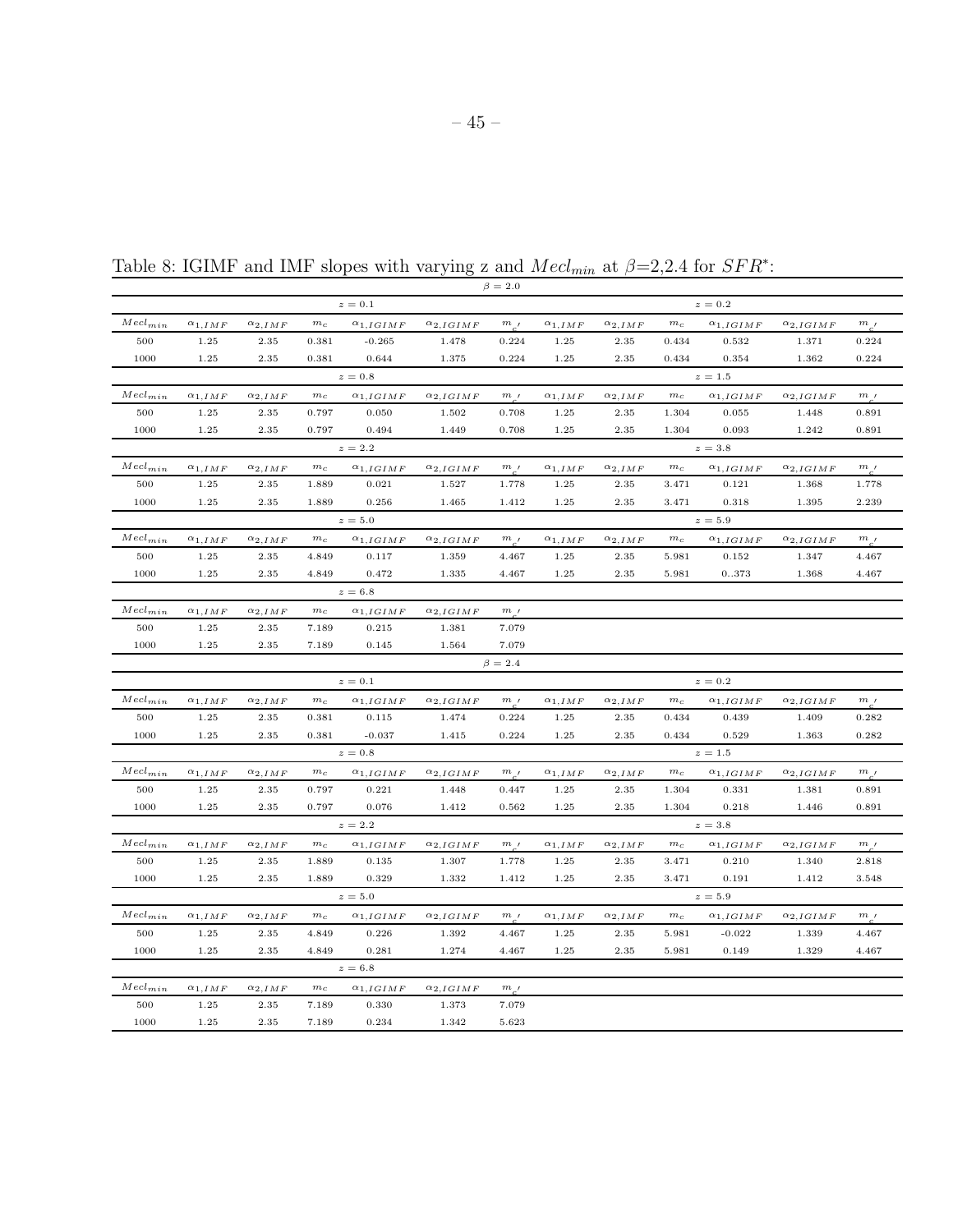Table 8: IGIMF and IMF slopes with varying z and $Mecl_{min}$ at $\beta$=2,2.4 for $SFR^{*}$:

| | | | | | | $\beta = 2.0$ | | | | | | |
|---|---|---|---|---|---|---|---|---|---|---|---|---|
| | | | $z = 0.1$ | | | | | | | $z = 0.2$ | | |
| $Mecl_{min}$ | $\alpha_{1,IMF}$ | $\alpha_{2,IMF}$ | $m_c$ | $\alpha_{1,IGIMF}$ | $\alpha_{2,IGIMF}$ | $m_{c'}$ | $\alpha_{1,IMF}$ | $\alpha_{2,IMF}$ | $m_c$ | $\alpha_{1,IGIMF}$ | $\alpha_{2,IGIMF}$ | $m_{c'}$ |
| 500 | 1.25 | 2.35 | 0.381 | -0.265 | 1.478 | 0.224 | 1.25 | 2.35 | 0.434 | 0.532 | 1.371 | 0.224 |
| 1000 | 1.25 | 2.35 | 0.381 | 0.644 | 1.375 | 0.224 | 1.25 | 2.35 | 0.434 | 0.354 | 1.362 | 0.224 |
| | | | $z = 0.8$ | | | | | | | $z = 1.5$ | | |
| $Mecl_{min}$ | $\alpha_{1,IMF}$ | $\alpha_{2,IMF}$ | $m_c$ | $\alpha_{1,IGIMF}$ | $\alpha_{2,IGIMF}$ | $m_{c'}$ | $\alpha_{1,IMF}$ | $\alpha_{2,IMF}$ | $m_c$ | $\alpha_{1,IGIMF}$ | $\alpha_{2,IGIMF}$ | $m_{c'}$ |
| 500 | 1.25 | 2.35 | 0.797 | 0.050 | 1.502 | 0.708 | 1.25 | 2.35 | 1.304 | 0.055 | 1.448 | 0.891 |
| 1000 | 1.25 | 2.35 | 0.797 | 0.494 | 1.449 | 0.708 | 1.25 | 2.35 | 1.304 | 0.093 | 1.242 | 0.891 |
| | | | $z = 2.2$ | | | | | | | $z = 3.8$ | | |
| $Mecl_{min}$ | $\alpha_{1,IMF}$ | $\alpha_{2,IMF}$ | $m_c$ | $\alpha_{1,IGIMF}$ | $\alpha_{2,IGIMF}$ | $m_{c'}$ | $\alpha_{1,IMF}$ | $\alpha_{2,IMF}$ | $m_c$ | $\alpha_{1,IGIMF}$ | $\alpha_{2,IGIMF}$ | $m_{c'}$ |
| 500 | 1.25 | 2.35 | 1.889 | 0.021 | 1.527 | 1.778 | 1.25 | 2.35 | 3.471 | 0.121 | 1.368 | 1.778 |
| 1000 | 1.25 | 2.35 | 1.889 | 0.256 | 1.465 | 1.412 | 1.25 | 2.35 | 3.471 | 0.318 | 1.395 | 2.239 |
| | | | $z = 5.0$ | | | | | | | $z = 5.9$ | | |
| $Mecl_{min}$ | $\alpha_{1,IMF}$ | $\alpha_{2,IMF}$ | $m_c$ | $\alpha_{1,IGIMF}$ | $\alpha_{2,IGIMF}$ | $m_{c'}$ | $\alpha_{1,IMF}$ | $\alpha_{2,IMF}$ | $m_c$ | $\alpha_{1,IGIMF}$ | $\alpha_{2,IGIMF}$ | $m_{c'}$ |
| 500 | 1.25 | 2.35 | 4.849 | 0.117 | 1.359 | 4.467 | 1.25 | 2.35 | 5.981 | 0.152 | 1.347 | 4.467 |
| 1000 | 1.25 | 2.35 | 4.849 | 0.472 | 1.335 | 4.467 | 1.25 | 2.35 | 5.981 | 0..373 | 1.368 | 4.467 |
| | | | $z = 6.8$ | | | | | | | | | |
| $Mecl_{min}$ | $\alpha_{1,IMF}$ | $\alpha_{2,IMF}$ | $m_c$ | $\alpha_{1,IGIMF}$ | $\alpha_{2,IGIMF}$ | $m_{c'}$ | | | | | | |
| 500 | 1.25 | 2.35 | 7.189 | 0.215 | 1.381 | 7.079 | | | | | | |
| 1000 | 1.25 | 2.35 | 7.189 | 0.145 | 1.564 | 7.079 | | | | | | |
| | | | | | | $\beta = 2.4$ | | | | | | |
| | | | $z = 0.1$ | | | | | | | $z = 0.2$ | | |
| $Mecl_{min}$ | $\alpha_{1,IMF}$ | $\alpha_{2,IMF}$ | $m_c$ | $\alpha_{1,IGIMF}$ | $\alpha_{2,IGIMF}$ | $m_{c'}$ | $\alpha_{1,IMF}$ | $\alpha_{2,IMF}$ | $m_c$ | $\alpha_{1,IGIMF}$ | $\alpha_{2,IGIMF}$ | $m_{c'}$ |
| 500 | 1.25 | 2.35 | 0.381 | 0.115 | 1.474 | 0.224 | 1.25 | 2.35 | 0.434 | 0.439 | 1.409 | 0.282 |
| 1000 | 1.25 | 2.35 | 0.381 | -0.037 | 1.415 | 0.224 | 1.25 | 2.35 | 0.434 | 0.529 | 1.363 | 0.282 |
| | | | $z = 0.8$ | | | | | | | $z = 1.5$ | | |
| $Mecl_{min}$ | $\alpha_{1,IMF}$ | $\alpha_{2,IMF}$ | $m_c$ | $\alpha_{1,IGIMF}$ | $\alpha_{2,IGIMF}$ | $m_{c'}$ | $\alpha_{1,IMF}$ | $\alpha_{2,IMF}$ | $m_c$ | $\alpha_{1,IGIMF}$ | $\alpha_{2,IGIMF}$ | $m_{c'}$ |
| 500 | 1.25 | 2.35 | 0.797 | 0.221 | 1.448 | 0.447 | 1.25 | 2.35 | 1.304 | 0.331 | 1.381 | 0.891 |
| 1000 | 1.25 | 2.35 | 0.797 | 0.076 | 1.412 | 0.562 | 1.25 | 2.35 | 1.304 | 0.218 | 1.446 | 0.891 |
| | | | $z = 2.2$ | | | | | | | $z = 3.8$ | | |
| $Mecl_{min}$ | $\alpha_{1,IMF}$ | $\alpha_{2,IMF}$ | $m_c$ | $\alpha_{1,IGIMF}$ | $\alpha_{2,IGIMF}$ | $m_{c'}$ | $\alpha_{1,IMF}$ | $\alpha_{2,IMF}$ | $m_c$ | $\alpha_{1,IGIMF}$ | $\alpha_{2,IGIMF}$ | $m_{c'}$ |
| 500 | 1.25 | 2.35 | 1.889 | 0.135 | 1.307 | 1.778 | 1.25 | 2.35 | 3.471 | 0.210 | 1.340 | 2.818 |
| 1000 | 1.25 | 2.35 | 1.889 | 0.329 | 1.332 | 1.412 | 1.25 | 2.35 | 3.471 | 0.191 | 1.412 | 3.548 |
| | | | $z = 5.0$ | | | | | | | $z = 5.9$ | | |
| $Mecl_{min}$ | $\alpha_{1,IMF}$ | $\alpha_{2,IMF}$ | $m_c$ | $\alpha_{1,IGIMF}$ | $\alpha_{2,IGIMF}$ | $m_{c'}$ | $\alpha_{1,IMF}$ | $\alpha_{2,IMF}$ | $m_c$ | $\alpha_{1,IGIMF}$ | $\alpha_{2,IGIMF}$ | $m_{c'}$ |
| 500 | 1.25 | 2.35 | 4.849 | 0.226 | 1.392 | 4.467 | 1.25 | 2.35 | 5.981 | -0.022 | 1.339 | 4.467 |
| 1000 | 1.25 | 2.35 | 4.849 | 0.281 | 1.274 | 4.467 | 1.25 | 2.35 | 5.981 | 0.149 | 1.329 | 4.467 |
| | | | $z = 6.8$ | | | | | | | | | |
| $Mecl_{min}$ | $\alpha_{1,IMF}$ | $\alpha_{2,IMF}$ | $m_c$ | $\alpha_{1,IGIMF}$ | $\alpha_{2,IGIMF}$ | $m_{c'}$ | | | | | | |
| 500 | 1.25 | 2.35 | 7.189 | 0.330 | 1.373 | 7.079 | | | | | | |
| 1000 | 1.25 | 2.35 | 7.189 | 0.234 | 1.342 | 5.623 | | | | | | |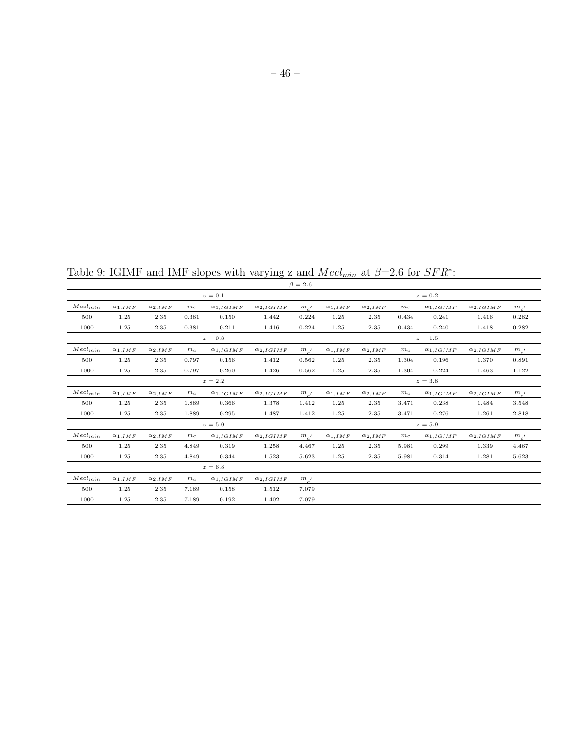Table 9: IGIMF and IMF slopes with varying z and $Mecl_{min}$ at $\beta$=2.6 for $SFR^{*}$:

| $\beta = 2.6$ | | | | | | | | | | | | |
|---|---|---|---|---|---|---|---|---|---|---|---|---|
| | | | $z = 0.1$ | | | | | | | $z = 0.2$ | | |
| $Mecl_{min}$ | $\alpha_{1,IMF}$ | $\alpha_{2,IMF}$ | $m_c$ | $\alpha_{1,IGIMF}$ | $\alpha_{2,IGIMF}$ | $m_{c'}$ | $\alpha_{1,IMF}$ | $\alpha_{2,IMF}$ | $m_c$ | $\alpha_{1,IGIMF}$ | $\alpha_{2,IGIMF}$ | $m_{c'}$ |
| 500 | 1.25 | 2.35 | 0.381 | 0.150 | 1.442 | 0.224 | 1.25 | 2.35 | 0.434 | 0.241 | 1.416 | 0.282 |
| 1000 | 1.25 | 2.35 | 0.381 | 0.211 | 1.416 | 0.224 | 1.25 | 2.35 | 0.434 | 0.240 | 1.418 | 0.282 |
| | | | $z = 0.8$ | | | | | | | $z = 1.5$ | | |
| $Mecl_{min}$ | $\alpha_{1,IMF}$ | $\alpha_{2,IMF}$ | $m_c$ | $\alpha_{1,IGIMF}$ | $\alpha_{2,IGIMF}$ | $m_{c'}$ | $\alpha_{1,IMF}$ | $\alpha_{2,IMF}$ | $m_c$ | $\alpha_{1,IGIMF}$ | $\alpha_{2,IGIMF}$ | $m_{c'}$ |
| 500 | 1.25 | 2.35 | 0.797 | 0.156 | 1.412 | 0.562 | 1.25 | 2.35 | 1.304 | 0.196 | 1.370 | 0.891 |
| 1000 | 1.25 | 2.35 | 0.797 | 0.260 | 1.426 | 0.562 | 1.25 | 2.35 | 1.304 | 0.224 | 1.463 | 1.122 |
| | | | $z = 2.2$ | | | | | | | $z = 3.8$ | | |
| $Mecl_{min}$ | $\alpha_{1,IMF}$ | $\alpha_{2,IMF}$ | $m_c$ | $\alpha_{1,IGIMF}$ | $\alpha_{2,IGIMF}$ | $m_{c'}$ | $\alpha_{1,IMF}$ | $\alpha_{2,IMF}$ | $m_c$ | $\alpha_{1,IGIMF}$ | $\alpha_{2,IGIMF}$ | $m_{c'}$ |
| 500 | 1.25 | 2.35 | 1.889 | 0.366 | 1.378 | 1.412 | 1.25 | 2.35 | 3.471 | 0.238 | 1.484 | 3.548 |
| 1000 | 1.25 | 2.35 | 1.889 | 0.295 | 1.487 | 1.412 | 1.25 | 2.35 | 3.471 | 0.276 | 1.261 | 2.818 |
| | | | $z = 5.0$ | | | | | | | $z = 5.9$ | | |
| $Mecl_{min}$ | $\alpha_{1,IMF}$ | $\alpha_{2,IMF}$ | $m_c$ | $\alpha_{1,IGIMF}$ | $\alpha_{2,IGIMF}$ | $m_{c'}$ | $\alpha_{1,IMF}$ | $\alpha_{2,IMF}$ | $m_c$ | $\alpha_{1,IGIMF}$ | $\alpha_{2,IGIMF}$ | $m_{c'}$ |
| 500 | 1.25 | 2.35 | 4.849 | 0.319 | 1.258 | 4.467 | 1.25 | 2.35 | 5.981 | 0.299 | 1.339 | 4.467 |
| 1000 | 1.25 | 2.35 | 4.849 | 0.344 | 1.523 | 5.623 | 1.25 | 2.35 | 5.981 | 0.314 | 1.281 | 5.623 |
| | | | $z = 6.8$ | | | | | | | | | |
| $Mecl_{min}$ | $\alpha_{1,IMF}$ | $\alpha_{2,IMF}$ | $m_c$ | $\alpha_{1,IGIMF}$ | $\alpha_{2,IGIMF}$ | $m_{c'}$ | | | | | | |
| 500 | 1.25 | 2.35 | 7.189 | 0.158 | 1.512 | 7.079 | | | | | | |
| 1000 | 1.25 | 2.35 | 7.189 | 0.192 | 1.402 | 7.079 | | | | | | |